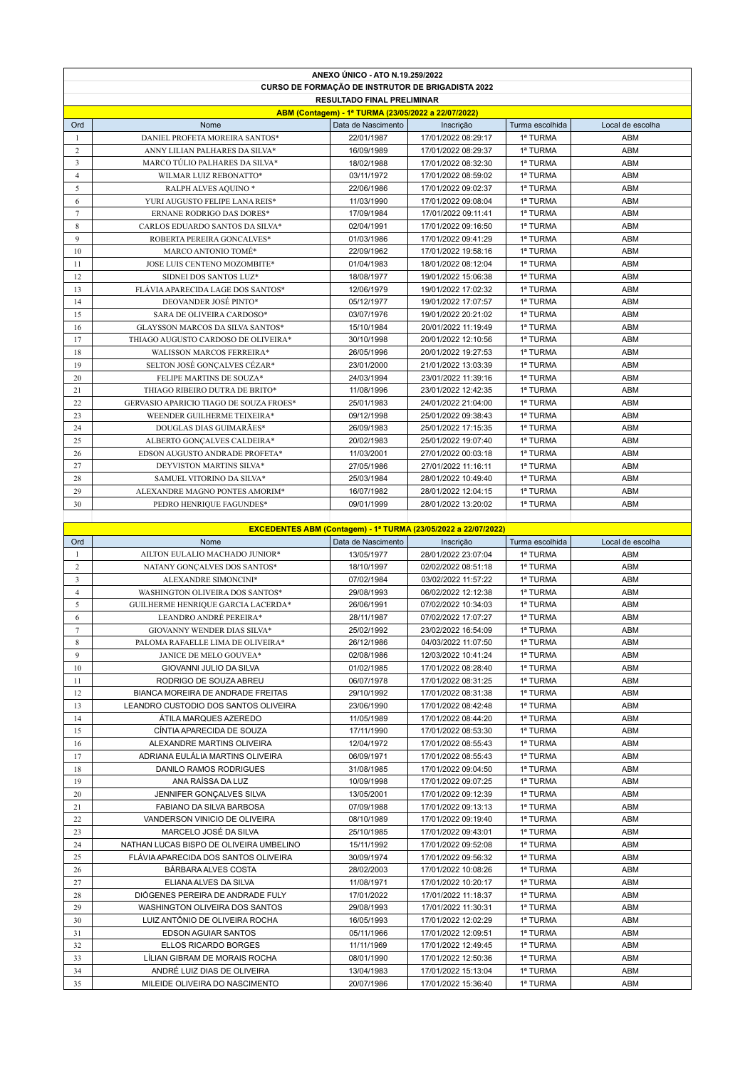# ANEXO ÚNICO - ATO N.19.259/2022

## CURSO DE FORMAÇÃO DE INSTRUTOR DE BRIGADISTA 2022

### RESULTADO FINAL PRELIMINAR

**ABM (Contagem) - 1ª TURMA (23/05/2022 a 22/07/2022)**

| Ord | Nome | Data de Nascimento | Inscrição | Turma escolhida | Local de escolha |
|---|---|---|---|---|---|
| 1 | DANIEL PROFETA MOREIRA SANTOS* | 22/01/1987 | 17/01/2022 08:29:17 | 1ª TURMA | ABM |
| 2 | ANNY LILIAN PALHARES DA SILVA* | 16/09/1989 | 17/01/2022 08:29:37 | 1ª TURMA | ABM |
| 3 | MARCO TÚLIO PALHARES DA SILVA* | 18/02/1988 | 17/01/2022 08:32:30 | 1ª TURMA | ABM |
| 4 | WILMAR LUIZ REBONATTO* | 03/11/1972 | 17/01/2022 08:59:02 | 1ª TURMA | ABM |
| 5 | RALPH ALVES AQUINO * | 22/06/1986 | 17/01/2022 09:02:37 | 1ª TURMA | ABM |
| 6 | YURI AUGUSTO FELIPE LANA REIS* | 11/03/1990 | 17/01/2022 09:08:04 | 1ª TURMA | ABM |
| 7 | ERNANE RODRIGO DAS DORES* | 17/09/1984 | 17/01/2022 09:11:41 | 1ª TURMA | ABM |
| 8 | CARLOS EDUARDO SANTOS DA SILVA* | 02/04/1991 | 17/01/2022 09:16:50 | 1ª TURMA | ABM |
| 9 | ROBERTA PEREIRA GONCALVES* | 01/03/1986 | 17/01/2022 09:41:29 | 1ª TURMA | ABM |
| 10 | MARCO ANTONIO TOMÉ* | 22/09/1962 | 17/01/2022 19:58:16 | 1ª TURMA | ABM |
| 11 | JOSE LUIS CENTENO MOZOMBITE* | 01/04/1983 | 18/01/2022 08:12:04 | 1ª TURMA | ABM |
| 12 | SIDNEI DOS SANTOS LUZ* | 18/08/1977 | 19/01/2022 15:06:38 | 1ª TURMA | ABM |
| 13 | FLÁVIA APARECIDA LAGE DOS SANTOS* | 12/06/1979 | 19/01/2022 17:02:32 | 1ª TURMA | ABM |
| 14 | DEOVANDER JOSÉ PINTO* | 05/12/1977 | 19/01/2022 17:07:57 | 1ª TURMA | ABM |
| 15 | SARA DE OLIVEIRA CARDOSO* | 03/07/1976 | 19/01/2022 20:21:02 | 1ª TURMA | ABM |
| 16 | GLAYSSON MARCOS DA SILVA SANTOS* | 15/10/1984 | 20/01/2022 11:19:49 | 1ª TURMA | ABM |
| 17 | THIAGO AUGUSTO CARDOSO DE OLIVEIRA* | 30/10/1998 | 20/01/2022 12:10:56 | 1ª TURMA | ABM |
| 18 | WALISSON MARCOS FERREIRA* | 26/05/1996 | 20/01/2022 19:27:53 | 1ª TURMA | ABM |
| 19 | SELTON JOSÉ GONÇALVES CÉZAR* | 23/01/2000 | 21/01/2022 13:03:39 | 1ª TURMA | ABM |
| 20 | FELIPE MARTINS DE SOUZA* | 24/03/1994 | 23/01/2022 11:39:16 | 1ª TURMA | ABM |
| 21 | THIAGO RIBEIRO DUTRA DE BRITO* | 11/08/1996 | 23/01/2022 12:42:35 | 1ª TURMA | ABM |
| 22 | GERVASIO APARICIO TIAGO DE SOUZA FROES* | 25/01/1983 | 24/01/2022 21:04:00 | 1ª TURMA | ABM |
| 23 | WEENDER GUILHERME TEIXEIRA* | 09/12/1998 | 25/01/2022 09:38:43 | 1ª TURMA | ABM |
| 24 | DOUGLAS DIAS GUIMARÃES* | 26/09/1983 | 25/01/2022 17:15:35 | 1ª TURMA | ABM |
| 25 | ALBERTO GONÇALVES CALDEIRA* | 20/02/1983 | 25/01/2022 19:07:40 | 1ª TURMA | ABM |
| 26 | EDSON AUGUSTO ANDRADE PROFETA* | 11/03/2001 | 27/01/2022 00:03:18 | 1ª TURMA | ABM |
| 27 | DEYVISTON MARTINS SILVA* | 27/05/1986 | 27/01/2022 11:16:11 | 1ª TURMA | ABM |
| 28 | SAMUEL VITORINO DA SILVA* | 25/03/1984 | 28/01/2022 10:49:40 | 1ª TURMA | ABM |
| 29 | ALEXANDRE MAGNO PONTES AMORIM* | 16/07/1982 | 28/01/2022 12:04:15 | 1ª TURMA | ABM |
| 30 | PEDRO HENRIQUE FAGUNDES* | 09/01/1999 | 28/01/2022 13:20:02 | 1ª TURMA | ABM |

**EXCEDENTES ABM (Contagem) - 1ª TURMA (23/05/2022 a 22/07/2022)**

| Ord | Nome | Data de Nascimento | Inscrição | Turma escolhida | Local de escolha |
|---|---|---|---|---|---|
| 1 | AILTON EULALIO MACHADO JUNIOR* | 13/05/1977 | 28/01/2022 23:07:04 | 1ª TURMA | ABM |
| 2 | NATANY GONÇALVES DOS SANTOS* | 18/10/1997 | 02/02/2022 08:51:18 | 1ª TURMA | ABM |
| 3 | ALEXANDRE SIMONCINI* | 07/02/1984 | 03/02/2022 11:57:22 | 1ª TURMA | ABM |
| 4 | WASHINGTON OLIVEIRA DOS SANTOS* | 29/08/1993 | 06/02/2022 12:12:38 | 1ª TURMA | ABM |
| 5 | GUILHERME HENRIQUE GARCIA LACERDA* | 26/06/1991 | 07/02/2022 10:34:03 | 1ª TURMA | ABM |
| 6 | LEANDRO ANDRÉ PEREIRA* | 28/11/1987 | 07/02/2022 17:07:27 | 1ª TURMA | ABM |
| 7 | GIOVANNY WENDER DIAS SILVA* | 25/02/1992 | 23/02/2022 16:54:09 | 1ª TURMA | ABM |
| 8 | PALOMA RAFAELLE LIMA DE OLIVEIRA* | 26/12/1986 | 04/03/2022 11:07:50 | 1ª TURMA | ABM |
| 9 | JANICE DE MELO GOUVEA* | 02/08/1986 | 12/03/2022 10:41:24 | 1ª TURMA | ABM |
| 10 | GIOVANNI JULIO DA SILVA | 01/02/1985 | 17/01/2022 08:28:40 | 1ª TURMA | ABM |
| 11 | RODRIGO DE SOUZA ABREU | 06/07/1978 | 17/01/2022 08:31:25 | 1ª TURMA | ABM |
| 12 | BIANCA MOREIRA DE ANDRADE FREITAS | 29/10/1992 | 17/01/2022 08:31:38 | 1ª TURMA | ABM |
| 13 | LEANDRO CUSTODIO DOS SANTOS OLIVEIRA | 23/06/1990 | 17/01/2022 08:42:48 | 1ª TURMA | ABM |
| 14 | ÁTILA MARQUES AZEREDO | 11/05/1989 | 17/01/2022 08:44:20 | 1ª TURMA | ABM |
| 15 | CÍNTIA APARECIDA DE SOUZA | 17/11/1990 | 17/01/2022 08:53:30 | 1ª TURMA | ABM |
| 16 | ALEXANDRE MARTINS OLIVEIRA | 12/04/1972 | 17/01/2022 08:55:43 | 1ª TURMA | ABM |
| 17 | ADRIANA EULÁLIA MARTINS OLIVEIRA | 06/09/1971 | 17/01/2022 08:55:43 | 1ª TURMA | ABM |
| 18 | DANILO RAMOS RODRIGUES | 31/08/1985 | 17/01/2022 09:04:50 | 1ª TURMA | ABM |
| 19 | ANA RAÍSSA DA LUZ | 10/09/1998 | 17/01/2022 09:07:25 | 1ª TURMA | ABM |
| 20 | JENNIFER GONÇALVES SILVA | 13/05/2001 | 17/01/2022 09:12:39 | 1ª TURMA | ABM |
| 21 | FABIANO DA SILVA BARBOSA | 07/09/1988 | 17/01/2022 09:13:13 | 1ª TURMA | ABM |
| 22 | VANDERSON VINICIO DE OLIVEIRA | 08/10/1989 | 17/01/2022 09:19:40 | 1ª TURMA | ABM |
| 23 | MARCELO JOSÉ DA SILVA | 25/10/1985 | 17/01/2022 09:43:01 | 1ª TURMA | ABM |
| 24 | NATHAN LUCAS BISPO DE OLIVEIRA UMBELINO | 15/11/1992 | 17/01/2022 09:52:08 | 1ª TURMA | ABM |
| 25 | FLÁVIA APARECIDA DOS SANTOS OLIVEIRA | 30/09/1974 | 17/01/2022 09:56:32 | 1ª TURMA | ABM |
| 26 | BÁRBARA ALVES COSTA | 28/02/2003 | 17/01/2022 10:08:26 | 1ª TURMA | ABM |
| 27 | ELIANA ALVES DA SILVA | 11/08/1971 | 17/01/2022 10:20:17 | 1ª TURMA | ABM |
| 28 | DIÓGENES PEREIRA DE ANDRADE FULY | 17/01/2022 | 17/01/2022 11:18:37 | 1ª TURMA | ABM |
| 29 | WASHINGTON OLIVEIRA DOS SANTOS | 29/08/1993 | 17/01/2022 11:30:31 | 1ª TURMA | ABM |
| 30 | LUIZ ANTÔNIO DE OLIVEIRA ROCHA | 16/05/1993 | 17/01/2022 12:02:29 | 1ª TURMA | ABM |
| 31 | EDSON AGUIAR SANTOS | 05/11/1966 | 17/01/2022 12:09:51 | 1ª TURMA | ABM |
| 32 | ELLOS RICARDO BORGES | 11/11/1969 | 17/01/2022 12:49:45 | 1ª TURMA | ABM |
| 33 | LÍLIAN GIBRAM DE MORAIS ROCHA | 08/01/1990 | 17/01/2022 12:50:36 | 1ª TURMA | ABM |
| 34 | ANDRÉ LUIZ DIAS DE OLIVEIRA | 13/04/1983 | 17/01/2022 15:13:04 | 1ª TURMA | ABM |
| 35 | MILEIDE OLIVEIRA DO NASCIMENTO | 20/07/1986 | 17/01/2022 15:36:40 | 1ª TURMA | ABM |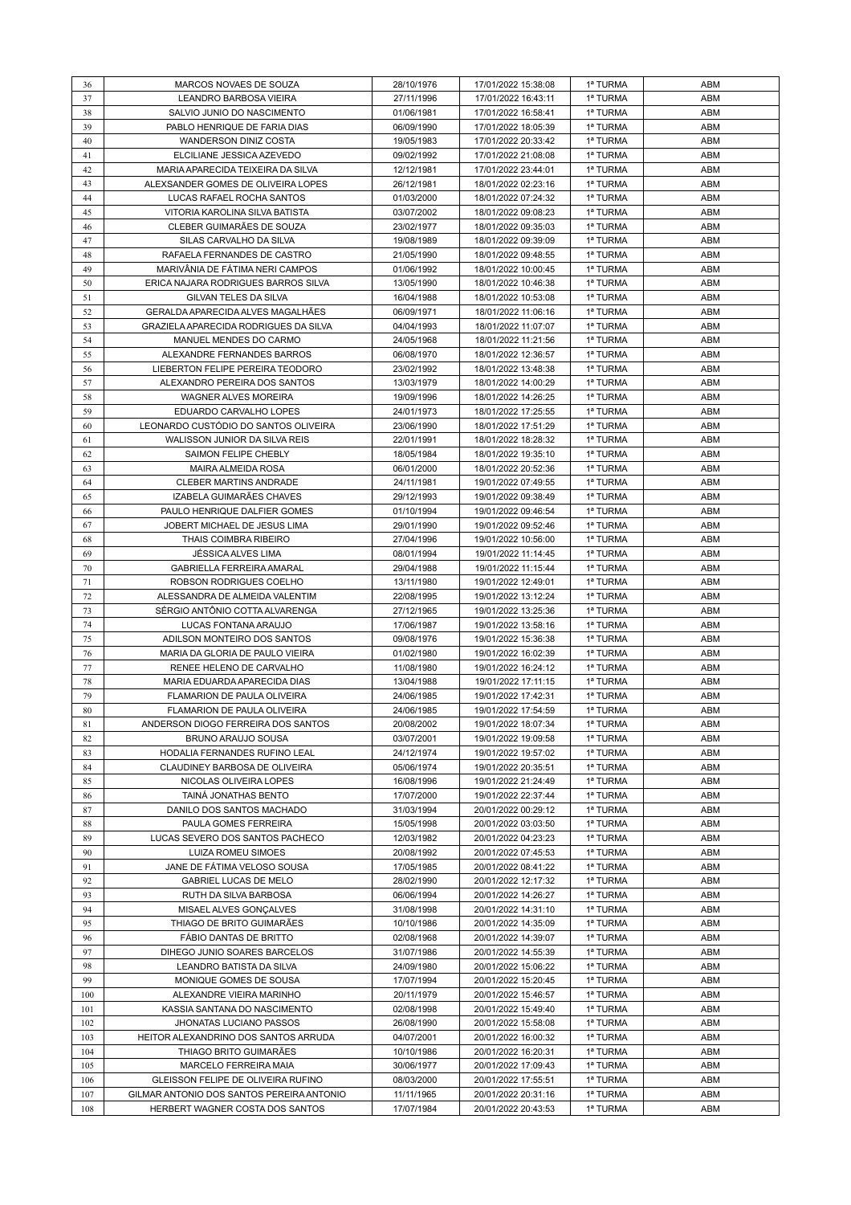| | | | | | |
|---|---|---|---|---|---|
| 36 | MARCOS NOVAES DE SOUZA | 28/10/1976 | 17/01/2022 15:38:08 | 1ª TURMA | ABM |
| 37 | LEANDRO BARBOSA VIEIRA | 27/11/1996 | 17/01/2022 16:43:11 | 1ª TURMA | ABM |
| 38 | SALVIO JUNIO DO NASCIMENTO | 01/06/1981 | 17/01/2022 16:58:41 | 1ª TURMA | ABM |
| 39 | PABLO HENRIQUE DE FARIA DIAS | 06/09/1990 | 17/01/2022 18:05:39 | 1ª TURMA | ABM |
| 40 | WANDERSON DINIZ COSTA | 19/05/1983 | 17/01/2022 20:33:42 | 1ª TURMA | ABM |
| 41 | ELCILIANE JESSICA AZEVEDO | 09/02/1992 | 17/01/2022 21:08:08 | 1ª TURMA | ABM |
| 42 | MARIA APARECIDA TEIXEIRA DA SILVA | 12/12/1981 | 17/01/2022 23:44:01 | 1ª TURMA | ABM |
| 43 | ALEXSANDER GOMES DE OLIVEIRA LOPES | 26/12/1981 | 18/01/2022 02:23:16 | 1ª TURMA | ABM |
| 44 | LUCAS RAFAEL ROCHA SANTOS | 01/03/2000 | 18/01/2022 07:24:32 | 1ª TURMA | ABM |
| 45 | VITORIA KAROLINA SILVA BATISTA | 03/07/2002 | 18/01/2022 09:08:23 | 1ª TURMA | ABM |
| 46 | CLEBER GUIMARÃES DE SOUZA | 23/02/1977 | 18/01/2022 09:35:03 | 1ª TURMA | ABM |
| 47 | SILAS CARVALHO DA SILVA | 19/08/1989 | 18/01/2022 09:39:09 | 1ª TURMA | ABM |
| 48 | RAFAELA FERNANDES DE CASTRO | 21/05/1990 | 18/01/2022 09:48:55 | 1ª TURMA | ABM |
| 49 | MARIVÂNIA DE FÁTIMA NERI CAMPOS | 01/06/1992 | 18/01/2022 10:00:45 | 1ª TURMA | ABM |
| 50 | ERICA NAJARA RODRIGUES BARROS SILVA | 13/05/1990 | 18/01/2022 10:46:38 | 1ª TURMA | ABM |
| 51 | GILVAN TELES DA SILVA | 16/04/1988 | 18/01/2022 10:53:08 | 1ª TURMA | ABM |
| 52 | GERALDA APARECIDA ALVES MAGALHÃES | 06/09/1971 | 18/01/2022 11:06:16 | 1ª TURMA | ABM |
| 53 | GRAZIELA APARECIDA RODRIGUES DA SILVA | 04/04/1993 | 18/01/2022 11:07:07 | 1ª TURMA | ABM |
| 54 | MANUEL MENDES DO CARMO | 24/05/1968 | 18/01/2022 11:21:56 | 1ª TURMA | ABM |
| 55 | ALEXANDRE FERNANDES BARROS | 06/08/1970 | 18/01/2022 12:36:57 | 1ª TURMA | ABM |
| 56 | LIEBERTON FELIPE PEREIRA TEODORO | 23/02/1992 | 18/01/2022 13:48:38 | 1ª TURMA | ABM |
| 57 | ALEXANDRO PEREIRA DOS SANTOS | 13/03/1979 | 18/01/2022 14:00:29 | 1ª TURMA | ABM |
| 58 | WAGNER ALVES MOREIRA | 19/09/1996 | 18/01/2022 14:26:25 | 1ª TURMA | ABM |
| 59 | EDUARDO CARVALHO LOPES | 24/01/1973 | 18/01/2022 17:25:55 | 1ª TURMA | ABM |
| 60 | LEONARDO CUSTÓDIO DO SANTOS OLIVEIRA | 23/06/1990 | 18/01/2022 17:51:29 | 1ª TURMA | ABM |
| 61 | WALISSON JUNIOR DA SILVA REIS | 22/01/1991 | 18/01/2022 18:28:32 | 1ª TURMA | ABM |
| 62 | SAIMON FELIPE CHEBLY | 18/05/1984 | 18/01/2022 19:35:10 | 1ª TURMA | ABM |
| 63 | MAIRA ALMEIDA ROSA | 06/01/2000 | 18/01/2022 20:52:36 | 1ª TURMA | ABM |
| 64 | CLEBER MARTINS ANDRADE | 24/11/1981 | 19/01/2022 07:49:55 | 1ª TURMA | ABM |
| 65 | IZABELA GUIMARÃES CHAVES | 29/12/1993 | 19/01/2022 09:38:49 | 1ª TURMA | ABM |
| 66 | PAULO HENRIQUE DALFIER GOMES | 01/10/1994 | 19/01/2022 09:46:54 | 1ª TURMA | ABM |
| 67 | JOBERT MICHAEL DE JESUS LIMA | 29/01/1990 | 19/01/2022 09:52:46 | 1ª TURMA | ABM |
| 68 | THAIS COIMBRA RIBEIRO | 27/04/1996 | 19/01/2022 10:56:00 | 1ª TURMA | ABM |
| 69 | JÉSSICA ALVES LIMA | 08/01/1994 | 19/01/2022 11:14:45 | 1ª TURMA | ABM |
| 70 | GABRIELLA FERREIRA AMARAL | 29/04/1988 | 19/01/2022 11:15:44 | 1ª TURMA | ABM |
| 71 | ROBSON RODRIGUES COELHO | 13/11/1980 | 19/01/2022 12:49:01 | 1ª TURMA | ABM |
| 72 | ALESSANDRA DE ALMEIDA VALENTIM | 22/08/1995 | 19/01/2022 13:12:24 | 1ª TURMA | ABM |
| 73 | SÉRGIO ANTÔNIO COTTA ALVARENGA | 27/12/1965 | 19/01/2022 13:25:36 | 1ª TURMA | ABM |
| 74 | LUCAS FONTANA ARAUJO | 17/06/1987 | 19/01/2022 13:58:16 | 1ª TURMA | ABM |
| 75 | ADILSON MONTEIRO DOS SANTOS | 09/08/1976 | 19/01/2022 15:36:38 | 1ª TURMA | ABM |
| 76 | MARIA DA GLORIA DE PAULO VIEIRA | 01/02/1980 | 19/01/2022 16:02:39 | 1ª TURMA | ABM |
| 77 | RENEE HELENO DE CARVALHO | 11/08/1980 | 19/01/2022 16:24:12 | 1ª TURMA | ABM |
| 78 | MARIA EDUARDA APARECIDA DIAS | 13/04/1988 | 19/01/2022 17:11:15 | 1ª TURMA | ABM |
| 79 | FLAMARION DE PAULA OLIVEIRA | 24/06/1985 | 19/01/2022 17:42:31 | 1ª TURMA | ABM |
| 80 | FLAMARION DE PAULA OLIVEIRA | 24/06/1985 | 19/01/2022 17:54:59 | 1ª TURMA | ABM |
| 81 | ANDERSON DIOGO FERREIRA DOS SANTOS | 20/08/2002 | 19/01/2022 18:07:34 | 1ª TURMA | ABM |
| 82 | BRUNO ARAUJO SOUSA | 03/07/2001 | 19/01/2022 19:09:58 | 1ª TURMA | ABM |
| 83 | HODALIA FERNANDES RUFINO LEAL | 24/12/1974 | 19/01/2022 19:57:02 | 1ª TURMA | ABM |
| 84 | CLAUDINEY BARBOSA DE OLIVEIRA | 05/06/1974 | 19/01/2022 20:35:51 | 1ª TURMA | ABM |
| 85 | NICOLAS OLIVEIRA LOPES | 16/08/1996 | 19/01/2022 21:24:49 | 1ª TURMA | ABM |
| 86 | TAINÁ JONATHAS BENTO | 17/07/2000 | 19/01/2022 22:37:44 | 1ª TURMA | ABM |
| 87 | DANILO DOS SANTOS MACHADO | 31/03/1994 | 20/01/2022 00:29:12 | 1ª TURMA | ABM |
| 88 | PAULA GOMES FERREIRA | 15/05/1998 | 20/01/2022 03:03:50 | 1ª TURMA | ABM |
| 89 | LUCAS SEVERO DOS SANTOS PACHECO | 12/03/1982 | 20/01/2022 04:23:23 | 1ª TURMA | ABM |
| 90 | LUIZA ROMEU SIMOES | 20/08/1992 | 20/01/2022 07:45:53 | 1ª TURMA | ABM |
| 91 | JANE DE FÁTIMA VELOSO SOUSA | 17/05/1985 | 20/01/2022 08:41:22 | 1ª TURMA | ABM |
| 92 | GABRIEL LUCAS DE MELO | 28/02/1990 | 20/01/2022 12:17:32 | 1ª TURMA | ABM |
| 93 | RUTH DA SILVA BARBOSA | 06/06/1994 | 20/01/2022 14:26:27 | 1ª TURMA | ABM |
| 94 | MISAEL ALVES GONÇALVES | 31/08/1998 | 20/01/2022 14:31:10 | 1ª TURMA | ABM |
| 95 | THIAGO DE BRITO GUIMARÃES | 10/10/1986 | 20/01/2022 14:35:09 | 1ª TURMA | ABM |
| 96 | FÁBIO DANTAS DE BRITTO | 02/08/1968 | 20/01/2022 14:39:07 | 1ª TURMA | ABM |
| 97 | DIHEGO JUNIO SOARES BARCELOS | 31/07/1986 | 20/01/2022 14:55:39 | 1ª TURMA | ABM |
| 98 | LEANDRO BATISTA DA SILVA | 24/09/1980 | 20/01/2022 15:06:22 | 1ª TURMA | ABM |
| 99 | MONIQUE GOMES DE SOUSA | 17/07/1994 | 20/01/2022 15:20:45 | 1ª TURMA | ABM |
| 100 | ALEXANDRE VIEIRA MARINHO | 20/11/1979 | 20/01/2022 15:46:57 | 1ª TURMA | ABM |
| 101 | KASSIA SANTANA DO NASCIMENTO | 02/08/1998 | 20/01/2022 15:49:40 | 1ª TURMA | ABM |
| 102 | JHONATAS LUCIANO PASSOS | 26/08/1990 | 20/01/2022 15:58:08 | 1ª TURMA | ABM |
| 103 | HEITOR ALEXANDRINO DOS SANTOS ARRUDA | 04/07/2001 | 20/01/2022 16:00:32 | 1ª TURMA | ABM |
| 104 | THIAGO BRITO GUIMARÃES | 10/10/1986 | 20/01/2022 16:20:31 | 1ª TURMA | ABM |
| 105 | MARCELO FERREIRA MAIA | 30/06/1977 | 20/01/2022 17:09:43 | 1ª TURMA | ABM |
| 106 | GLEISSON FELIPE DE OLIVEIRA RUFINO | 08/03/2000 | 20/01/2022 17:55:51 | 1ª TURMA | ABM |
| 107 | GILMAR ANTONIO DOS SANTOS PEREIRA ANTONIO | 11/11/1965 | 20/01/2022 20:31:16 | 1ª TURMA | ABM |
| 108 | HERBERT WAGNER COSTA DOS SANTOS | 17/07/1984 | 20/01/2022 20:43:53 | 1ª TURMA | ABM |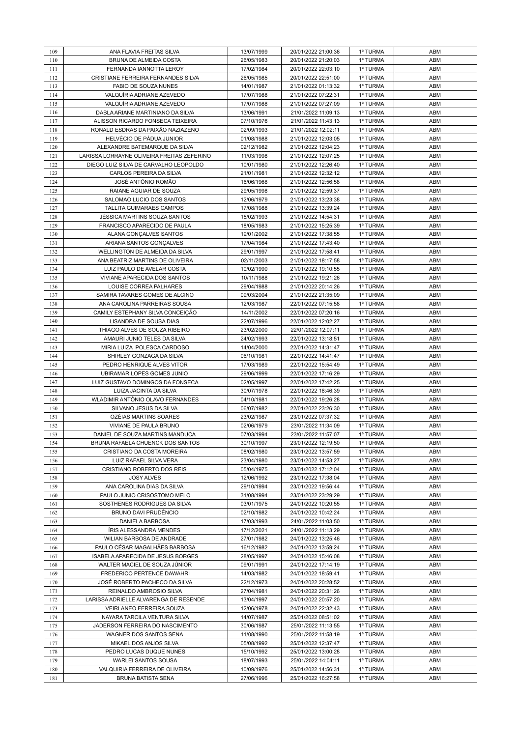| | | | | | |
|---|---|---|---|---|---|
| 109 | ANA FLAVIA FREITAS SILVA | 13/07/1999 | 20/01/2022 21:00:36 | 1ª TURMA | ABM |
| 110 | BRUNA DE ALMEIDA COSTA | 26/05/1983 | 20/01/2022 21:20:03 | 1ª TURMA | ABM |
| 111 | FERNANDA IANNOTTA LEROY | 17/02/1984 | 20/01/2022 22:03:10 | 1ª TURMA | ABM |
| 112 | CRISTIANE FERREIRA FERNANDES SILVA | 26/05/1985 | 20/01/2022 22:51:00 | 1ª TURMA | ABM |
| 113 | FABIO DE SOUZA NUNES | 14/01/1987 | 21/01/2022 01:13:32 | 1ª TURMA | ABM |
| 114 | VALQUÍRIA ADRIANE AZEVEDO | 17/07/1988 | 21/01/2022 07:22:31 | 1ª TURMA | ABM |
| 115 | VALQUÍRIA ADRIANE AZEVEDO | 17/07/1988 | 21/01/2022 07:27:09 | 1ª TURMA | ABM |
| 116 | DABLA ARIANE MARTINIANO DA SILVA | 13/06/1991 | 21/01/2022 11:09:13 | 1ª TURMA | ABM |
| 117 | ALISSON RICARDO FONSECA TEIXEIRA | 07/10/1976 | 21/01/2022 11:43:13 | 1ª TURMA | ABM |
| 118 | RONALD ESDRAS DA PAIXÃO NAZIAZENO | 02/09/1993 | 21/01/2022 12:02:11 | 1ª TURMA | ABM |
| 119 | HELVÉCIO DE PÁDUA JUNIOR | 01/08/1988 | 21/01/2022 12:03:05 | 1ª TURMA | ABM |
| 120 | ALEXANDRE BATEMARQUE DA SILVA | 02/12/1982 | 21/01/2022 12:04:23 | 1ª TURMA | ABM |
| 121 | LARISSA LORRAYNE OLIVEIRA FREITAS ZEFERINO | 11/03/1998 | 21/01/2022 12:07:25 | 1ª TURMA | ABM |
| 122 | DIEGO LUIZ SILVA DE CARVALHO LEOPOLDO | 10/01/1980 | 21/01/2022 12:26:40 | 1ª TURMA | ABM |
| 123 | CARLOS PEREIRA DA SILVA | 21/01/1981 | 21/01/2022 12:32:12 | 1ª TURMA | ABM |
| 124 | JOSÉ ANTÔNIO ROMÃO | 16/06/1968 | 21/01/2022 12:56:58 | 1ª TURMA | ABM |
| 125 | RAIANE AGUIAR DE SOUZA | 29/05/1998 | 21/01/2022 12:59:37 | 1ª TURMA | ABM |
| 126 | SALOMAO LUCIO DOS SANTOS | 12/06/1979 | 21/01/2022 13:23:38 | 1ª TURMA | ABM |
| 127 | TALLITA GUIMARAES CAMPOS | 17/08/1988 | 21/01/2022 13:39:24 | 1ª TURMA | ABM |
| 128 | JÉSSICA MARTINS SOUZA SANTOS | 15/02/1993 | 21/01/2022 14:54:31 | 1ª TURMA | ABM |
| 129 | FRANCISCO APARECIDO DE PAULA | 18/05/1983 | 21/01/2022 15:25:39 | 1ª TURMA | ABM |
| 130 | ALANA GONÇALVES SANTOS | 19/01/2002 | 21/01/2022 17:38:55 | 1ª TURMA | ABM |
| 131 | ARIANA SANTOS GONÇALVES | 17/04/1984 | 21/01/2022 17:43:40 | 1ª TURMA | ABM |
| 132 | WELLINGTON DE ALMEIDA DA SILVA | 29/01/1997 | 21/01/2022 17:58:41 | 1ª TURMA | ABM |
| 133 | ANA BEATRIZ MARTINS DE OLIVEIRA | 02/11/2003 | 21/01/2022 18:17:58 | 1ª TURMA | ABM |
| 134 | LUIZ PAULO DE AVELAR COSTA | 10/02/1990 | 21/01/2022 19:10:55 | 1ª TURMA | ABM |
| 135 | VIVIANE APARECIDA DOS SANTOS | 10/11/1988 | 21/01/2022 19:21:26 | 1ª TURMA | ABM |
| 136 | LOUISE CORREA PALHARES | 29/04/1988 | 21/01/2022 20:14:26 | 1ª TURMA | ABM |
| 137 | SAMIRA TAVARES GOMES DE ALCINO | 09/03/2004 | 21/01/2022 21:35:09 | 1ª TURMA | ABM |
| 138 | ANA CAROLINA PARREIRAS SOUSA | 12/03/1987 | 22/01/2022 07:15:58 | 1ª TURMA | ABM |
| 139 | CAMILY ESTEPHANY SILVA CONCEIÇÃO | 14/11/2002 | 22/01/2022 07:20:16 | 1ª TURMA | ABM |
| 140 | LISANDRA DE SOUSA DIAS | 22/07/1996 | 22/01/2022 12:02:27 | 1ª TURMA | ABM |
| 141 | THIAGO ALVES DE SOUZA RIBEIRO | 23/02/2000 | 22/01/2022 12:07:11 | 1ª TURMA | ABM |
| 142 | AMAURI JUNIO TELES DA SILVA | 24/02/1993 | 22/01/2022 13:18:51 | 1ª TURMA | ABM |
| 143 | MIRIA LUIZA POLESCA CARDOSO | 14/04/2000 | 22/01/2022 14:31:47 | 1ª TURMA | ABM |
| 144 | SHIRLEY GONZAGA DA SILVA | 06/10/1981 | 22/01/2022 14:41:47 | 1ª TURMA | ABM |
| 145 | PEDRO HENRIQUE ALVES VITOR | 17/03/1989 | 22/01/2022 15:54:49 | 1ª TURMA | ABM |
| 146 | UBIRAMAR LOPES GOMES JUNIO | 29/06/1999 | 22/01/2022 17:16:29 | 1ª TURMA | ABM |
| 147 | LUIZ GUSTAVO DOMINGOS DA FONSECA | 02/05/1997 | 22/01/2022 17:42:25 | 1ª TURMA | ABM |
| 148 | LUIZA JACINTA DA SILVA | 30/07/1978 | 22/01/2022 18:46:39 | 1ª TURMA | ABM |
| 149 | WLADIMIR ANTÔNIO OLAVO FERNANDES | 04/10/1981 | 22/01/2022 19:26:28 | 1ª TURMA | ABM |
| 150 | SILVANO JESUS DA SILVA | 06/07/1982 | 22/01/2022 23:26:30 | 1ª TURMA | ABM |
| 151 | OZÉIAS MARTINS SOARES | 23/02/1987 | 23/01/2022 07:37:32 | 1ª TURMA | ABM |
| 152 | VIVIANE DE PAULA BRUNO | 02/06/1979 | 23/01/2022 11:34:09 | 1ª TURMA | ABM |
| 153 | DANIEL DE SOUZA MARTINS MANDUCA | 07/03/1994 | 23/01/2022 11:57:07 | 1ª TURMA | ABM |
| 154 | BRUNA RAFAELA CHUENCK DOS SANTOS | 30/10/1997 | 23/01/2022 12:19:50 | 1ª TURMA | ABM |
| 155 | CRISTIANO DA COSTA MOREIRA | 08/02/1980 | 23/01/2022 13:57:59 | 1ª TURMA | ABM |
| 156 | LUIZ RAFAEL SILVA VERA | 23/04/1980 | 23/01/2022 14:53:27 | 1ª TURMA | ABM |
| 157 | CRISTIANO ROBERTO DOS REIS | 05/04/1975 | 23/01/2022 17:12:04 | 1ª TURMA | ABM |
| 158 | JOSY ALVES | 12/06/1992 | 23/01/2022 17:38:04 | 1ª TURMA | ABM |
| 159 | ANA CAROLINA DIAS DA SILVA | 29/10/1994 | 23/01/2022 19:56:44 | 1ª TURMA | ABM |
| 160 | PAULO JUNIO CRISOSTOMO MELO | 31/08/1994 | 23/01/2022 23:29:29 | 1ª TURMA | ABM |
| 161 | SOSTHENES RODRIGUES DA SILVA | 03/01/1975 | 24/01/2022 10:20:55 | 1ª TURMA | ABM |
| 162 | BRUNO DAVI PRUDÊNCIO | 02/10/1982 | 24/01/2022 10:42:24 | 1ª TURMA | ABM |
| 163 | DANIELA BARBOSA | 17/03/1993 | 24/01/2022 11:03:50 | 1ª TURMA | ABM |
| 164 | ÍRIS ALESSANDRA MENDES | 17/12/2021 | 24/01/2022 11:13:29 | 1ª TURMA | ABM |
| 165 | WILIAN BARBOSA DE ANDRADE | 27/01/1982 | 24/01/2022 13:25:46 | 1ª TURMA | ABM |
| 166 | PAULO CÉSAR MAGALHÃES BARBOSA | 16/12/1982 | 24/01/2022 13:59:24 | 1ª TURMA | ABM |
| 167 | ISABELA APARECIDA DE JESUS BORGES | 28/05/1997 | 24/01/2022 15:46:08 | 1ª TURMA | ABM |
| 168 | WALTER MACIEL DE SOUZA JÚNIOR | 09/01/1991 | 24/01/2022 17:14:19 | 1ª TURMA | ABM |
| 169 | FREDERICO PERTENCE DAWAHRI | 14/03/1982 | 24/01/2022 18:59:41 | 1ª TURMA | ABM |
| 170 | JOSÉ ROBERTO PACHECO DA SILVA | 22/12/1973 | 24/01/2022 20:28:52 | 1ª TURMA | ABM |
| 171 | REINALDO AMBROSIO SILVA | 27/04/1981 | 24/01/2022 20:31:26 | 1ª TURMA | ABM |
| 172 | LARISSA ADRIELLE ALVARENGA DE RESENDE | 13/04/1997 | 24/01/2022 20:57:20 | 1ª TURMA | ABM |
| 173 | VEIRLANEO FERREIRA SOUZA | 12/06/1978 | 24/01/2022 22:32:43 | 1ª TURMA | ABM |
| 174 | NAYARA TARCILA VENTURA SILVA | 14/07/1987 | 25/01/2022 08:51:02 | 1ª TURMA | ABM |
| 175 | JADERSON FERREIRA DO NASCIMENTO | 30/06/1987 | 25/01/2022 11:13:55 | 1ª TURMA | ABM |
| 176 | WAGNER DOS SANTOS SENA | 11/08/1990 | 25/01/2022 11:58:19 | 1ª TURMA | ABM |
| 177 | MIKAEL DOS ANJOS SILVA | 05/08/1992 | 25/01/2022 12:37:47 | 1ª TURMA | ABM |
| 178 | PEDRO LUCAS DUQUE NUNES | 15/10/1992 | 25/01/2022 13:00:28 | 1ª TURMA | ABM |
| 179 | WARLEI SANTOS SOUSA | 18/07/1993 | 25/01/2022 14:04:11 | 1ª TURMA | ABM |
| 180 | VALQUIRIA FERREIRA DE OLIVEIRA | 10/09/1976 | 25/01/2022 14:56:31 | 1ª TURMA | ABM |
| 181 | BRUNA BATISTA SENA | 27/06/1996 | 25/01/2022 16:27:58 | 1ª TURMA | ABM |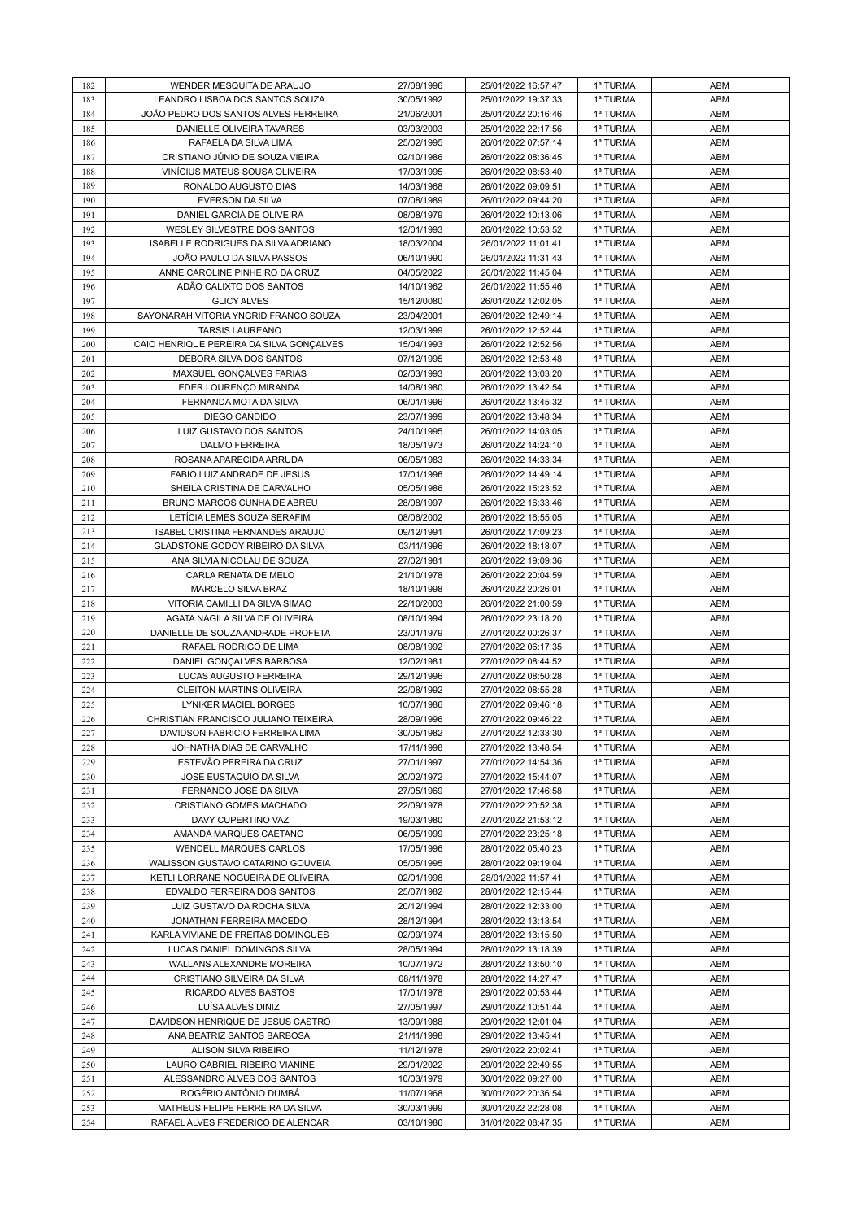| | | | | | |
|---|---|---|---|---|---|
| 182 | WENDER MESQUITA DE ARAUJO | 27/08/1996 | 25/01/2022 16:57:47 | 1ª TURMA | ABM |
| 183 | LEANDRO LISBOA DOS SANTOS SOUZA | 30/05/1992 | 25/01/2022 19:37:33 | 1ª TURMA | ABM |
| 184 | JOÃO PEDRO DOS SANTOS ALVES FERREIRA | 21/06/2001 | 25/01/2022 20:16:46 | 1ª TURMA | ABM |
| 185 | DANIELLE OLIVEIRA TAVARES | 03/03/2003 | 25/01/2022 22:17:56 | 1ª TURMA | ABM |
| 186 | RAFAELA DA SILVA LIMA | 25/02/1995 | 26/01/2022 07:57:14 | 1ª TURMA | ABM |
| 187 | CRISTIANO JÚNIO DE SOUZA VIEIRA | 02/10/1986 | 26/01/2022 08:36:45 | 1ª TURMA | ABM |
| 188 | VINÍCIUS MATEUS SOUSA OLIVEIRA | 17/03/1995 | 26/01/2022 08:53:40 | 1ª TURMA | ABM |
| 189 | RONALDO AUGUSTO DIAS | 14/03/1968 | 26/01/2022 09:09:51 | 1ª TURMA | ABM |
| 190 | EVERSON DA SILVA | 07/08/1989 | 26/01/2022 09:44:20 | 1ª TURMA | ABM |
| 191 | DANIEL GARCIA DE OLIVEIRA | 08/08/1979 | 26/01/2022 10:13:06 | 1ª TURMA | ABM |
| 192 | WESLEY SILVESTRE DOS SANTOS | 12/01/1993 | 26/01/2022 10:53:52 | 1ª TURMA | ABM |
| 193 | ISABELLE RODRIGUES DA SILVA ADRIANO | 18/03/2004 | 26/01/2022 11:01:41 | 1ª TURMA | ABM |
| 194 | JOÃO PAULO DA SILVA PASSOS | 06/10/1990 | 26/01/2022 11:31:43 | 1ª TURMA | ABM |
| 195 | ANNE CAROLINE PINHEIRO DA CRUZ | 04/05/2022 | 26/01/2022 11:45:04 | 1ª TURMA | ABM |
| 196 | ADÃO CALIXTO DOS SANTOS | 14/10/1962 | 26/01/2022 11:55:46 | 1ª TURMA | ABM |
| 197 | GLICY ALVES | 15/12/0080 | 26/01/2022 12:02:05 | 1ª TURMA | ABM |
| 198 | SAYONARAH VITORIA YNGRID FRANCO SOUZA | 23/04/2001 | 26/01/2022 12:49:14 | 1ª TURMA | ABM |
| 199 | TARSIS LAUREANO | 12/03/1999 | 26/01/2022 12:52:44 | 1ª TURMA | ABM |
| 200 | CAIO HENRIQUE PEREIRA DA SILVA GONÇALVES | 15/04/1993 | 26/01/2022 12:52:56 | 1ª TURMA | ABM |
| 201 | DEBORA SILVA DOS SANTOS | 07/12/1995 | 26/01/2022 12:53:48 | 1ª TURMA | ABM |
| 202 | MAXSUEL GONÇALVES FARIAS | 02/03/1993 | 26/01/2022 13:03:20 | 1ª TURMA | ABM |
| 203 | EDER LOURENÇO MIRANDA | 14/08/1980 | 26/01/2022 13:42:54 | 1ª TURMA | ABM |
| 204 | FERNANDA MOTA DA SILVA | 06/01/1996 | 26/01/2022 13:45:32 | 1ª TURMA | ABM |
| 205 | DIEGO CANDIDO | 23/07/1999 | 26/01/2022 13:48:34 | 1ª TURMA | ABM |
| 206 | LUIZ GUSTAVO DOS SANTOS | 24/10/1995 | 26/01/2022 14:03:05 | 1ª TURMA | ABM |
| 207 | DALMO FERREIRA | 18/05/1973 | 26/01/2022 14:24:10 | 1ª TURMA | ABM |
| 208 | ROSANA APARECIDA ARRUDA | 06/05/1983 | 26/01/2022 14:33:34 | 1ª TURMA | ABM |
| 209 | FABIO LUIZ ANDRADE DE JESUS | 17/01/1996 | 26/01/2022 14:49:14 | 1ª TURMA | ABM |
| 210 | SHEILA CRISTINA DE CARVALHO | 05/05/1986 | 26/01/2022 15:23:52 | 1ª TURMA | ABM |
| 211 | BRUNO MARCOS CUNHA DE ABREU | 28/08/1997 | 26/01/2022 16:33:46 | 1ª TURMA | ABM |
| 212 | LETÍCIA LEMES SOUZA SERAFIM | 08/06/2002 | 26/01/2022 16:55:05 | 1ª TURMA | ABM |
| 213 | ISABEL CRISTINA FERNANDES ARAUJO | 09/12/1991 | 26/01/2022 17:09:23 | 1ª TURMA | ABM |
| 214 | GLADSTONE GODOY RIBEIRO DA SILVA | 03/11/1996 | 26/01/2022 18:18:07 | 1ª TURMA | ABM |
| 215 | ANA SILVIA NICOLAU DE SOUZA | 27/02/1981 | 26/01/2022 19:09:36 | 1ª TURMA | ABM |
| 216 | CARLA RENATA DE MELO | 21/10/1978 | 26/01/2022 20:04:59 | 1ª TURMA | ABM |
| 217 | MARCELO SILVA BRAZ | 18/10/1998 | 26/01/2022 20:26:01 | 1ª TURMA | ABM |
| 218 | VITORIA CAMILLI DA SILVA SIMAO | 22/10/2003 | 26/01/2022 21:00:59 | 1ª TURMA | ABM |
| 219 | AGATA NAGILA SILVA DE OLIVEIRA | 08/10/1994 | 26/01/2022 23:18:20 | 1ª TURMA | ABM |
| 220 | DANIELLE DE SOUZA ANDRADE PROFETA | 23/01/1979 | 27/01/2022 00:26:37 | 1ª TURMA | ABM |
| 221 | RAFAEL RODRIGO DE LIMA | 08/08/1992 | 27/01/2022 06:17:35 | 1ª TURMA | ABM |
| 222 | DANIEL GONÇALVES BARBOSA | 12/02/1981 | 27/01/2022 08:44:52 | 1ª TURMA | ABM |
| 223 | LUCAS AUGUSTO FERREIRA | 29/12/1996 | 27/01/2022 08:50:28 | 1ª TURMA | ABM |
| 224 | CLEITON MARTINS OLIVEIRA | 22/08/1992 | 27/01/2022 08:55:28 | 1ª TURMA | ABM |
| 225 | LYNIKER MACIEL BORGES | 10/07/1986 | 27/01/2022 09:46:18 | 1ª TURMA | ABM |
| 226 | CHRISTIAN FRANCISCO JULIANO TEIXEIRA | 28/09/1996 | 27/01/2022 09:46:22 | 1ª TURMA | ABM |
| 227 | DAVIDSON FABRICIO FERREIRA LIMA | 30/05/1982 | 27/01/2022 12:33:30 | 1ª TURMA | ABM |
| 228 | JOHNATHA DIAS DE CARVALHO | 17/11/1998 | 27/01/2022 13:48:54 | 1ª TURMA | ABM |
| 229 | ESTEVÃO PEREIRA DA CRUZ | 27/01/1997 | 27/01/2022 14:54:36 | 1ª TURMA | ABM |
| 230 | JOSE EUSTAQUIO DA SILVA | 20/02/1972 | 27/01/2022 15:44:07 | 1ª TURMA | ABM |
| 231 | FERNANDO JOSÉ DA SILVA | 27/05/1969 | 27/01/2022 17:46:58 | 1ª TURMA | ABM |
| 232 | CRISTIANO GOMES MACHADO | 22/09/1978 | 27/01/2022 20:52:38 | 1ª TURMA | ABM |
| 233 | DAVY CUPERTINO VAZ | 19/03/1980 | 27/01/2022 21:53:12 | 1ª TURMA | ABM |
| 234 | AMANDA MARQUES CAETANO | 06/05/1999 | 27/01/2022 23:25:18 | 1ª TURMA | ABM |
| 235 | WENDELL MARQUES CARLOS | 17/05/1996 | 28/01/2022 05:40:23 | 1ª TURMA | ABM |
| 236 | WALISSON GUSTAVO CATARINO GOUVEIA | 05/05/1995 | 28/01/2022 09:19:04 | 1ª TURMA | ABM |
| 237 | KETLI LORRANE NOGUEIRA DE OLIVEIRA | 02/01/1998 | 28/01/2022 11:57:41 | 1ª TURMA | ABM |
| 238 | EDVALDO FERREIRA DOS SANTOS | 25/07/1982 | 28/01/2022 12:15:44 | 1ª TURMA | ABM |
| 239 | LUIZ GUSTAVO DA ROCHA SILVA | 20/12/1994 | 28/01/2022 12:33:00 | 1ª TURMA | ABM |
| 240 | JONATHAN FERREIRA MACEDO | 28/12/1994 | 28/01/2022 13:13:54 | 1ª TURMA | ABM |
| 241 | KARLA VIVIANE DE FREITAS DOMINGUES | 02/09/1974 | 28/01/2022 13:15:50 | 1ª TURMA | ABM |
| 242 | LUCAS DANIEL DOMINGOS SILVA | 28/05/1994 | 28/01/2022 13:18:39 | 1ª TURMA | ABM |
| 243 | WALLANS ALEXANDRE MOREIRA | 10/07/1972 | 28/01/2022 13:50:10 | 1ª TURMA | ABM |
| 244 | CRISTIANO SILVEIRA DA SILVA | 08/11/1978 | 28/01/2022 14:27:47 | 1ª TURMA | ABM |
| 245 | RICARDO ALVES BASTOS | 17/01/1978 | 29/01/2022 00:53:44 | 1ª TURMA | ABM |
| 246 | LUÍSA ALVES DINIZ | 27/05/1997 | 29/01/2022 10:51:44 | 1ª TURMA | ABM |
| 247 | DAVIDSON HENRIQUE DE JESUS CASTRO | 13/09/1988 | 29/01/2022 12:01:04 | 1ª TURMA | ABM |
| 248 | ANA BEATRIZ SANTOS BARBOSA | 21/11/1998 | 29/01/2022 13:45:41 | 1ª TURMA | ABM |
| 249 | ALISON SILVA RIBEIRO | 11/12/1978 | 29/01/2022 20:02:41 | 1ª TURMA | ABM |
| 250 | LAURO GABRIEL RIBEIRO VIANINE | 29/01/2022 | 29/01/2022 22:49:55 | 1ª TURMA | ABM |
| 251 | ALESSANDRO ALVES DOS SANTOS | 10/03/1979 | 30/01/2022 09:27:00 | 1ª TURMA | ABM |
| 252 | ROGÉRIO ANTÔNIO DUMBÁ | 11/07/1968 | 30/01/2022 20:36:54 | 1ª TURMA | ABM |
| 253 | MATHEUS FELIPE FERREIRA DA SILVA | 30/03/1999 | 30/01/2022 22:28:08 | 1ª TURMA | ABM |
| 254 | RAFAEL ALVES FREDERICO DE ALENCAR | 03/10/1986 | 31/01/2022 08:47:35 | 1ª TURMA | ABM |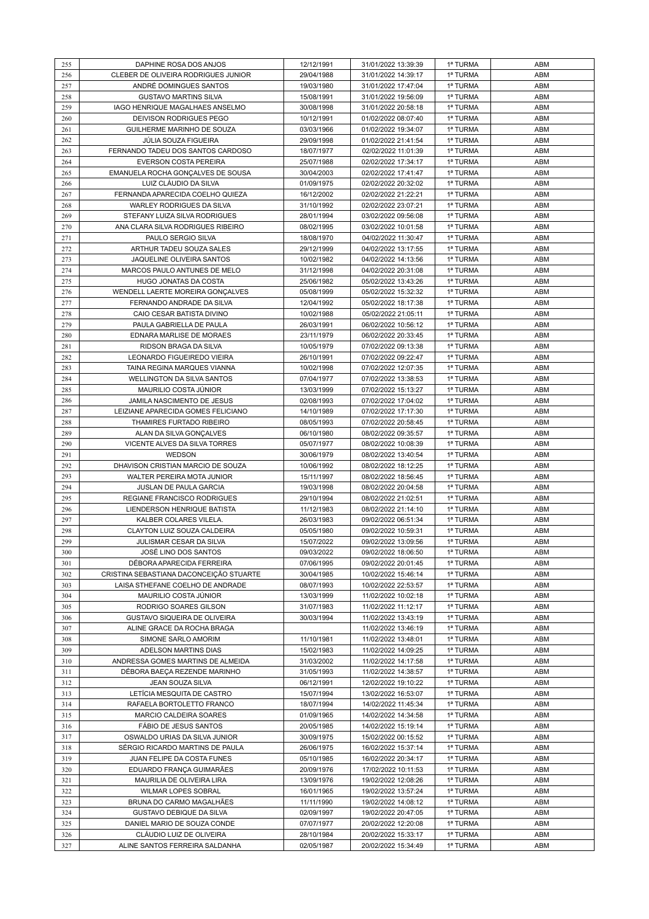| | | | | | |
|---|---|---|---|---|---|
| 255 | DAPHINE ROSA DOS ANJOS | 12/12/1991 | 31/01/2022 13:39:39 | 1ª TURMA | ABM |
| 256 | CLEBER DE OLIVEIRA RODRIGUES JUNIOR | 29/04/1988 | 31/01/2022 14:39:17 | 1ª TURMA | ABM |
| 257 | ANDRÉ DOMINGUES SANTOS | 19/03/1980 | 31/01/2022 17:47:04 | 1ª TURMA | ABM |
| 258 | GUSTAVO MARTINS SILVA | 15/08/1991 | 31/01/2022 19:56:09 | 1ª TURMA | ABM |
| 259 | IAGO HENRIQUE MAGALHAES ANSELMO | 30/08/1998 | 31/01/2022 20:58:18 | 1ª TURMA | ABM |
| 260 | DEIVISON RODRIGUES PEGO | 10/12/1991 | 01/02/2022 08:07:40 | 1ª TURMA | ABM |
| 261 | GUILHERME MARINHO DE SOUZA | 03/03/1966 | 01/02/2022 19:34:07 | 1ª TURMA | ABM |
| 262 | JÚLIA SOUZA FIGUEIRA | 29/09/1998 | 01/02/2022 21:41:54 | 1ª TURMA | ABM |
| 263 | FERNANDO TADEU DOS SANTOS CARDOSO | 18/07/1977 | 02/02/2022 11:01:39 | 1ª TURMA | ABM |
| 264 | EVERSON COSTA PEREIRA | 25/07/1988 | 02/02/2022 17:34:17 | 1ª TURMA | ABM |
| 265 | EMANUELA ROCHA GONÇALVES DE SOUSA | 30/04/2003 | 02/02/2022 17:41:47 | 1ª TURMA | ABM |
| 266 | LUIZ CLÁUDIO DA SILVA | 01/09/1975 | 02/02/2022 20:32:02 | 1ª TURMA | ABM |
| 267 | FERNANDA APARECIDA COELHO QUIEZA | 16/12/2002 | 02/02/2022 21:22:21 | 1ª TURMA | ABM |
| 268 | WARLEY RODRIGUES DA SILVA | 31/10/1992 | 02/02/2022 23:07:21 | 1ª TURMA | ABM |
| 269 | STEFANY LUIZA SILVA RODRIGUES | 28/01/1994 | 03/02/2022 09:56:08 | 1ª TURMA | ABM |
| 270 | ANA CLARA SILVA RODRIGUES RIBEIRO | 08/02/1995 | 03/02/2022 10:01:58 | 1ª TURMA | ABM |
| 271 | PAULO SERGIO SILVA | 18/08/1970 | 04/02/2022 11:30:47 | 1ª TURMA | ABM |
| 272 | ARTHUR TADEU SOUZA SALES | 29/12/1999 | 04/02/2022 13:17:55 | 1ª TURMA | ABM |
| 273 | JAQUELINE OLIVEIRA SANTOS | 10/02/1982 | 04/02/2022 14:13:56 | 1ª TURMA | ABM |
| 274 | MARCOS PAULO ANTUNES DE MELO | 31/12/1998 | 04/02/2022 20:31:08 | 1ª TURMA | ABM |
| 275 | HUGO JONATAS DA COSTA | 25/06/1982 | 05/02/2022 13:43:26 | 1ª TURMA | ABM |
| 276 | WENDELL LAERTE MOREIRA GONÇALVES | 05/08/1999 | 05/02/2022 15:32:32 | 1ª TURMA | ABM |
| 277 | FERNANDO ANDRADE DA SILVA | 12/04/1992 | 05/02/2022 18:17:38 | 1ª TURMA | ABM |
| 278 | CAIO CESAR BATISTA DIVINO | 10/02/1988 | 05/02/2022 21:05:11 | 1ª TURMA | ABM |
| 279 | PAULA GABRIELLA DE PAULA | 26/03/1991 | 06/02/2022 10:56:12 | 1ª TURMA | ABM |
| 280 | EDNARA MARLISE DE MORAES | 23/11/1979 | 06/02/2022 20:33:45 | 1ª TURMA | ABM |
| 281 | RIDSON BRAGA DA SILVA | 10/05/1979 | 07/02/2022 09:13:38 | 1ª TURMA | ABM |
| 282 | LEONARDO FIGUEIREDO VIEIRA | 26/10/1991 | 07/02/2022 09:22:47 | 1ª TURMA | ABM |
| 283 | TAINA REGINA MARQUES VIANNA | 10/02/1998 | 07/02/2022 12:07:35 | 1ª TURMA | ABM |
| 284 | WELLINGTON DA SILVA SANTOS | 07/04/1977 | 07/02/2022 13:38:53 | 1ª TURMA | ABM |
| 285 | MAURILIO COSTA JÚNIOR | 13/03/1999 | 07/02/2022 15:13:27 | 1ª TURMA | ABM |
| 286 | JAMILA NASCIMENTO DE JESUS | 02/08/1993 | 07/02/2022 17:04:02 | 1ª TURMA | ABM |
| 287 | LEIZIANE APARECIDA GOMES FELICIANO | 14/10/1989 | 07/02/2022 17:17:30 | 1ª TURMA | ABM |
| 288 | THAMIRES FURTADO RIBEIRO | 08/05/1993 | 07/02/2022 20:58:45 | 1ª TURMA | ABM |
| 289 | ALAN DA SILVA GONÇALVES | 06/10/1980 | 08/02/2022 09:35:57 | 1ª TURMA | ABM |
| 290 | VICENTE ALVES DA SILVA TORRES | 05/07/1977 | 08/02/2022 10:08:39 | 1ª TURMA | ABM |
| 291 | WEDSON | 30/06/1979 | 08/02/2022 13:40:54 | 1ª TURMA | ABM |
| 292 | DHAVISON CRISTIAN MARCIO DE SOUZA | 10/06/1992 | 08/02/2022 18:12:25 | 1ª TURMA | ABM |
| 293 | WALTER PEREIRA MOTA JUNIOR | 15/11/1997 | 08/02/2022 18:56:45 | 1ª TURMA | ABM |
| 294 | JUSLAN DE PAULA GARCIA | 19/03/1998 | 08/02/2022 20:04:58 | 1ª TURMA | ABM |
| 295 | REGIANE FRANCISCO RODRIGUES | 29/10/1994 | 08/02/2022 21:02:51 | 1ª TURMA | ABM |
| 296 | LIENDERSON HENRIQUE BATISTA | 11/12/1983 | 08/02/2022 21:14:10 | 1ª TURMA | ABM |
| 297 | KALBER COLARES VILELA. | 26/03/1983 | 09/02/2022 06:51:34 | 1ª TURMA | ABM |
| 298 | CLAYTON LUIZ SOUZA CALDEIRA | 05/05/1980 | 09/02/2022 10:59:31 | 1ª TURMA | ABM |
| 299 | JULISMAR CESAR DA SILVA | 15/07/2022 | 09/02/2022 13:09:56 | 1ª TURMA | ABM |
| 300 | JOSÉ LINO DOS SANTOS | 09/03/2022 | 09/02/2022 18:06:50 | 1ª TURMA | ABM |
| 301 | DÉBORA APARECIDA FERREIRA | 07/06/1995 | 09/02/2022 20:01:45 | 1ª TURMA | ABM |
| 302 | CRISTINA SEBASTIANA DACONCEIÇÃO STUARTE | 30/04/1985 | 10/02/2022 15:46:14 | 1ª TURMA | ABM |
| 303 | LAISA STHEFANE COELHO DE ANDRADE | 08/07/1993 | 10/02/2022 22:53:57 | 1ª TURMA | ABM |
| 304 | MAURILIO COSTA JÚNIOR | 13/03/1999 | 11/02/2022 10:02:18 | 1ª TURMA | ABM |
| 305 | RODRIGO SOARES GILSON | 31/07/1983 | 11/02/2022 11:12:17 | 1ª TURMA | ABM |
| 306 | GUSTAVO SIQUEIRA DE OLIVEIRA | 30/03/1994 | 11/02/2022 13:43:19 | 1ª TURMA | ABM |
| 307 | ALINE GRACE DA ROCHA BRAGA | | 11/02/2022 13:46:19 | 1ª TURMA | ABM |
| 308 | SIMONE SARLO AMORIM | 11/10/1981 | 11/02/2022 13:48:01 | 1ª TURMA | ABM |
| 309 | ADELSON MARTINS DIAS | 15/02/1983 | 11/02/2022 14:09:25 | 1ª TURMA | ABM |
| 310 | ANDRESSA GOMES MARTINS DE ALMEIDA | 31/03/2002 | 11/02/2022 14:17:58 | 1ª TURMA | ABM |
| 311 | DÉBORA BAEÇA REZENDE MARINHO | 31/05/1993 | 11/02/2022 14:38:57 | 1ª TURMA | ABM |
| 312 | JEAN SOUZA SILVA | 06/12/1991 | 12/02/2022 19:10:22 | 1ª TURMA | ABM |
| 313 | LETÍCIA MESQUITA DE CASTRO | 15/07/1994 | 13/02/2022 16:53:07 | 1ª TURMA | ABM |
| 314 | RAFAELA BORTOLETTO FRANCO | 18/07/1994 | 14/02/2022 11:45:34 | 1ª TURMA | ABM |
| 315 | MARCIO CALDEIRA SOARES | 01/09/1965 | 14/02/2022 14:34:58 | 1ª TURMA | ABM |
| 316 | FÁBIO DE JESUS SANTOS | 20/05/1985 | 14/02/2022 15:19:14 | 1ª TURMA | ABM |
| 317 | OSWALDO URIAS DA SILVA JUNIOR | 30/09/1975 | 15/02/2022 00:15:52 | 1ª TURMA | ABM |
| 318 | SÉRGIO RICARDO MARTINS DE PAULA | 26/06/1975 | 16/02/2022 15:37:14 | 1ª TURMA | ABM |
| 319 | JUAN FELIPE DA COSTA FUNES | 05/10/1985 | 16/02/2022 20:34:17 | 1ª TURMA | ABM |
| 320 | EDUARDO FRANÇA GUIMARÃES | 20/09/1976 | 17/02/2022 10:11:53 | 1ª TURMA | ABM |
| 321 | MAURILIA DE OLIVEIRA LIRA | 13/09/1976 | 19/02/2022 12:08:26 | 1ª TURMA | ABM |
| 322 | WILMAR LOPES SOBRAL | 16/01/1965 | 19/02/2022 13:57:24 | 1ª TURMA | ABM |
| 323 | BRUNA DO CARMO MAGALHÃES | 11/11/1990 | 19/02/2022 14:08:12 | 1ª TURMA | ABM |
| 324 | GUSTAVO DEBIQUE DA SILVA | 02/09/1997 | 19/02/2022 20:47:05 | 1ª TURMA | ABM |
| 325 | DANIEL MARIO DE SOUZA CONDE | 07/07/1977 | 20/02/2022 12:20:08 | 1ª TURMA | ABM |
| 326 | CLÁUDIO LUIZ DE OLIVEIRA | 28/10/1984 | 20/02/2022 15:33:17 | 1ª TURMA | ABM |
| 327 | ALINE SANTOS FERREIRA SALDANHA | 02/05/1987 | 20/02/2022 15:34:49 | 1ª TURMA | ABM |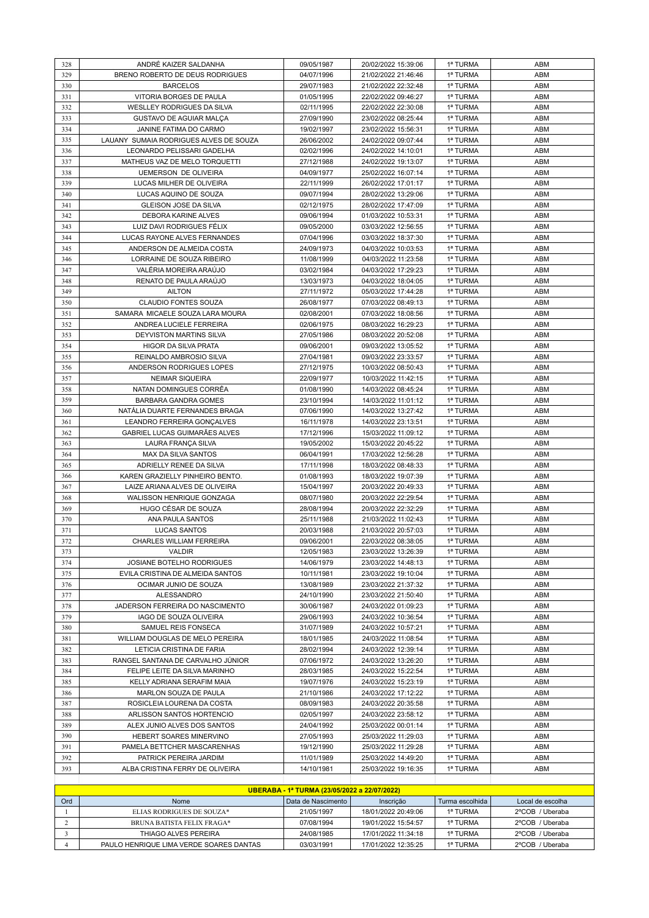| | | | | | |
|---|---|---|---|---|---|
| 328 | ANDRÉ KAIZER SALDANHA | 09/05/1987 | 20/02/2022 15:39:06 | 1ª TURMA | ABM |
| 329 | BRENO ROBERTO DE DEUS RODRIGUES | 04/07/1996 | 21/02/2022 21:46:46 | 1ª TURMA | ABM |
| 330 | BARCELOS | 29/07/1983 | 21/02/2022 22:32:48 | 1ª TURMA | ABM |
| 331 | VITORIA BORGES DE PAULA | 01/05/1995 | 22/02/2022 09:46:27 | 1ª TURMA | ABM |
| 332 | WESLLEY RODRIGUES DA SILVA | 02/11/1995 | 22/02/2022 22:30:08 | 1ª TURMA | ABM |
| 333 | GUSTAVO DE AGUIAR MALÇA | 27/09/1990 | 23/02/2022 08:25:44 | 1ª TURMA | ABM |
| 334 | JANINE FATIMA DO CARMO | 19/02/1997 | 23/02/2022 15:56:31 | 1ª TURMA | ABM |
| 335 | LAUANY SUMAIA RODRIGUES ALVES DE SOUZA | 26/06/2002 | 24/02/2022 09:07:44 | 1ª TURMA | ABM |
| 336 | LEONARDO PELISSARI GADELHA | 02/02/1996 | 24/02/2022 14:10:01 | 1ª TURMA | ABM |
| 337 | MATHEUS VAZ DE MELO TORQUETTI | 27/12/1988 | 24/02/2022 19:13:07 | 1ª TURMA | ABM |
| 338 | UEMERSON DE OLIVEIRA | 04/09/1977 | 25/02/2022 16:07:14 | 1ª TURMA | ABM |
| 339 | LUCAS MILHER DE OLIVEIRA | 22/11/1999 | 26/02/2022 17:01:17 | 1ª TURMA | ABM |
| 340 | LUCAS AQUINO DE SOUZA | 09/07/1994 | 28/02/2022 13:29:06 | 1ª TURMA | ABM |
| 341 | GLEISON JOSE DA SILVA | 02/12/1975 | 28/02/2022 17:47:09 | 1ª TURMA | ABM |
| 342 | DEBORA KARINE ALVES | 09/06/1994 | 01/03/2022 10:53:31 | 1ª TURMA | ABM |
| 343 | LUIZ DAVI RODRIGUES FÉLIX | 09/05/2000 | 03/03/2022 12:56:55 | 1ª TURMA | ABM |
| 344 | LUCAS RAYONE ALVES FERNANDES | 07/04/1996 | 03/03/2022 18:37:30 | 1ª TURMA | ABM |
| 345 | ANDERSON DE ALMEIDA COSTA | 24/09/1973 | 04/03/2022 10:03:53 | 1ª TURMA | ABM |
| 346 | LORRAINE DE SOUZA RIBEIRO | 11/08/1999 | 04/03/2022 11:23:58 | 1ª TURMA | ABM |
| 347 | VALÉRIA MOREIRA ARAÚJO | 03/02/1984 | 04/03/2022 17:29:23 | 1ª TURMA | ABM |
| 348 | RENATO DE PAULA ARAÚJO | 13/03/1973 | 04/03/2022 18:04:05 | 1ª TURMA | ABM |
| 349 | AILTON | 27/11/1972 | 05/03/2022 17:44:28 | 1ª TURMA | ABM |
| 350 | CLAUDIO FONTES SOUZA | 26/08/1977 | 07/03/2022 08:49:13 | 1ª TURMA | ABM |
| 351 | SAMARA MICAELE SOUZA LARA MOURA | 02/08/2001 | 07/03/2022 18:08:56 | 1ª TURMA | ABM |
| 352 | ANDREA LUCIELE FERREIRA | 02/06/1975 | 08/03/2022 16:29:23 | 1ª TURMA | ABM |
| 353 | DEYVISTON MARTINS SILVA | 27/05/1986 | 08/03/2022 20:52:08 | 1ª TURMA | ABM |
| 354 | HIGOR DA SILVA PRATA | 09/06/2001 | 09/03/2022 13:05:52 | 1ª TURMA | ABM |
| 355 | REINALDO AMBROSIO SILVA | 27/04/1981 | 09/03/2022 23:33:57 | 1ª TURMA | ABM |
| 356 | ANDERSON RODRIGUES LOPES | 27/12/1975 | 10/03/2022 08:50:43 | 1ª TURMA | ABM |
| 357 | NEIMAR SIQUEIRA | 22/09/1977 | 10/03/2022 11:42:15 | 1ª TURMA | ABM |
| 358 | NATAN DOMINGUES CORRÊA | 01/08/1990 | 14/03/2022 08:45:24 | 1ª TURMA | ABM |
| 359 | BARBARA GANDRA GOMES | 23/10/1994 | 14/03/2022 11:01:12 | 1ª TURMA | ABM |
| 360 | NATÁLIA DUARTE FERNANDES BRAGA | 07/06/1990 | 14/03/2022 13:27:42 | 1ª TURMA | ABM |
| 361 | LEANDRO FERREIRA GONÇALVES | 16/11/1978 | 14/03/2022 23:13:51 | 1ª TURMA | ABM |
| 362 | GABRIEL LUCAS GUIMARÃES ALVES | 17/12/1996 | 15/03/2022 11:09:12 | 1ª TURMA | ABM |
| 363 | LAURA FRANÇA SILVA | 19/05/2002 | 15/03/2022 20:45:22 | 1ª TURMA | ABM |
| 364 | MAX DA SILVA SANTOS | 06/04/1991 | 17/03/2022 12:56:28 | 1ª TURMA | ABM |
| 365 | ADRIELLY RENEE DA SILVA | 17/11/1998 | 18/03/2022 08:48:33 | 1ª TURMA | ABM |
| 366 | KAREN GRAZIELLY PINHEIRO BENTO. | 01/08/1993 | 18/03/2022 19:07:39 | 1ª TURMA | ABM |
| 367 | LAIZE ARIANA ALVES DE OLIVEIRA | 15/04/1997 | 20/03/2022 20:49:33 | 1ª TURMA | ABM |
| 368 | WALISSON HENRIQUE GONZAGA | 08/07/1980 | 20/03/2022 22:29:54 | 1ª TURMA | ABM |
| 369 | HUGO CÉSAR DE SOUZA | 28/08/1994 | 20/03/2022 22:32:29 | 1ª TURMA | ABM |
| 370 | ANA PAULA SANTOS | 25/11/1988 | 21/03/2022 11:02:43 | 1ª TURMA | ABM |
| 371 | LUCAS SANTOS | 20/03/1988 | 21/03/2022 20:57:03 | 1ª TURMA | ABM |
| 372 | CHARLES WILLIAM FERREIRA | 09/06/2001 | 22/03/2022 08:38:05 | 1ª TURMA | ABM |
| 373 | VALDIR | 12/05/1983 | 23/03/2022 13:26:39 | 1ª TURMA | ABM |
| 374 | JOSIANE BOTELHO RODRIGUES | 14/06/1979 | 23/03/2022 14:48:13 | 1ª TURMA | ABM |
| 375 | EVILA CRISTINA DE ALMEIDA SANTOS | 10/11/1981 | 23/03/2022 19:10:04 | 1ª TURMA | ABM |
| 376 | OCIMAR JUNIO DE SOUZA | 13/08/1989 | 23/03/2022 21:37:32 | 1ª TURMA | ABM |
| 377 | ALESSANDRO | 24/10/1990 | 23/03/2022 21:50:40 | 1ª TURMA | ABM |
| 378 | JADERSON FERREIRA DO NASCIMENTO | 30/06/1987 | 24/03/2022 01:09:23 | 1ª TURMA | ABM |
| 379 | IAGO DE SOUZA OLIVEIRA | 29/06/1993 | 24/03/2022 10:36:54 | 1ª TURMA | ABM |
| 380 | SAMUEL REIS FONSECA | 31/07/1989 | 24/03/2022 10:57:21 | 1ª TURMA | ABM |
| 381 | WILLIAM DOUGLAS DE MELO PEREIRA | 18/01/1985 | 24/03/2022 11:08:54 | 1ª TURMA | ABM |
| 382 | LETICIA CRISTINA DE FARIA | 28/02/1994 | 24/03/2022 12:39:14 | 1ª TURMA | ABM |
| 383 | RANGEL SANTANA DE CARVALHO JÚNIOR | 07/06/1972 | 24/03/2022 13:26:20 | 1ª TURMA | ABM |
| 384 | FELIPE LEITE DA SILVA MARINHO | 28/03/1985 | 24/03/2022 15:22:54 | 1ª TURMA | ABM |
| 385 | KELLY ADRIANA SERAFIM MAIA | 19/07/1976 | 24/03/2022 15:23:19 | 1ª TURMA | ABM |
| 386 | MARLON SOUZA DE PAULA | 21/10/1986 | 24/03/2022 17:12:22 | 1ª TURMA | ABM |
| 387 | ROSICLEIA LOURENA DA COSTA | 08/09/1983 | 24/03/2022 20:35:58 | 1ª TURMA | ABM |
| 388 | ARLISSON SANTOS HORTENCIO | 02/05/1997 | 24/03/2022 23:58:12 | 1ª TURMA | ABM |
| 389 | ALEX JUNIO ALVES DOS SANTOS | 24/04/1992 | 25/03/2022 00:01:14 | 1ª TURMA | ABM |
| 390 | HEBERT SOARES MINERVINO | 27/05/1993 | 25/03/2022 11:29:03 | 1ª TURMA | ABM |
| 391 | PAMELA BETTCHER MASCARENHAS | 19/12/1990 | 25/03/2022 11:29:28 | 1ª TURMA | ABM |
| 392 | PATRICK PEREIRA JARDIM | 11/01/1989 | 25/03/2022 14:49:20 | 1ª TURMA | ABM |
| 393 | ALBA CRISTINA FERRY DE OLIVEIRA | 14/10/1981 | 25/03/2022 19:16:35 | 1ª TURMA | ABM |

**UBERABA - 1ª TURMA (23/05/2022 a 22/07/2022)**

| Ord | Nome | Data de Nascimento | Inscrição | Turma escolhida | Local de escolha |
|---|---|---|---|---|---|
| 1 | ELIAS RODRIGUES DE SOUZA* | 21/05/1997 | 18/01/2022 20:49:06 | 1ª TURMA | 2ºCOB / Uberaba |
| 2 | BRUNA BATISTA FELIX FRAGA* | 07/08/1994 | 19/01/2022 15:54:57 | 1ª TURMA | 2ºCOB / Uberaba |
| 3 | THIAGO ALVES PEREIRA | 24/08/1985 | 17/01/2022 11:34:18 | 1ª TURMA | 2ºCOB / Uberaba |
| 4 | PAULO HENRIQUE LIMA VERDE SOARES DANTAS | 03/03/1991 | 17/01/2022 12:35:25 | 1ª TURMA | 2ºCOB / Uberaba |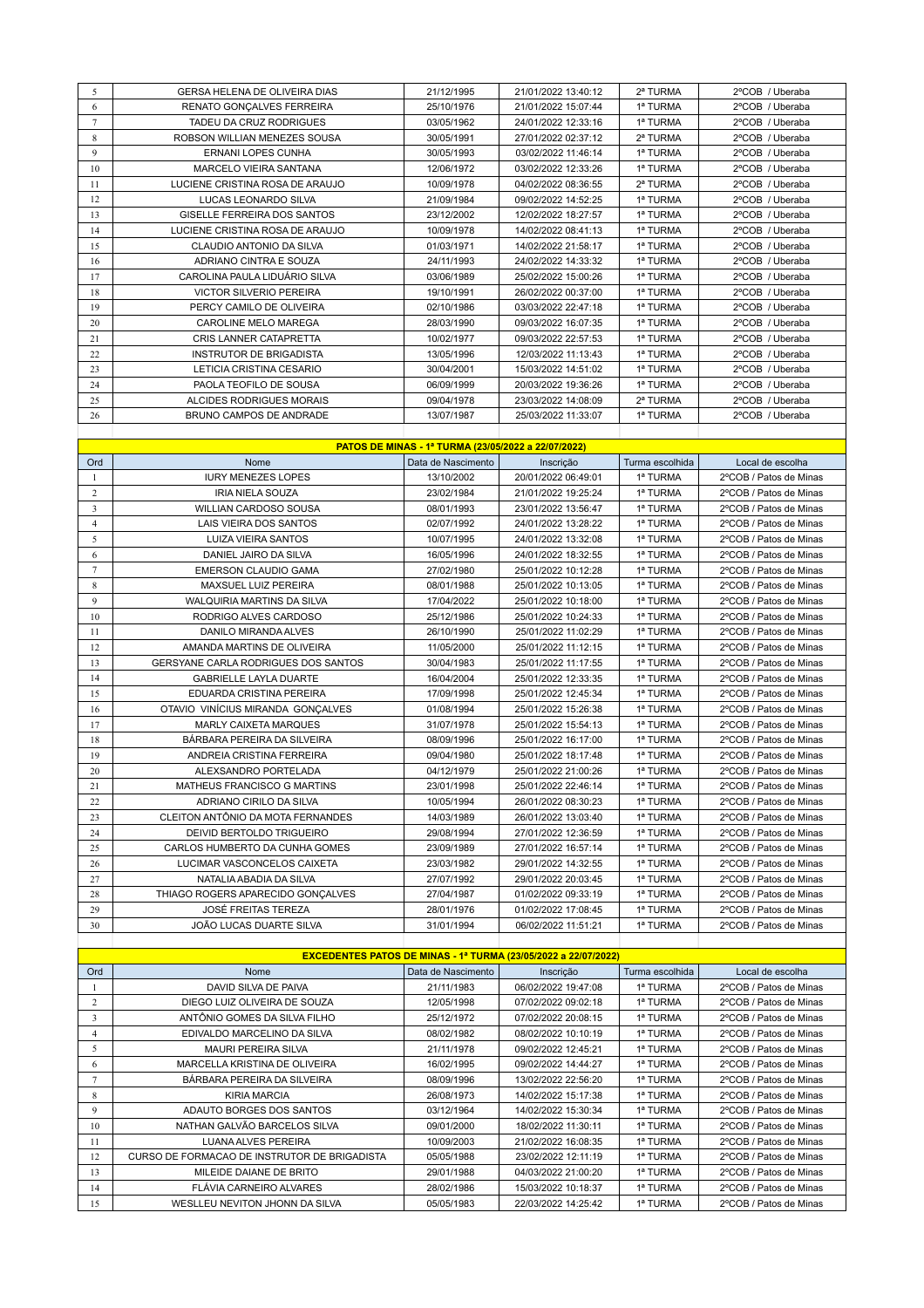| | | | | | |
|---|---|---|---|---|---|
| 5 | GERSA HELENA DE OLIVEIRA DIAS | 21/12/1995 | 21/01/2022 13:40:12 | 2ª TURMA | 2ºCOB / Uberaba |
| 6 | RENATO GONÇALVES FERREIRA | 25/10/1976 | 21/01/2022 15:07:44 | 1ª TURMA | 2ºCOB / Uberaba |
| 7 | TADEU DA CRUZ RODRIGUES | 03/05/1962 | 24/01/2022 12:33:16 | 1ª TURMA | 2ºCOB / Uberaba |
| 8 | ROBSON WILLIAN MENEZES SOUSA | 30/05/1991 | 27/01/2022 02:37:12 | 2ª TURMA | 2ºCOB / Uberaba |
| 9 | ERNANI LOPES CUNHA | 30/05/1993 | 03/02/2022 11:46:14 | 1ª TURMA | 2ºCOB / Uberaba |
| 10 | MARCELO VIEIRA SANTANA | 12/06/1972 | 03/02/2022 12:33:26 | 1ª TURMA | 2ºCOB / Uberaba |
| 11 | LUCIENE CRISTINA ROSA DE ARAUJO | 10/09/1978 | 04/02/2022 08:36:55 | 2ª TURMA | 2ºCOB / Uberaba |
| 12 | LUCAS LEONARDO SILVA | 21/09/1984 | 09/02/2022 14:52:25 | 1ª TURMA | 2ºCOB / Uberaba |
| 13 | GISELLE FERREIRA DOS SANTOS | 23/12/2002 | 12/02/2022 18:27:57 | 1ª TURMA | 2ºCOB / Uberaba |
| 14 | LUCIENE CRISTINA ROSA DE ARAUJO | 10/09/1978 | 14/02/2022 08:41:13 | 1ª TURMA | 2ºCOB / Uberaba |
| 15 | CLAUDIO ANTONIO DA SILVA | 01/03/1971 | 14/02/2022 21:58:17 | 1ª TURMA | 2ºCOB / Uberaba |
| 16 | ADRIANO CINTRA E SOUZA | 24/11/1993 | 24/02/2022 14:33:32 | 1ª TURMA | 2ºCOB / Uberaba |
| 17 | CAROLINA PAULA LIDUÁRIO SILVA | 03/06/1989 | 25/02/2022 15:00:26 | 1ª TURMA | 2ºCOB / Uberaba |
| 18 | VICTOR SILVERIO PEREIRA | 19/10/1991 | 26/02/2022 00:37:00 | 1ª TURMA | 2ºCOB / Uberaba |
| 19 | PERCY CAMILO DE OLIVEIRA | 02/10/1986 | 03/03/2022 22:47:18 | 1ª TURMA | 2ºCOB / Uberaba |
| 20 | CAROLINE MELO MAREGA | 28/03/1990 | 09/03/2022 16:07:35 | 1ª TURMA | 2ºCOB / Uberaba |
| 21 | CRIS LANNER CATAPRETTA | 10/02/1977 | 09/03/2022 22:57:53 | 1ª TURMA | 2ºCOB / Uberaba |
| 22 | INSTRUTOR DE BRIGADISTA | 13/05/1996 | 12/03/2022 11:13:43 | 1ª TURMA | 2ºCOB / Uberaba |
| 23 | LETICIA CRISTINA CESARIO | 30/04/2001 | 15/03/2022 14:51:02 | 1ª TURMA | 2ºCOB / Uberaba |
| 24 | PAOLA TEOFILO DE SOUSA | 06/09/1999 | 20/03/2022 19:36:26 | 1ª TURMA | 2ºCOB / Uberaba |
| 25 | ALCIDES RODRIGUES MORAIS | 09/04/1978 | 23/03/2022 14:08:09 | 2ª TURMA | 2ºCOB / Uberaba |
| 26 | BRUNO CAMPOS DE ANDRADE | 13/07/1987 | 25/03/2022 11:33:07 | 1ª TURMA | 2ºCOB / Uberaba |

**PATOS DE MINAS - 1ª TURMA (23/05/2022 a 22/07/2022)**

| Ord | Nome | Data de Nascimento | Inscrição | Turma escolhida | Local de escolha |
|---|---|---|---|---|---|
| 1 | IURY MENEZES LOPES | 13/10/2002 | 20/01/2022 06:49:01 | 1ª TURMA | 2ºCOB / Patos de Minas |
| 2 | IRIA NIELA SOUZA | 23/02/1984 | 21/01/2022 19:25:24 | 1ª TURMA | 2ºCOB / Patos de Minas |
| 3 | WILLIAN CARDOSO SOUSA | 08/01/1993 | 23/01/2022 13:56:47 | 1ª TURMA | 2ºCOB / Patos de Minas |
| 4 | LAIS VIEIRA DOS SANTOS | 02/07/1992 | 24/01/2022 13:28:22 | 1ª TURMA | 2ºCOB / Patos de Minas |
| 5 | LUIZA VIEIRA SANTOS | 10/07/1995 | 24/01/2022 13:32:08 | 1ª TURMA | 2ºCOB / Patos de Minas |
| 6 | DANIEL JAIRO DA SILVA | 16/05/1996 | 24/01/2022 18:32:55 | 1ª TURMA | 2ºCOB / Patos de Minas |
| 7 | EMERSON CLAUDIO GAMA | 27/02/1980 | 25/01/2022 10:12:28 | 1ª TURMA | 2ºCOB / Patos de Minas |
| 8 | MAXSUEL LUIZ PEREIRA | 08/01/1988 | 25/01/2022 10:13:05 | 1ª TURMA | 2ºCOB / Patos de Minas |
| 9 | WALQUIRIA MARTINS DA SILVA | 17/04/2022 | 25/01/2022 10:18:00 | 1ª TURMA | 2ºCOB / Patos de Minas |
| 10 | RODRIGO ALVES CARDOSO | 25/12/1986 | 25/01/2022 10:24:33 | 1ª TURMA | 2ºCOB / Patos de Minas |
| 11 | DANILO MIRANDA ALVES | 26/10/1990 | 25/01/2022 11:02:29 | 1ª TURMA | 2ºCOB / Patos de Minas |
| 12 | AMANDA MARTINS DE OLIVEIRA | 11/05/2000 | 25/01/2022 11:12:15 | 1ª TURMA | 2ºCOB / Patos de Minas |
| 13 | GERSYANE CARLA RODRIGUES DOS SANTOS | 30/04/1983 | 25/01/2022 11:17:55 | 1ª TURMA | 2ºCOB / Patos de Minas |
| 14 | GABRIELLE LAYLA DUARTE | 16/04/2004 | 25/01/2022 12:33:35 | 1ª TURMA | 2ºCOB / Patos de Minas |
| 15 | EDUARDA CRISTINA PEREIRA | 17/09/1998 | 25/01/2022 12:45:34 | 1ª TURMA | 2ºCOB / Patos de Minas |
| 16 | OTAVIO VINÍCIUS MIRANDA GONÇALVES | 01/08/1994 | 25/01/2022 15:26:38 | 1ª TURMA | 2ºCOB / Patos de Minas |
| 17 | MARLY CAIXETA MARQUES | 31/07/1978 | 25/01/2022 15:54:13 | 1ª TURMA | 2ºCOB / Patos de Minas |
| 18 | BÁRBARA PEREIRA DA SILVEIRA | 08/09/1996 | 25/01/2022 16:17:00 | 1ª TURMA | 2ºCOB / Patos de Minas |
| 19 | ANDREIA CRISTINA FERREIRA | 09/04/1980 | 25/01/2022 18:17:48 | 1ª TURMA | 2ºCOB / Patos de Minas |
| 20 | ALEXSANDRO PORTELADA | 04/12/1979 | 25/01/2022 21:00:26 | 1ª TURMA | 2ºCOB / Patos de Minas |
| 21 | MATHEUS FRANCISCO G MARTINS | 23/01/1998 | 25/01/2022 22:46:14 | 1ª TURMA | 2ºCOB / Patos de Minas |
| 22 | ADRIANO CIRILO DA SILVA | 10/05/1994 | 26/01/2022 08:30:23 | 1ª TURMA | 2ºCOB / Patos de Minas |
| 23 | CLEITON ANTÔNIO DA MOTA FERNANDES | 14/03/1989 | 26/01/2022 13:03:40 | 1ª TURMA | 2ºCOB / Patos de Minas |
| 24 | DEIVID BERTOLDO TRIGUEIRO | 29/08/1994 | 27/01/2022 12:36:59 | 1ª TURMA | 2ºCOB / Patos de Minas |
| 25 | CARLOS HUMBERTO DA CUNHA GOMES | 23/09/1989 | 27/01/2022 16:57:14 | 1ª TURMA | 2ºCOB / Patos de Minas |
| 26 | LUCIMAR VASCONCELOS CAIXETA | 23/03/1982 | 29/01/2022 14:32:55 | 1ª TURMA | 2ºCOB / Patos de Minas |
| 27 | NATALIA ABADIA DA SILVA | 27/07/1992 | 29/01/2022 20:03:45 | 1ª TURMA | 2ºCOB / Patos de Minas |
| 28 | THIAGO ROGERS APARECIDO GONÇALVES | 27/04/1987 | 01/02/2022 09:33:19 | 1ª TURMA | 2ºCOB / Patos de Minas |
| 29 | JOSÉ FREITAS TEREZA | 28/01/1976 | 01/02/2022 17:08:45 | 1ª TURMA | 2ºCOB / Patos de Minas |
| 30 | JOÃO LUCAS DUARTE SILVA | 31/01/1994 | 06/02/2022 11:51:21 | 1ª TURMA | 2ºCOB / Patos de Minas |

**EXCEDENTES PATOS DE MINAS - 1ª TURMA (23/05/2022 a 22/07/2022)**

| Ord | Nome | Data de Nascimento | Inscrição | Turma escolhida | Local de escolha |
|---|---|---|---|---|---|
| 1 | DAVID SILVA DE PAIVA | 21/11/1983 | 06/02/2022 19:47:08 | 1ª TURMA | 2ºCOB / Patos de Minas |
| 2 | DIEGO LUIZ OLIVEIRA DE SOUZA | 12/05/1998 | 07/02/2022 09:02:18 | 1ª TURMA | 2ºCOB / Patos de Minas |
| 3 | ANTÔNIO GOMES DA SILVA FILHO | 25/12/1972 | 07/02/2022 20:08:15 | 1ª TURMA | 2ºCOB / Patos de Minas |
| 4 | EDIVALDO MARCELINO DA SILVA | 08/02/1982 | 08/02/2022 10:10:19 | 1ª TURMA | 2ºCOB / Patos de Minas |
| 5 | MAURI PEREIRA SILVA | 21/11/1978 | 09/02/2022 12:45:21 | 1ª TURMA | 2ºCOB / Patos de Minas |
| 6 | MARCELLA KRISTINA DE OLIVEIRA | 16/02/1995 | 09/02/2022 14:44:27 | 1ª TURMA | 2ºCOB / Patos de Minas |
| 7 | BÁRBARA PEREIRA DA SILVEIRA | 08/09/1996 | 13/02/2022 22:56:20 | 1ª TURMA | 2ºCOB / Patos de Minas |
| 8 | KIRIA MARCIA | 26/08/1973 | 14/02/2022 15:17:38 | 1ª TURMA | 2ºCOB / Patos de Minas |
| 9 | ADAUTO BORGES DOS SANTOS | 03/12/1964 | 14/02/2022 15:30:34 | 1ª TURMA | 2ºCOB / Patos de Minas |
| 10 | NATHAN GALVÃO BARCELOS SILVA | 09/01/2000 | 18/02/2022 11:30:11 | 1ª TURMA | 2ºCOB / Patos de Minas |
| 11 | LUANA ALVES PEREIRA | 10/09/2003 | 21/02/2022 16:08:35 | 1ª TURMA | 2ºCOB / Patos de Minas |
| 12 | CURSO DE FORMACAO DE INSTRUTOR DE BRIGADISTA | 05/05/1988 | 23/02/2022 12:11:19 | 1ª TURMA | 2ºCOB / Patos de Minas |
| 13 | MILEIDE DAIANE DE BRITO | 29/01/1988 | 04/03/2022 21:00:20 | 1ª TURMA | 2ºCOB / Patos de Minas |
| 14 | FLÁVIA CARNEIRO ALVARES | 28/02/1986 | 15/03/2022 10:18:37 | 1ª TURMA | 2ºCOB / Patos de Minas |
| 15 | WESLLEU NEVITON JHONN DA SILVA | 05/05/1983 | 22/03/2022 14:25:42 | 1ª TURMA | 2ºCOB / Patos de Minas |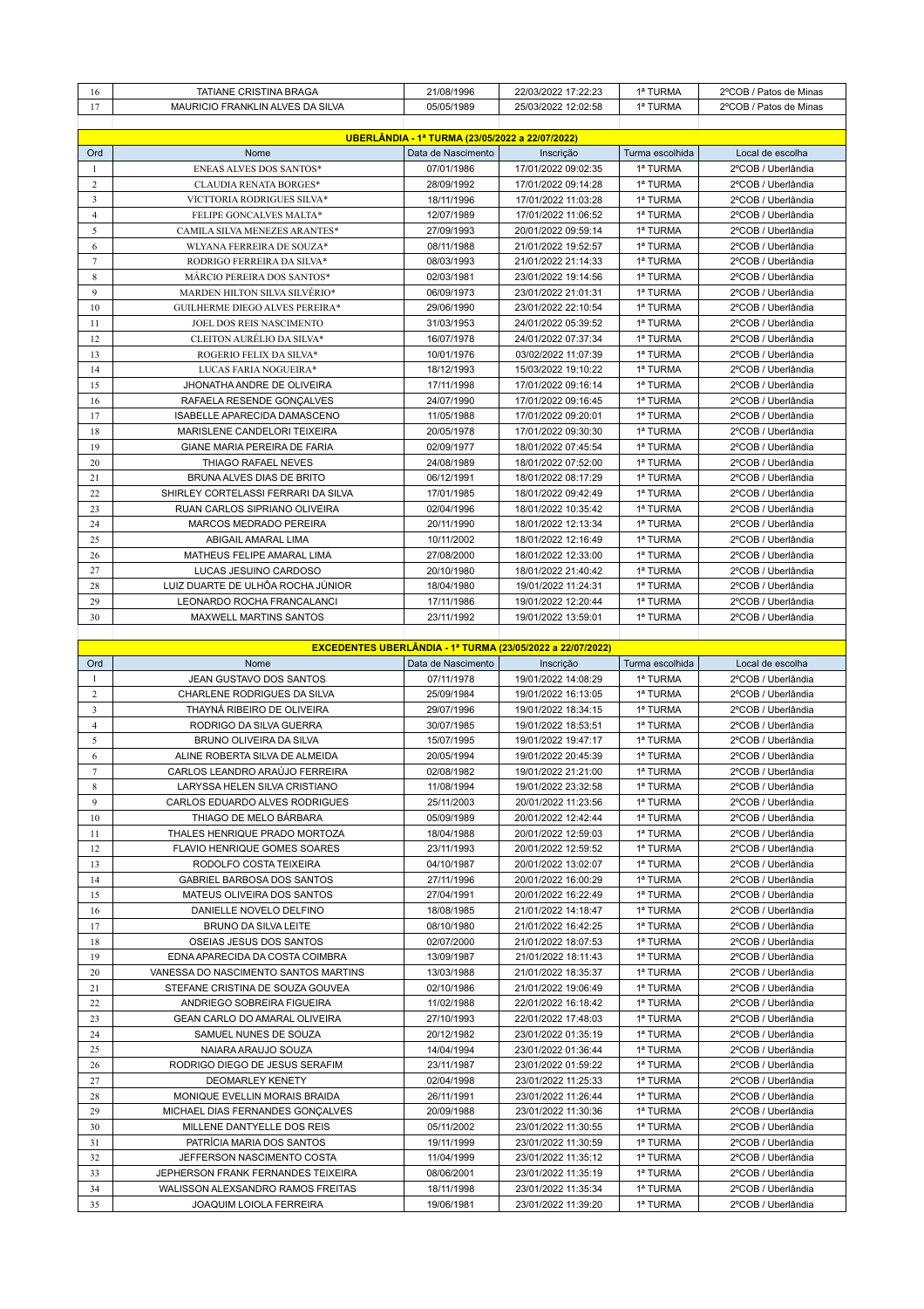| | | | | | |
|---|---|---|---|---|---|
| 16 | TATIANE CRISTINA BRAGA | 21/08/1996 | 22/03/2022 17:22:23 | 1ª TURMA | 2ºCOB / Patos de Minas |
| 17 | MAURICIO FRANKLIN ALVES DA SILVA | 05/05/1989 | 25/03/2022 12:02:58 | 1ª TURMA | 2ºCOB / Patos de Minas |

**UBERLÂNDIA - 1ª TURMA (23/05/2022 a 22/07/2022)**

| Ord | Nome | Data de Nascimento | Inscrição | Turma escolhida | Local de escolha |
|---|---|---|---|---|---|
| 1 | ENEAS ALVES DOS SANTOS* | 07/01/1986 | 17/01/2022 09:02:35 | 1ª TURMA | 2ºCOB / Uberlândia |
| 2 | CLAUDIA RENATA BORGES* | 28/09/1992 | 17/01/2022 09:14:28 | 1ª TURMA | 2ºCOB / Uberlândia |
| 3 | VICTTORIA RODRIGUES SILVA* | 18/11/1996 | 17/01/2022 11:03:28 | 1ª TURMA | 2ºCOB / Uberlândia |
| 4 | FELIPE GONCALVES MALTA* | 12/07/1989 | 17/01/2022 11:06:52 | 1ª TURMA | 2ºCOB / Uberlândia |
| 5 | CAMILA SILVA MENEZES ARANTES* | 27/09/1993 | 20/01/2022 09:59:14 | 1ª TURMA | 2ºCOB / Uberlândia |
| 6 | WLYANA FERREIRA DE SOUZA* | 08/11/1988 | 21/01/2022 19:52:57 | 1ª TURMA | 2ºCOB / Uberlândia |
| 7 | RODRIGO FERREIRA DA SILVA* | 08/03/1993 | 21/01/2022 21:14:33 | 1ª TURMA | 2ºCOB / Uberlândia |
| 8 | MÁRCIO PEREIRA DOS SANTOS* | 02/03/1981 | 23/01/2022 19:14:56 | 1ª TURMA | 2ºCOB / Uberlândia |
| 9 | MARDEN HILTON SILVA SILVÉRIO* | 06/09/1973 | 23/01/2022 21:01:31 | 1ª TURMA | 2ºCOB / Uberlândia |
| 10 | GUILHERME DIEGO ALVES PEREIRA* | 29/06/1990 | 23/01/2022 22:10:54 | 1ª TURMA | 2ºCOB / Uberlândia |
| 11 | JOEL DOS REIS NASCIMENTO | 31/03/1953 | 24/01/2022 05:39:52 | 1ª TURMA | 2ºCOB / Uberlândia |
| 12 | CLEITON AURÉLIO DA SILVA* | 16/07/1978 | 24/01/2022 07:37:34 | 1ª TURMA | 2ºCOB / Uberlândia |
| 13 | ROGERIO FELIX DA SILVA* | 10/01/1976 | 03/02/2022 11:07:39 | 1ª TURMA | 2ºCOB / Uberlândia |
| 14 | LUCAS FARIA NOGUEIRA* | 18/12/1993 | 15/03/2022 19:10:22 | 1ª TURMA | 2ºCOB / Uberlândia |
| 15 | JHONATHA ANDRE DE OLIVEIRA | 17/11/1998 | 17/01/2022 09:16:14 | 1ª TURMA | 2ºCOB / Uberlândia |
| 16 | RAFAELA RESENDE GONÇALVES | 24/07/1990 | 17/01/2022 09:16:45 | 1ª TURMA | 2ºCOB / Uberlândia |
| 17 | ISABELLE APARECIDA DAMASCENO | 11/05/1988 | 17/01/2022 09:20:01 | 1ª TURMA | 2ºCOB / Uberlândia |
| 18 | MARISLENE CANDELORI TEIXEIRA | 20/05/1978 | 17/01/2022 09:30:30 | 1ª TURMA | 2ºCOB / Uberlândia |
| 19 | GIANE MARIA PEREIRA DE FARIA | 02/09/1977 | 18/01/2022 07:45:54 | 1ª TURMA | 2ºCOB / Uberlândia |
| 20 | THIAGO RAFAEL NEVES | 24/08/1989 | 18/01/2022 07:52:00 | 1ª TURMA | 2ºCOB / Uberlândia |
| 21 | BRUNA ALVES DIAS DE BRITO | 06/12/1991 | 18/01/2022 08:17:29 | 1ª TURMA | 2ºCOB / Uberlândia |
| 22 | SHIRLEY CORTELASSI FERRARI DA SILVA | 17/01/1985 | 18/01/2022 09:42:49 | 1ª TURMA | 2ºCOB / Uberlândia |
| 23 | RUAN CARLOS SIPRIANO OLIVEIRA | 02/04/1996 | 18/01/2022 10:35:42 | 1ª TURMA | 2ºCOB / Uberlândia |
| 24 | MARCOS MEDRADO PEREIRA | 20/11/1990 | 18/01/2022 12:13:34 | 1ª TURMA | 2ºCOB / Uberlândia |
| 25 | ABIGAIL AMARAL LIMA | 10/11/2002 | 18/01/2022 12:16:49 | 1ª TURMA | 2ºCOB / Uberlândia |
| 26 | MATHEUS FELIPE AMARAL LIMA | 27/08/2000 | 18/01/2022 12:33:00 | 1ª TURMA | 2ºCOB / Uberlândia |
| 27 | LUCAS JESUINO CARDOSO | 20/10/1980 | 18/01/2022 21:40:42 | 1ª TURMA | 2ºCOB / Uberlândia |
| 28 | LUIZ DUARTE DE ULHÔA ROCHA JÚNIOR | 18/04/1980 | 19/01/2022 11:24:31 | 1ª TURMA | 2ºCOB / Uberlândia |
| 29 | LEONARDO ROCHA FRANCALANCI | 17/11/1986 | 19/01/2022 12:20:44 | 1ª TURMA | 2ºCOB / Uberlândia |
| 30 | MAXWELL MARTINS SANTOS | 23/11/1992 | 19/01/2022 13:59:01 | 1ª TURMA | 2ºCOB / Uberlândia |

**EXCEDENTES UBERLÂNDIA - 1ª TURMA (23/05/2022 a 22/07/2022)**

| Ord | Nome | Data de Nascimento | Inscrição | Turma escolhida | Local de escolha |
|---|---|---|---|---|---|
| 1 | JEAN GUSTAVO DOS SANTOS | 07/11/1978 | 19/01/2022 14:08:29 | 1ª TURMA | 2ºCOB / Uberlândia |
| 2 | CHARLENE RODRIGUES DA SILVA | 25/09/1984 | 19/01/2022 16:13:05 | 1ª TURMA | 2ºCOB / Uberlândia |
| 3 | THAYNÁ RIBEIRO DE OLIVEIRA | 29/07/1996 | 19/01/2022 18:34:15 | 1ª TURMA | 2ºCOB / Uberlândia |
| 4 | RODRIGO DA SILVA GUERRA | 30/07/1985 | 19/01/2022 18:53:51 | 1ª TURMA | 2ºCOB / Uberlândia |
| 5 | BRUNO OLIVEIRA DA SILVA | 15/07/1995 | 19/01/2022 19:47:17 | 1ª TURMA | 2ºCOB / Uberlândia |
| 6 | ALINE ROBERTA SILVA DE ALMEIDA | 20/05/1994 | 19/01/2022 20:45:39 | 1ª TURMA | 2ºCOB / Uberlândia |
| 7 | CARLOS LEANDRO ARAÚJO FERREIRA | 02/08/1982 | 19/01/2022 21:21:00 | 1ª TURMA | 2ºCOB / Uberlândia |
| 8 | LARYSSA HELEN SILVA CRISTIANO | 11/08/1994 | 19/01/2022 23:32:58 | 1ª TURMA | 2ºCOB / Uberlândia |
| 9 | CARLOS EDUARDO ALVES RODRIGUES | 25/11/2003 | 20/01/2022 11:23:56 | 1ª TURMA | 2ºCOB / Uberlândia |
| 10 | THIAGO DE MELO BÁRBARA | 05/09/1989 | 20/01/2022 12:42:44 | 1ª TURMA | 2ºCOB / Uberlândia |
| 11 | THALES HENRIQUE PRADO MORTOZA | 18/04/1988 | 20/01/2022 12:59:03 | 1ª TURMA | 2ºCOB / Uberlândia |
| 12 | FLAVIO HENRIQUE GOMES SOARES | 23/11/1993 | 20/01/2022 12:59:52 | 1ª TURMA | 2ºCOB / Uberlândia |
| 13 | RODOLFO COSTA TEIXEIRA | 04/10/1987 | 20/01/2022 13:02:07 | 1ª TURMA | 2ºCOB / Uberlândia |
| 14 | GABRIEL BARBOSA DOS SANTOS | 27/11/1996 | 20/01/2022 16:00:29 | 1ª TURMA | 2ºCOB / Uberlândia |
| 15 | MATEUS OLIVEIRA DOS SANTOS | 27/04/1991 | 20/01/2022 16:22:49 | 1ª TURMA | 2ºCOB / Uberlândia |
| 16 | DANIELLE NOVELO DELFINO | 18/08/1985 | 21/01/2022 14:18:47 | 1ª TURMA | 2ºCOB / Uberlândia |
| 17 | BRUNO DA SILVA LEITE | 08/10/1980 | 21/01/2022 16:42:25 | 1ª TURMA | 2ºCOB / Uberlândia |
| 18 | OSEIAS JESUS DOS SANTOS | 02/07/2000 | 21/01/2022 18:07:53 | 1ª TURMA | 2ºCOB / Uberlândia |
| 19 | EDNA APARECIDA DA COSTA COIMBRA | 13/09/1987 | 21/01/2022 18:11:43 | 1ª TURMA | 2ºCOB / Uberlândia |
| 20 | VANESSA DO NASCIMENTO SANTOS MARTINS | 13/03/1988 | 21/01/2022 18:35:37 | 1ª TURMA | 2ºCOB / Uberlândia |
| 21 | STEFANE CRISTINA DE SOUZA GOUVEA | 02/10/1986 | 21/01/2022 19:06:49 | 1ª TURMA | 2ºCOB / Uberlândia |
| 22 | ANDRIEGO SOBREIRA FIGUEIRA | 11/02/1988 | 22/01/2022 16:18:42 | 1ª TURMA | 2ºCOB / Uberlândia |
| 23 | GEAN CARLO DO AMARAL OLIVEIRA | 27/10/1993 | 22/01/2022 17:48:03 | 1ª TURMA | 2ºCOB / Uberlândia |
| 24 | SAMUEL NUNES DE SOUZA | 20/12/1982 | 23/01/2022 01:35:19 | 1ª TURMA | 2ºCOB / Uberlândia |
| 25 | NAIARA ARAUJO SOUZA | 14/04/1994 | 23/01/2022 01:36:44 | 1ª TURMA | 2ºCOB / Uberlândia |
| 26 | RODRIGO DIEGO DE JESUS SERAFIM | 23/11/1987 | 23/01/2022 01:59:22 | 1ª TURMA | 2ºCOB / Uberlândia |
| 27 | DEOMARLEY KENETY | 02/04/1998 | 23/01/2022 11:25:33 | 1ª TURMA | 2ºCOB / Uberlândia |
| 28 | MONIQUE EVELLIN MORAIS BRAIDA | 26/11/1991 | 23/01/2022 11:26:44 | 1ª TURMA | 2ºCOB / Uberlândia |
| 29 | MICHAEL DIAS FERNANDES GONÇALVES | 20/09/1988 | 23/01/2022 11:30:36 | 1ª TURMA | 2ºCOB / Uberlândia |
| 30 | MILLENE DANTYELLE DOS REIS | 05/11/2002 | 23/01/2022 11:30:55 | 1ª TURMA | 2ºCOB / Uberlândia |
| 31 | PATRÍCIA MARIA DOS SANTOS | 19/11/1999 | 23/01/2022 11:30:59 | 1ª TURMA | 2ºCOB / Uberlândia |
| 32 | JEFFERSON NASCIMENTO COSTA | 11/04/1999 | 23/01/2022 11:35:12 | 1ª TURMA | 2ºCOB / Uberlândia |
| 33 | JEPHERSON FRANK FERNANDES TEIXEIRA | 08/06/2001 | 23/01/2022 11:35:19 | 1ª TURMA | 2ºCOB / Uberlândia |
| 34 | WALISSON ALEXSANDRO RAMOS FREITAS | 18/11/1998 | 23/01/2022 11:35:34 | 1ª TURMA | 2ºCOB / Uberlândia |
| 35 | JOAQUIM LOIOLA FERREIRA | 19/06/1981 | 23/01/2022 11:39:20 | 1ª TURMA | 2ºCOB / Uberlândia |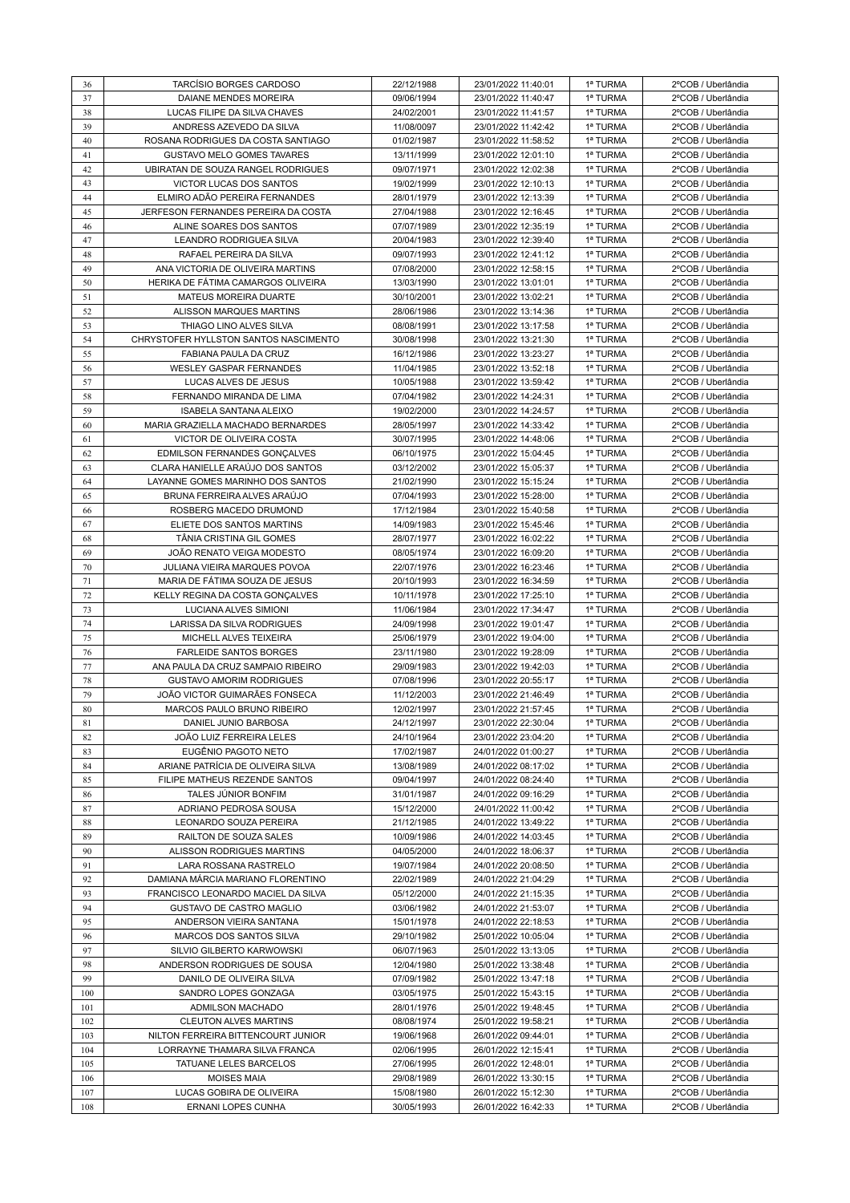| 36 | TARCÍSIO BORGES CARDOSO | 22/12/1988 | 23/01/2022 11:40:01 | 1ª TURMA | 2ºCOB / Uberlândia |
|---|---|---|---|---|---|
| 37 | DAIANE MENDES MOREIRA | 09/06/1994 | 23/01/2022 11:40:47 | 1ª TURMA | 2ºCOB / Uberlândia |
| 38 | LUCAS FILIPE DA SILVA CHAVES | 24/02/2001 | 23/01/2022 11:41:57 | 1ª TURMA | 2ºCOB / Uberlândia |
| 39 | ANDRESS AZEVEDO DA SILVA | 11/08/0097 | 23/01/2022 11:42:42 | 1ª TURMA | 2ºCOB / Uberlândia |
| 40 | ROSANA RODRIGUES DA COSTA SANTIAGO | 01/02/1987 | 23/01/2022 11:58:52 | 1ª TURMA | 2ºCOB / Uberlândia |
| 41 | GUSTAVO MELO GOMES TAVARES | 13/11/1999 | 23/01/2022 12:01:10 | 1ª TURMA | 2ºCOB / Uberlândia |
| 42 | UBIRATAN DE SOUZA RANGEL RODRIGUES | 09/07/1971 | 23/01/2022 12:02:38 | 1ª TURMA | 2ºCOB / Uberlândia |
| 43 | VICTOR LUCAS DOS SANTOS | 19/02/1999 | 23/01/2022 12:10:13 | 1ª TURMA | 2ºCOB / Uberlândia |
| 44 | ELMIRO ADÃO PEREIRA FERNANDES | 28/01/1979 | 23/01/2022 12:13:39 | 1ª TURMA | 2ºCOB / Uberlândia |
| 45 | JERFESON FERNANDES PEREIRA DA COSTA | 27/04/1988 | 23/01/2022 12:16:45 | 1ª TURMA | 2ºCOB / Uberlândia |
| 46 | ALINE SOARES DOS SANTOS | 07/07/1989 | 23/01/2022 12:35:19 | 1ª TURMA | 2ºCOB / Uberlândia |
| 47 | LEANDRO RODRIGUEA SILVA | 20/04/1983 | 23/01/2022 12:39:40 | 1ª TURMA | 2ºCOB / Uberlândia |
| 48 | RAFAEL PEREIRA DA SILVA | 09/07/1993 | 23/01/2022 12:41:12 | 1ª TURMA | 2ºCOB / Uberlândia |
| 49 | ANA VICTORIA DE OLIVEIRA MARTINS | 07/08/2000 | 23/01/2022 12:58:15 | 1ª TURMA | 2ºCOB / Uberlândia |
| 50 | HERIKA DE FÁTIMA CAMARGOS OLIVEIRA | 13/03/1990 | 23/01/2022 13:01:01 | 1ª TURMA | 2ºCOB / Uberlândia |
| 51 | MATEUS MOREIRA DUARTE | 30/10/2001 | 23/01/2022 13:02:21 | 1ª TURMA | 2ºCOB / Uberlândia |
| 52 | ALISSON MARQUES MARTINS | 28/06/1986 | 23/01/2022 13:14:36 | 1ª TURMA | 2ºCOB / Uberlândia |
| 53 | THIAGO LINO ALVES SILVA | 08/08/1991 | 23/01/2022 13:17:58 | 1ª TURMA | 2ºCOB / Uberlândia |
| 54 | CHRYSTOFER HYLLSTON SANTOS NASCIMENTO | 30/08/1998 | 23/01/2022 13:21:30 | 1ª TURMA | 2ºCOB / Uberlândia |
| 55 | FABIANA PAULA DA CRUZ | 16/12/1986 | 23/01/2022 13:23:27 | 1ª TURMA | 2ºCOB / Uberlândia |
| 56 | WESLEY GASPAR FERNANDES | 11/04/1985 | 23/01/2022 13:52:18 | 1ª TURMA | 2ºCOB / Uberlândia |
| 57 | LUCAS ALVES DE JESUS | 10/05/1988 | 23/01/2022 13:59:42 | 1ª TURMA | 2ºCOB / Uberlândia |
| 58 | FERNANDO MIRANDA DE LIMA | 07/04/1982 | 23/01/2022 14:24:31 | 1ª TURMA | 2ºCOB / Uberlândia |
| 59 | ISABELA SANTANA ALEIXO | 19/02/2000 | 23/01/2022 14:24:57 | 1ª TURMA | 2ºCOB / Uberlândia |
| 60 | MARIA GRAZIELLA MACHADO BERNARDES | 28/05/1997 | 23/01/2022 14:33:42 | 1ª TURMA | 2ºCOB / Uberlândia |
| 61 | VICTOR DE OLIVEIRA COSTA | 30/07/1995 | 23/01/2022 14:48:06 | 1ª TURMA | 2ºCOB / Uberlândia |
| 62 | EDMILSON FERNANDES GONÇALVES | 06/10/1975 | 23/01/2022 15:04:45 | 1ª TURMA | 2ºCOB / Uberlândia |
| 63 | CLARA HANIELLE ARAÚJO DOS SANTOS | 03/12/2002 | 23/01/2022 15:05:37 | 1ª TURMA | 2ºCOB / Uberlândia |
| 64 | LAYANNE GOMES MARINHO DOS SANTOS | 21/02/1990 | 23/01/2022 15:15:24 | 1ª TURMA | 2ºCOB / Uberlândia |
| 65 | BRUNA FERREIRA ALVES ARAÚJO | 07/04/1993 | 23/01/2022 15:28:00 | 1ª TURMA | 2ºCOB / Uberlândia |
| 66 | ROSBERG MACEDO DRUMOND | 17/12/1984 | 23/01/2022 15:40:58 | 1ª TURMA | 2ºCOB / Uberlândia |
| 67 | ELIETE DOS SANTOS MARTINS | 14/09/1983 | 23/01/2022 15:45:46 | 1ª TURMA | 2ºCOB / Uberlândia |
| 68 | TÂNIA CRISTINA GIL GOMES | 28/07/1977 | 23/01/2022 16:02:22 | 1ª TURMA | 2ºCOB / Uberlândia |
| 69 | JOÃO RENATO VEIGA MODESTO | 08/05/1974 | 23/01/2022 16:09:20 | 1ª TURMA | 2ºCOB / Uberlândia |
| 70 | JULIANA VIEIRA MARQUES POVOA | 22/07/1976 | 23/01/2022 16:23:46 | 1ª TURMA | 2ºCOB / Uberlândia |
| 71 | MARIA DE FÁTIMA SOUZA DE JESUS | 20/10/1993 | 23/01/2022 16:34:59 | 1ª TURMA | 2ºCOB / Uberlândia |
| 72 | KELLY REGINA DA COSTA GONÇALVES | 10/11/1978 | 23/01/2022 17:25:10 | 1ª TURMA | 2ºCOB / Uberlândia |
| 73 | LUCIANA ALVES SIMIONI | 11/06/1984 | 23/01/2022 17:34:47 | 1ª TURMA | 2ºCOB / Uberlândia |
| 74 | LARISSA DA SILVA RODRIGUES | 24/09/1998 | 23/01/2022 19:01:47 | 1ª TURMA | 2ºCOB / Uberlândia |
| 75 | MICHELL ALVES TEIXEIRA | 25/06/1979 | 23/01/2022 19:04:00 | 1ª TURMA | 2ºCOB / Uberlândia |
| 76 | FARLEIDE SANTOS BORGES | 23/11/1980 | 23/01/2022 19:28:09 | 1ª TURMA | 2ºCOB / Uberlândia |
| 77 | ANA PAULA DA CRUZ SAMPAIO RIBEIRO | 29/09/1983 | 23/01/2022 19:42:03 | 1ª TURMA | 2ºCOB / Uberlândia |
| 78 | GUSTAVO AMORIM RODRIGUES | 07/08/1996 | 23/01/2022 20:55:17 | 1ª TURMA | 2ºCOB / Uberlândia |
| 79 | JOÃO VICTOR GUIMARÃES FONSECA | 11/12/2003 | 23/01/2022 21:46:49 | 1ª TURMA | 2ºCOB / Uberlândia |
| 80 | MARCOS PAULO BRUNO RIBEIRO | 12/02/1997 | 23/01/2022 21:57:45 | 1ª TURMA | 2ºCOB / Uberlândia |
| 81 | DANIEL JUNIO BARBOSA | 24/12/1997 | 23/01/2022 22:30:04 | 1ª TURMA | 2ºCOB / Uberlândia |
| 82 | JOÃO LUIZ FERREIRA LELES | 24/10/1964 | 23/01/2022 23:04:20 | 1ª TURMA | 2ºCOB / Uberlândia |
| 83 | EUGÊNIO PAGOTO NETO | 17/02/1987 | 24/01/2022 01:00:27 | 1ª TURMA | 2ºCOB / Uberlândia |
| 84 | ARIANE PATRÍCIA DE OLIVEIRA SILVA | 13/08/1989 | 24/01/2022 08:17:02 | 1ª TURMA | 2ºCOB / Uberlândia |
| 85 | FILIPE MATHEUS REZENDE SANTOS | 09/04/1997 | 24/01/2022 08:24:40 | 1ª TURMA | 2ºCOB / Uberlândia |
| 86 | TALES JÚNIOR BONFIM | 31/01/1987 | 24/01/2022 09:16:29 | 1ª TURMA | 2ºCOB / Uberlândia |
| 87 | ADRIANO PEDROSA SOUSA | 15/12/2000 | 24/01/2022 11:00:42 | 1ª TURMA | 2ºCOB / Uberlândia |
| 88 | LEONARDO SOUZA PEREIRA | 21/12/1985 | 24/01/2022 13:49:22 | 1ª TURMA | 2ºCOB / Uberlândia |
| 89 | RAILTON DE SOUZA SALES | 10/09/1986 | 24/01/2022 14:03:45 | 1ª TURMA | 2ºCOB / Uberlândia |
| 90 | ALISSON RODRIGUES MARTINS | 04/05/2000 | 24/01/2022 18:06:37 | 1ª TURMA | 2ºCOB / Uberlândia |
| 91 | LARA ROSSANA RASTRELO | 19/07/1984 | 24/01/2022 20:08:50 | 1ª TURMA | 2ºCOB / Uberlândia |
| 92 | DAMIANA MÁRCIA MARIANO FLORENTINO | 22/02/1989 | 24/01/2022 21:04:29 | 1ª TURMA | 2ºCOB / Uberlândia |
| 93 | FRANCISCO LEONARDO MACIEL DA SILVA | 05/12/2000 | 24/01/2022 21:15:35 | 1ª TURMA | 2ºCOB / Uberlândia |
| 94 | GUSTAVO DE CASTRO MAGLIO | 03/06/1982 | 24/01/2022 21:53:07 | 1ª TURMA | 2ºCOB / Uberlândia |
| 95 | ANDERSON VIEIRA SANTANA | 15/01/1978 | 24/01/2022 22:18:53 | 1ª TURMA | 2ºCOB / Uberlândia |
| 96 | MARCOS DOS SANTOS SILVA | 29/10/1982 | 25/01/2022 10:05:04 | 1ª TURMA | 2ºCOB / Uberlândia |
| 97 | SILVIO GILBERTO KARWOWSKI | 06/07/1963 | 25/01/2022 13:13:05 | 1ª TURMA | 2ºCOB / Uberlândia |
| 98 | ANDERSON RODRIGUES DE SOUSA | 12/04/1980 | 25/01/2022 13:38:48 | 1ª TURMA | 2ºCOB / Uberlândia |
| 99 | DANILO DE OLIVEIRA SILVA | 07/09/1982 | 25/01/2022 13:47:18 | 1ª TURMA | 2ºCOB / Uberlândia |
| 100 | SANDRO LOPES GONZAGA | 03/05/1975 | 25/01/2022 15:43:15 | 1ª TURMA | 2ºCOB / Uberlândia |
| 101 | ADMILSON MACHADO | 28/01/1976 | 25/01/2022 19:48:45 | 1ª TURMA | 2ºCOB / Uberlândia |
| 102 | CLEUTON ALVES MARTINS | 08/08/1974 | 25/01/2022 19:58:21 | 1ª TURMA | 2ºCOB / Uberlândia |
| 103 | NILTON FERREIRA BITTENCOURT JUNIOR | 19/06/1968 | 26/01/2022 09:44:01 | 1ª TURMA | 2ºCOB / Uberlândia |
| 104 | LORRAYNE THAMARA SILVA FRANCA | 02/06/1995 | 26/01/2022 12:15:41 | 1ª TURMA | 2ºCOB / Uberlândia |
| 105 | TATUANE LELES BARCELOS | 27/06/1995 | 26/01/2022 12:48:01 | 1ª TURMA | 2ºCOB / Uberlândia |
| 106 | MOISES MAIA | 29/08/1989 | 26/01/2022 13:30:15 | 1ª TURMA | 2ºCOB / Uberlândia |
| 107 | LUCAS GOBIRA DE OLIVEIRA | 15/08/1980 | 26/01/2022 15:12:30 | 1ª TURMA | 2ºCOB / Uberlândia |
| 108 | ERNANI LOPES CUNHA | 30/05/1993 | 26/01/2022 16:42:33 | 1ª TURMA | 2ºCOB / Uberlândia |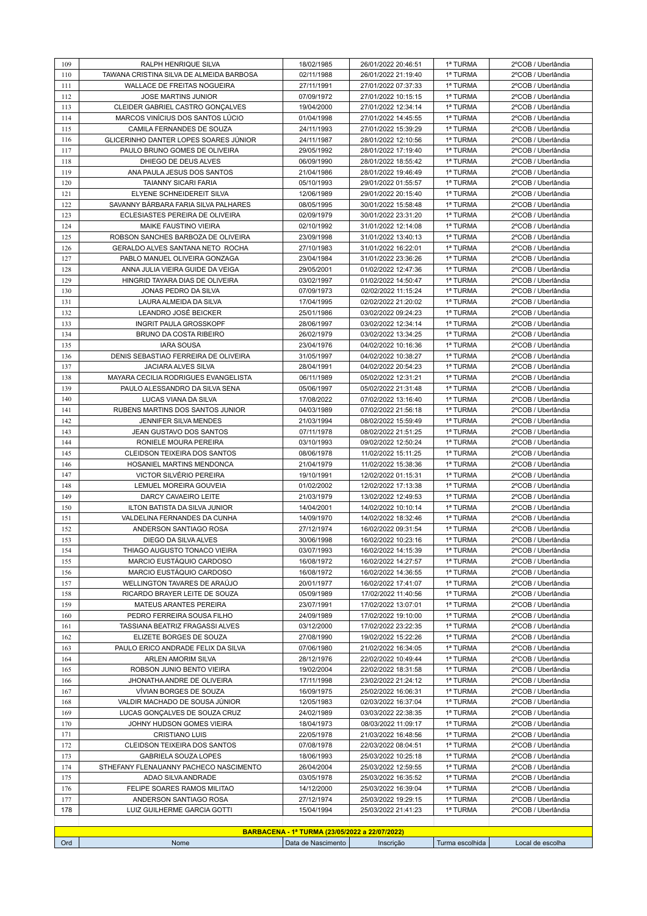| | | | | | |
|---|---|---|---|---|---|
| 109 | RALPH HENRIQUE SILVA | 18/02/1985 | 26/01/2022 20:46:51 | 1ª TURMA | 2ºCOB / Uberlândia |
| 110 | TAWANA CRISTINA SILVA DE ALMEIDA BARBOSA | 02/11/1988 | 26/01/2022 21:19:40 | 1ª TURMA | 2ºCOB / Uberlândia |
| 111 | WALLACE DE FREITAS NOGUEIRA | 27/11/1991 | 27/01/2022 07:37:33 | 1ª TURMA | 2ºCOB / Uberlândia |
| 112 | JOSE MARTINS JUNIOR | 07/09/1972 | 27/01/2022 10:15:15 | 1ª TURMA | 2ºCOB / Uberlândia |
| 113 | CLEIDER GABRIEL CASTRO GONÇALVES | 19/04/2000 | 27/01/2022 12:34:14 | 1ª TURMA | 2ºCOB / Uberlândia |
| 114 | MARCOS VINÍCIUS DOS SANTOS LÚCIO | 01/04/1998 | 27/01/2022 14:45:55 | 1ª TURMA | 2ºCOB / Uberlândia |
| 115 | CAMILA FERNANDES DE SOUZA | 24/11/1993 | 27/01/2022 15:39:29 | 1ª TURMA | 2ºCOB / Uberlândia |
| 116 | GLICERINHO DANTER LOPES SOARES JÚNIOR | 24/11/1987 | 28/01/2022 12:10:56 | 1ª TURMA | 2ºCOB / Uberlândia |
| 117 | PAULO BRUNO GOMES DE OLIVEIRA | 29/05/1992 | 28/01/2022 17:19:40 | 1ª TURMA | 2ºCOB / Uberlândia |
| 118 | DHIEGO DE DEUS ALVES | 06/09/1990 | 28/01/2022 18:55:42 | 1ª TURMA | 2ºCOB / Uberlândia |
| 119 | ANA PAULA JESUS DOS SANTOS | 21/04/1986 | 28/01/2022 19:46:49 | 1ª TURMA | 2ºCOB / Uberlândia |
| 120 | TAIANNY SICARI FARIA | 05/10/1993 | 29/01/2022 01:55:57 | 1ª TURMA | 2ºCOB / Uberlândia |
| 121 | ELYENE SCHNEIDEREIT SILVA | 12/06/1989 | 29/01/2022 20:15:40 | 1ª TURMA | 2ºCOB / Uberlândia |
| 122 | SAVANNY BÁRBARA FARIA SILVA PALHARES | 08/05/1995 | 30/01/2022 15:58:48 | 1ª TURMA | 2ºCOB / Uberlândia |
| 123 | ECLESIASTES PEREIRA DE OLIVEIRA | 02/09/1979 | 30/01/2022 23:31:20 | 1ª TURMA | 2ºCOB / Uberlândia |
| 124 | MAIKE FAUSTINO VIEIRA | 02/10/1992 | 31/01/2022 12:14:08 | 1ª TURMA | 2ºCOB / Uberlândia |
| 125 | ROBSON SANCHES BARBOZA DE OLIVEIRA | 23/09/1998 | 31/01/2022 13:40:13 | 1ª TURMA | 2ºCOB / Uberlândia |
| 126 | GERALDO ALVES SANTANA NETO ROCHA | 27/10/1983 | 31/01/2022 16:22:01 | 1ª TURMA | 2ºCOB / Uberlândia |
| 127 | PABLO MANUEL OLIVEIRA GONZAGA | 23/04/1984 | 31/01/2022 23:36:26 | 1ª TURMA | 2ºCOB / Uberlândia |
| 128 | ANNA JULIA VIEIRA GUIDE DA VEIGA | 29/05/2001 | 01/02/2022 12:47:36 | 1ª TURMA | 2ºCOB / Uberlândia |
| 129 | HINGRID TAYARA DIAS DE OLIVEIRA | 03/02/1997 | 01/02/2022 14:50:47 | 1ª TURMA | 2ºCOB / Uberlândia |
| 130 | JONAS PEDRO DA SILVA | 07/09/1973 | 02/02/2022 11:15:24 | 1ª TURMA | 2ºCOB / Uberlândia |
| 131 | LAURA ALMEIDA DA SILVA | 17/04/1995 | 02/02/2022 21:20:02 | 1ª TURMA | 2ºCOB / Uberlândia |
| 132 | LEANDRO JOSÉ BEICKER | 25/01/1986 | 03/02/2022 09:24:23 | 1ª TURMA | 2ºCOB / Uberlândia |
| 133 | INGRIT PAULA GROSSKOPF | 28/06/1997 | 03/02/2022 12:34:14 | 1ª TURMA | 2ºCOB / Uberlândia |
| 134 | BRUNO DA COSTA RIBEIRO | 26/02/1979 | 03/02/2022 13:34:25 | 1ª TURMA | 2ºCOB / Uberlândia |
| 135 | IARA SOUSA | 23/04/1976 | 04/02/2022 10:16:36 | 1ª TURMA | 2ºCOB / Uberlândia |
| 136 | DENIS SEBASTIAO FERREIRA DE OLIVEIRA | 31/05/1997 | 04/02/2022 10:38:27 | 1ª TURMA | 2ºCOB / Uberlândia |
| 137 | JACIARA ALVES SILVA | 28/04/1991 | 04/02/2022 20:54:23 | 1ª TURMA | 2ºCOB / Uberlândia |
| 138 | MAYARA CECILIA RODRIGUES EVANGELISTA | 06/11/1989 | 05/02/2022 12:31:21 | 1ª TURMA | 2ºCOB / Uberlândia |
| 139 | PAULO ALESSANDRO DA SILVA SENA | 05/06/1997 | 05/02/2022 21:31:48 | 1ª TURMA | 2ºCOB / Uberlândia |
| 140 | LUCAS VIANA DA SILVA | 17/08/2022 | 07/02/2022 13:16:40 | 1ª TURMA | 2ºCOB / Uberlândia |
| 141 | RUBENS MARTINS DOS SANTOS JUNIOR | 04/03/1989 | 07/02/2022 21:56:18 | 1ª TURMA | 2ºCOB / Uberlândia |
| 142 | JENNIFER SILVA MENDES | 21/03/1994 | 08/02/2022 15:59:49 | 1ª TURMA | 2ºCOB / Uberlândia |
| 143 | JEAN GUSTAVO DOS SANTOS | 07/11/1978 | 08/02/2022 21:51:25 | 1ª TURMA | 2ºCOB / Uberlândia |
| 144 | RONIELE MOURA PEREIRA | 03/10/1993 | 09/02/2022 12:50:24 | 1ª TURMA | 2ºCOB / Uberlândia |
| 145 | CLEIDSON TEIXEIRA DOS SANTOS | 08/06/1978 | 11/02/2022 15:11:25 | 1ª TURMA | 2ºCOB / Uberlândia |
| 146 | HOSANIEL MARTINS MENDONCA | 21/04/1979 | 11/02/2022 15:38:36 | 1ª TURMA | 2ºCOB / Uberlândia |
| 147 | VICTOR SILVÉRIO PEREIRA | 19/10/1991 | 12/02/2022 01:15:31 | 1ª TURMA | 2ºCOB / Uberlândia |
| 148 | LEMUEL MOREIRA GOUVEIA | 01/02/2002 | 12/02/2022 17:13:38 | 1ª TURMA | 2ºCOB / Uberlândia |
| 149 | DARCY CAVAEIRO LEITE | 21/03/1979 | 13/02/2022 12:49:53 | 1ª TURMA | 2ºCOB / Uberlândia |
| 150 | ILTON BATISTA DA SILVA JUNIOR | 14/04/2001 | 14/02/2022 10:10:14 | 1ª TURMA | 2ºCOB / Uberlândia |
| 151 | VALDELINA FERNANDES DA CUNHA | 14/09/1970 | 14/02/2022 18:32:46 | 1ª TURMA | 2ºCOB / Uberlândia |
| 152 | ANDERSON SANTIAGO ROSA | 27/12/1974 | 16/02/2022 09:31:54 | 1ª TURMA | 2ºCOB / Uberlândia |
| 153 | DIEGO DA SILVA ALVES | 30/06/1998 | 16/02/2022 10:23:16 | 1ª TURMA | 2ºCOB / Uberlândia |
| 154 | THIAGO AUGUSTO TONACO VIEIRA | 03/07/1993 | 16/02/2022 14:15:39 | 1ª TURMA | 2ºCOB / Uberlândia |
| 155 | MARCIO EUSTÁQUIO CARDOSO | 16/08/1972 | 16/02/2022 14:27:57 | 1ª TURMA | 2ºCOB / Uberlândia |
| 156 | MARCIO EUSTÁQUIO CARDOSO | 16/08/1972 | 16/02/2022 14:36:55 | 1ª TURMA | 2ºCOB / Uberlândia |
| 157 | WELLINGTON TAVARES DE ARAÚJO | 20/01/1977 | 16/02/2022 17:41:07 | 1ª TURMA | 2ºCOB / Uberlândia |
| 158 | RICARDO BRAYER LEITE DE SOUZA | 05/09/1989 | 17/02/2022 11:40:56 | 1ª TURMA | 2ºCOB / Uberlândia |
| 159 | MATEUS ARANTES PEREIRA | 23/07/1991 | 17/02/2022 13:07:01 | 1ª TURMA | 2ºCOB / Uberlândia |
| 160 | PEDRO FERREIRA SOUSA FILHO | 24/09/1989 | 17/02/2022 19:10:00 | 1ª TURMA | 2ºCOB / Uberlândia |
| 161 | TASSIANA BEATRIZ FRAGASSI ALVES | 03/12/2000 | 17/02/2022 23:22:35 | 1ª TURMA | 2ºCOB / Uberlândia |
| 162 | ELIZETE BORGES DE SOUZA | 27/08/1990 | 19/02/2022 15:22:26 | 1ª TURMA | 2ºCOB / Uberlândia |
| 163 | PAULO ERICO ANDRADE FELIX DA SILVA | 07/06/1980 | 21/02/2022 16:34:05 | 1ª TURMA | 2ºCOB / Uberlândia |
| 164 | ARLEN AMORIM SILVA | 28/12/1976 | 22/02/2022 10:49:44 | 1ª TURMA | 2ºCOB / Uberlândia |
| 165 | ROBSON JUNIO BENTO VIEIRA | 19/02/2004 | 22/02/2022 18:31:58 | 1ª TURMA | 2ºCOB / Uberlândia |
| 166 | JHONATHA ANDRE DE OLIVEIRA | 17/11/1998 | 23/02/2022 21:24:12 | 1ª TURMA | 2ºCOB / Uberlândia |
| 167 | VÍVIAN BORGES DE SOUZA | 16/09/1975 | 25/02/2022 16:06:31 | 1ª TURMA | 2ºCOB / Uberlândia |
| 168 | VALDIR MACHADO DE SOUSA JÚNIOR | 12/05/1983 | 02/03/2022 16:37:04 | 1ª TURMA | 2ºCOB / Uberlândia |
| 169 | LUCAS GONÇALVES DE SOUZA CRUZ | 24/02/1989 | 03/03/2022 22:38:35 | 1ª TURMA | 2ºCOB / Uberlândia |
| 170 | JOHNY HUDSON GOMES VIEIRA | 18/04/1973 | 08/03/2022 11:09:17 | 1ª TURMA | 2ºCOB / Uberlândia |
| 171 | CRISTIANO LUIS | 22/05/1978 | 21/03/2022 16:48:56 | 1ª TURMA | 2ºCOB / Uberlândia |
| 172 | CLEIDSON TEIXEIRA DOS SANTOS | 07/08/1978 | 22/03/2022 08:04:51 | 1ª TURMA | 2ºCOB / Uberlândia |
| 173 | GABRIELA SOUZA LOPES | 18/06/1993 | 25/03/2022 10:25:18 | 1ª TURMA | 2ºCOB / Uberlândia |
| 174 | STHEFANY FLENAUANNY PACHECO NASCIMENTO | 26/04/2004 | 25/03/2022 12:59:55 | 1ª TURMA | 2ºCOB / Uberlândia |
| 175 | ADAO SILVA ANDRADE | 03/05/1978 | 25/03/2022 16:35:52 | 1ª TURMA | 2ºCOB / Uberlândia |
| 176 | FELIPE SOARES RAMOS MILITAO | 14/12/2000 | 25/03/2022 16:39:04 | 1ª TURMA | 2ºCOB / Uberlândia |
| 177 | ANDERSON SANTIAGO ROSA | 27/12/1974 | 25/03/2022 19:29:15 | 1ª TURMA | 2ºCOB / Uberlândia |
| 178 | LUIZ GUILHERME GARCIA GOTTI | 15/04/1994 | 25/03/2022 21:41:23 | 1ª TURMA | 2ºCOB / Uberlândia |

**BARBACENA - 1ª TURMA (23/05/2022 a 22/07/2022)**

| Ord | Nome | Data de Nascimento | Inscrição | Turma escolhida | Local de escolha |
|---|---|---|---|---|---|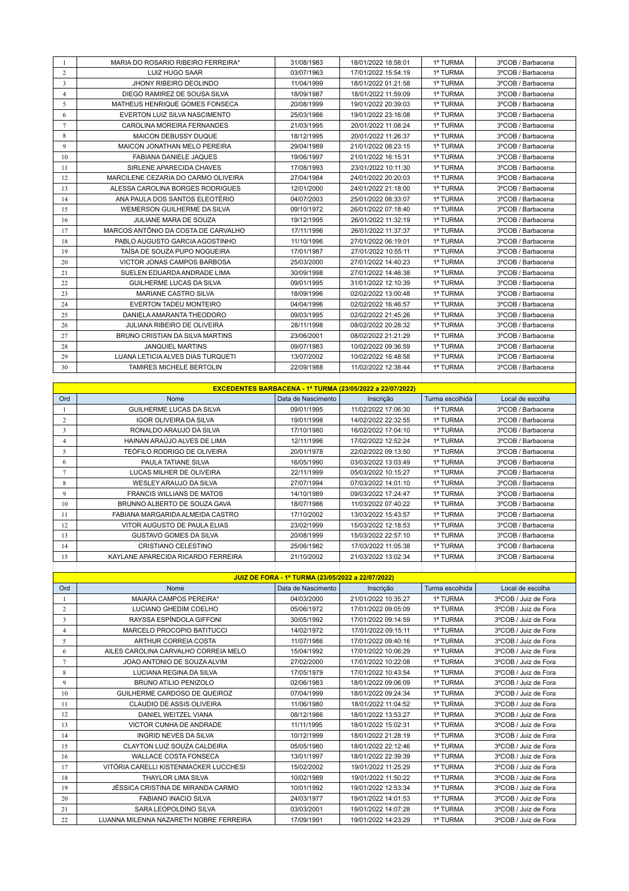| | | | | | |
|---|---|---|---|---|---|
| 1 | MARIA DO ROSARIO RIBEIRO FERREIRA* | 31/08/1983 | 18/01/2022 18:58:01 | 1ª TURMA | 3ºCOB / Barbacena |
| 2 | LUIZ HUGO SAAR | 03/07/1963 | 17/01/2022 15:54:19 | 1ª TURMA | 3ºCOB / Barbacena |
| 3 | JHONY RIBEIRO DEOLINDO | 11/04/1999 | 18/01/2022 01:21:58 | 1ª TURMA | 3ºCOB / Barbacena |
| 4 | DIEGO RAMIREZ DE SOUSA SILVA | 18/09/1987 | 18/01/2022 11:59:09 | 1ª TURMA | 3ºCOB / Barbacena |
| 5 | MATHEUS HENRIQUE GOMES FONSECA | 20/08/1999 | 19/01/2022 20:39:03 | 1ª TURMA | 3ºCOB / Barbacena |
| 6 | EVERTON LUIZ SILVA NASCIMENTO | 25/03/1986 | 19/01/2022 23:16:08 | 1ª TURMA | 3ºCOB / Barbacena |
| 7 | CAROLINA MOREIRA FERNANDES | 21/03/1995 | 20/01/2022 11:08:24 | 1ª TURMA | 3ºCOB / Barbacena |
| 8 | MAICON DEBUSSY DUQUE | 18/12/1995 | 20/01/2022 11:26:37 | 1ª TURMA | 3ºCOB / Barbacena |
| 9 | MAICON JONATHAN MELO PEREIRA | 29/04/1989 | 21/01/2022 08:23:15 | 1ª TURMA | 3ºCOB / Barbacena |
| 10 | FABIANA DANIELE JAQUES | 19/06/1997 | 21/01/2022 16:15:31 | 1ª TURMA | 3ºCOB / Barbacena |
| 11 | SIRLENE APARECIDA CHAVES | 17/08/1993 | 23/01/2022 10:11:30 | 1ª TURMA | 3ºCOB / Barbacena |
| 12 | MARCILENE CEZARIA DO CARMO OLIVEIRA | 27/04/1984 | 24/01/2022 20:20:03 | 1ª TURMA | 3ºCOB / Barbacena |
| 13 | ALESSA CAROLINA BORGES RODRIGUES | 12/01/2000 | 24/01/2022 21:18:00 | 1ª TURMA | 3ºCOB / Barbacena |
| 14 | ANA PAULA DOS SANTOS ELEOTÉRIO | 04/07/2003 | 25/01/2022 08:33:07 | 1ª TURMA | 3ºCOB / Barbacena |
| 15 | WEMERSON GUILHERME DA SILVA | 09/10/1972 | 26/01/2022 07:18:40 | 1ª TURMA | 3ºCOB / Barbacena |
| 16 | JULIANE MARA DE SOUZA | 19/12/1995 | 26/01/2022 11:32:19 | 1ª TURMA | 3ºCOB / Barbacena |
| 17 | MARCOS ANTÔNIO DA COSTA DE CARVALHO | 17/11/1996 | 26/01/2022 11:37:37 | 1ª TURMA | 3ºCOB / Barbacena |
| 18 | PABLO AUGUSTO GARCIA AGOSTINHO | 11/10/1996 | 27/01/2022 06:19:01 | 1ª TURMA | 3ºCOB / Barbacena |
| 19 | TAÍSA DE SOUZA PUPO NOGUEIRA | 17/01/1987 | 27/01/2022 10:55:11 | 1ª TURMA | 3ºCOB / Barbacena |
| 20 | VICTOR JONAS CAMPOS BARBOSA | 25/03/2000 | 27/01/2022 14:40:23 | 1ª TURMA | 3ºCOB / Barbacena |
| 21 | SUELEN EDUARDA ANDRADE LIMA | 30/09/1998 | 27/01/2022 14:46:38 | 1ª TURMA | 3ºCOB / Barbacena |
| 22 | GUILHERME LUCAS DA SILVA | 09/01/1995 | 31/01/2022 12:10:39 | 1ª TURMA | 3ºCOB / Barbacena |
| 23 | MARIANE CASTRO SILVA | 18/09/1996 | 02/02/2022 13:00:48 | 1ª TURMA | 3ºCOB / Barbacena |
| 24 | EVERTON TADEU MONTEIRO | 04/04/1996 | 02/02/2022 16:46:57 | 1ª TURMA | 3ºCOB / Barbacena |
| 25 | DANIELA AMARANTA THEODORO | 09/03/1995 | 02/02/2022 21:45:26 | 1ª TURMA | 3ºCOB / Barbacena |
| 26 | JULIANA RIBEIRO DE OLIVEIRA | 28/11/1998 | 08/02/2022 20:28:32 | 1ª TURMA | 3ºCOB / Barbacena |
| 27 | BRUNO CRISTIAN DA SILVA MARTINS | 23/06/2001 | 08/02/2022 21:21:29 | 1ª TURMA | 3ºCOB / Barbacena |
| 28 | JANQUIEL MARTINS | 09/07/1983 | 10/02/2022 09:36:59 | 1ª TURMA | 3ºCOB / Barbacena |
| 29 | LUANA LETICIA ALVES DIAS TURQUETI | 13/07/2002 | 10/02/2022 16:48:58 | 1ª TURMA | 3ºCOB / Barbacena |
| 30 | TAMIRES MICHELE BERTOLIN | 22/09/1988 | 11/02/2022 12:38:44 | 1ª TURMA | 3ºCOB / Barbacena |

**EXCEDENTES BARBACENA - 1ª TURMA (23/05/2022 a 22/07/2022)**

| Ord | Nome | Data de Nascimento | Inscrição | Turma escolhida | Local de escolha |
|---|---|---|---|---|---|
| 1 | GUILHERME LUCAS DA SILVA | 09/01/1995 | 11/02/2022 17:06:30 | 1ª TURMA | 3ºCOB / Barbacena |
| 2 | IGOR OLIVEIRA DA SILVA | 19/01/1998 | 14/02/2022 22:32:55 | 1ª TURMA | 3ºCOB / Barbacena |
| 3 | RONALDO ARAUJO DA SILVA | 17/10/1980 | 16/02/2022 17:04:10 | 1ª TURMA | 3ºCOB / Barbacena |
| 4 | HAINAN ARAÚJO ALVES DE LIMA | 12/11/1996 | 17/02/2022 12:52:24 | 1ª TURMA | 3ºCOB / Barbacena |
| 5 | TEÓFILO RODRIGO DE OLIVEIRA | 20/01/1978 | 22/02/2022 09:13:50 | 1ª TURMA | 3ºCOB / Barbacena |
| 6 | PAULA TATIANE SILVA | 16/05/1990 | 03/03/2022 13:03:49 | 1ª TURMA | 3ºCOB / Barbacena |
| 7 | LUCAS MILHER DE OLIVEIRA | 22/11/1999 | 05/03/2022 10:15:27 | 1ª TURMA | 3ºCOB / Barbacena |
| 8 | WESLEY ARAUJO DA SILVA | 27/07/1994 | 07/03/2022 14:01:10 | 1ª TURMA | 3ºCOB / Barbacena |
| 9 | FRANCIS WILLIANS DE MATOS | 14/10/1989 | 09/03/2022 17:24:47 | 1ª TURMA | 3ºCOB / Barbacena |
| 10 | BRUNNO ALBERTO DE SOUZA GAVA | 18/07/1986 | 11/03/2022 07:40:22 | 1ª TURMA | 3ºCOB / Barbacena |
| 11 | FABIANA MARGARIDA ALMEIDA CASTRO | 17/10/2002 | 13/03/2022 15:43:57 | 1ª TURMA | 3ºCOB / Barbacena |
| 12 | VITOR AUGUSTO DE PAULA ELIAS | 23/02/1999 | 15/03/2022 12:18:53 | 1ª TURMA | 3ºCOB / Barbacena |
| 13 | GUSTAVO GOMES DA SILVA | 20/08/1999 | 15/03/2022 22:57:10 | 1ª TURMA | 3ºCOB / Barbacena |
| 14 | CRISTIANO CELESTINO | 25/06/1982 | 17/03/2022 11:05:38 | 1ª TURMA | 3ºCOB / Barbacena |
| 15 | KAYLANE APARECIDA RICARDO FERREIRA | 21/10/2002 | 21/03/2022 13:02:34 | 1ª TURMA | 3ºCOB / Barbacena |

**JUIZ DE FORA - 1ª TURMA (23/05/2022 a 22/07/2022)**

| Ord | Nome | Data de Nascimento | Inscrição | Turma escolhida | Local de escolha |
|---|---|---|---|---|---|
| 1 | MAIARA CAMPOS PEREIRA* | 04/03/2000 | 21/01/2022 10:35:27 | 1ª TURMA | 3ºCOB / Juiz de Fora |
| 2 | LUCIANO GHEDIM COELHO | 05/06/1972 | 17/01/2022 09:05:09 | 1ª TURMA | 3ºCOB / Juiz de Fora |
| 3 | RAYSSA ESPÍNDOLA GIFFONI | 30/05/1992 | 17/01/2022 09:14:59 | 1ª TURMA | 3ºCOB / Juiz de Fora |
| 4 | MARCELO PROCOPIO BATITUCCI | 14/02/1972 | 17/01/2022 09:15:11 | 1ª TURMA | 3ºCOB / Juiz de Fora |
| 5 | ARTHUR CORREIA COSTA | 11/07/1986 | 17/01/2022 09:40:16 | 1ª TURMA | 3ºCOB / Juiz de Fora |
| 6 | AILES CAROLINA CARVALHO CORREIA MELO | 15/04/1992 | 17/01/2022 10:06:29 | 1ª TURMA | 3ºCOB / Juiz de Fora |
| 7 | JOAO ANTONIO DE SOUZA ALVIM | 27/02/2000 | 17/01/2022 10:22:08 | 1ª TURMA | 3ºCOB / Juiz de Fora |
| 8 | LUCIANA REGINA DA SILVA | 17/05/1979 | 17/01/2022 10:43:54 | 1ª TURMA | 3ºCOB / Juiz de Fora |
| 9 | BRUNO ATILIO PENIZOLO | 02/06/1983 | 18/01/2022 09:06:09 | 1ª TURMA | 3ºCOB / Juiz de Fora |
| 10 | GUILHERME CARDOSO DE QUEIROZ | 07/04/1999 | 18/01/2022 09:24:34 | 1ª TURMA | 3ºCOB / Juiz de Fora |
| 11 | CLAUDIO DE ASSIS OLIVEIRA | 11/06/1980 | 18/01/2022 11:04:52 | 1ª TURMA | 3ºCOB / Juiz de Fora |
| 12 | DANIEL WEITZEL VIANA | 08/12/1986 | 18/01/2022 13:53:27 | 1ª TURMA | 3ºCOB / Juiz de Fora |
| 13 | VICTOR CUNHA DE ANDRADE | 11/11/1995 | 18/01/2022 15:02:31 | 1ª TURMA | 3ºCOB / Juiz de Fora |
| 14 | INGRID NEVES DA SILVA | 10/12/1999 | 18/01/2022 21:28:19 | 1ª TURMA | 3ºCOB / Juiz de Fora |
| 15 | CLAYTON LUIZ SOUZA CALDEIRA | 05/05/1980 | 18/01/2022 22:12:46 | 1ª TURMA | 3ºCOB / Juiz de Fora |
| 16 | WALLACE COSTA FONSECA | 13/01/1997 | 18/01/2022 22:39:39 | 1ª TURMA | 3ºCOB / Juiz de Fora |
| 17 | VITÓRIA CARELLI KISTENMACKER LUCCHESI | 15/02/2002 | 19/01/2022 11:25:29 | 1ª TURMA | 3ºCOB / Juiz de Fora |
| 18 | THAYLOR LIMA SILVA | 10/02/1989 | 19/01/2022 11:50:22 | 1ª TURMA | 3ºCOB / Juiz de Fora |
| 19 | JÉSSICA CRISTINA DE MIRANDA CARMO | 10/01/1992 | 19/01/2022 12:53:34 | 1ª TURMA | 3ºCOB / Juiz de Fora |
| 20 | FABIANO INACIO SILVA | 24/03/1977 | 19/01/2022 14:01:53 | 1ª TURMA | 3ºCOB / Juiz de Fora |
| 21 | SARA LEOPOLDINO SILVA | 03/03/2001 | 19/01/2022 14:07:28 | 1ª TURMA | 3ºCOB / Juiz de Fora |
| 22 | LUANNA MILENNA NAZARETH NOBRE FERREIRA | 17/09/1991 | 19/01/2022 14:23:29 | 1ª TURMA | 3ºCOB / Juiz de Fora |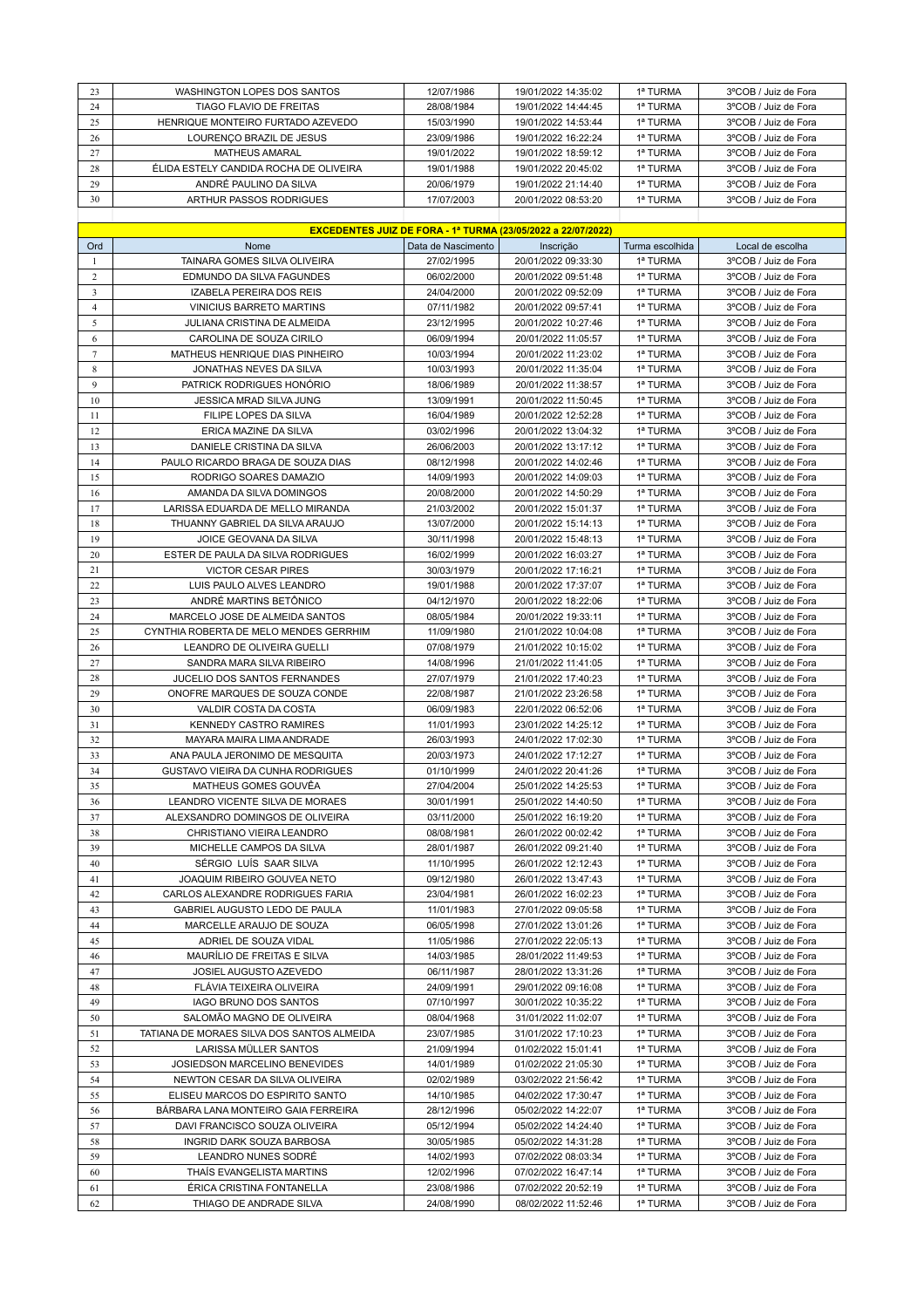| | | | | | |
|---|---|---|---|---|---|
| 23 | WASHINGTON LOPES DOS SANTOS | 12/07/1986 | 19/01/2022 14:35:02 | 1ª TURMA | 3ºCOB / Juiz de Fora |
| 24 | TIAGO FLAVIO DE FREITAS | 28/08/1984 | 19/01/2022 14:44:45 | 1ª TURMA | 3ºCOB / Juiz de Fora |
| 25 | HENRIQUE MONTEIRO FURTADO AZEVEDO | 15/03/1990 | 19/01/2022 14:53:44 | 1ª TURMA | 3ºCOB / Juiz de Fora |
| 26 | LOURENÇO BRAZIL DE JESUS | 23/09/1986 | 19/01/2022 16:22:24 | 1ª TURMA | 3ºCOB / Juiz de Fora |
| 27 | MATHEUS AMARAL | 19/01/2022 | 19/01/2022 18:59:12 | 1ª TURMA | 3ºCOB / Juiz de Fora |
| 28 | ÉLIDA ESTELY CANDIDA ROCHA DE OLIVEIRA | 19/01/1988 | 19/01/2022 20:45:02 | 1ª TURMA | 3ºCOB / Juiz de Fora |
| 29 | ANDRÉ PAULINO DA SILVA | 20/06/1979 | 19/01/2022 21:14:40 | 1ª TURMA | 3ºCOB / Juiz de Fora |
| 30 | ARTHUR PASSOS RODRIGUES | 17/07/2003 | 20/01/2022 08:53:20 | 1ª TURMA | 3ºCOB / Juiz de Fora |

**EXCEDENTES JUIZ DE FORA - 1ª TURMA (23/05/2022 a 22/07/2022)**

| Ord | Nome | Data de Nascimento | Inscrição | Turma escolhida | Local de escolha |
|---|---|---|---|---|---|
| 1 | TAINARA GOMES SILVA OLIVEIRA | 27/02/1995 | 20/01/2022 09:33:30 | 1ª TURMA | 3ºCOB / Juiz de Fora |
| 2 | EDMUNDO DA SILVA FAGUNDES | 06/02/2000 | 20/01/2022 09:51:48 | 1ª TURMA | 3ºCOB / Juiz de Fora |
| 3 | IZABELA PEREIRA DOS REIS | 24/04/2000 | 20/01/2022 09:52:09 | 1ª TURMA | 3ºCOB / Juiz de Fora |
| 4 | VINICIUS BARRETO MARTINS | 07/11/1982 | 20/01/2022 09:57:41 | 1ª TURMA | 3ºCOB / Juiz de Fora |
| 5 | JULIANA CRISTINA DE ALMEIDA | 23/12/1995 | 20/01/2022 10:27:46 | 1ª TURMA | 3ºCOB / Juiz de Fora |
| 6 | CAROLINA DE SOUZA CIRILO | 06/09/1994 | 20/01/2022 11:05:57 | 1ª TURMA | 3ºCOB / Juiz de Fora |
| 7 | MATHEUS HENRIQUE DIAS PINHEIRO | 10/03/1994 | 20/01/2022 11:23:02 | 1ª TURMA | 3ºCOB / Juiz de Fora |
| 8 | JONATHAS NEVES DA SILVA | 10/03/1993 | 20/01/2022 11:35:04 | 1ª TURMA | 3ºCOB / Juiz de Fora |
| 9 | PATRICK RODRIGUES HONÓRIO | 18/06/1989 | 20/01/2022 11:38:57 | 1ª TURMA | 3ºCOB / Juiz de Fora |
| 10 | JESSICA MRAD SILVA JUNG | 13/09/1991 | 20/01/2022 11:50:45 | 1ª TURMA | 3ºCOB / Juiz de Fora |
| 11 | FILIPE LOPES DA SILVA | 16/04/1989 | 20/01/2022 12:52:28 | 1ª TURMA | 3ºCOB / Juiz de Fora |
| 12 | ERICA MAZINE DA SILVA | 03/02/1996 | 20/01/2022 13:04:32 | 1ª TURMA | 3ºCOB / Juiz de Fora |
| 13 | DANIELE CRISTINA DA SILVA | 26/06/2003 | 20/01/2022 13:17:12 | 1ª TURMA | 3ºCOB / Juiz de Fora |
| 14 | PAULO RICARDO BRAGA DE SOUZA DIAS | 08/12/1998 | 20/01/2022 14:02:46 | 1ª TURMA | 3ºCOB / Juiz de Fora |
| 15 | RODRIGO SOARES DAMAZIO | 14/09/1993 | 20/01/2022 14:09:03 | 1ª TURMA | 3ºCOB / Juiz de Fora |
| 16 | AMANDA DA SILVA DOMINGOS | 20/08/2000 | 20/01/2022 14:50:29 | 1ª TURMA | 3ºCOB / Juiz de Fora |
| 17 | LARISSA EDUARDA DE MELLO MIRANDA | 21/03/2002 | 20/01/2022 15:01:37 | 1ª TURMA | 3ºCOB / Juiz de Fora |
| 18 | THUANNY GABRIEL DA SILVA ARAUJO | 13/07/2000 | 20/01/2022 15:14:13 | 1ª TURMA | 3ºCOB / Juiz de Fora |
| 19 | JOICE GEOVANA DA SILVA | 30/11/1998 | 20/01/2022 15:48:13 | 1ª TURMA | 3ºCOB / Juiz de Fora |
| 20 | ESTER DE PAULA DA SILVA RODRIGUES | 16/02/1999 | 20/01/2022 16:03:27 | 1ª TURMA | 3ºCOB / Juiz de Fora |
| 21 | VICTOR CESAR PIRES | 30/03/1979 | 20/01/2022 17:16:21 | 1ª TURMA | 3ºCOB / Juiz de Fora |
| 22 | LUIS PAULO ALVES LEANDRO | 19/01/1988 | 20/01/2022 17:37:07 | 1ª TURMA | 3ºCOB / Juiz de Fora |
| 23 | ANDRÉ MARTINS BETÔNICO | 04/12/1970 | 20/01/2022 18:22:06 | 1ª TURMA | 3ºCOB / Juiz de Fora |
| 24 | MARCELO JOSE DE ALMEIDA SANTOS | 08/05/1984 | 20/01/2022 19:33:11 | 1ª TURMA | 3ºCOB / Juiz de Fora |
| 25 | CYNTHIA ROBERTA DE MELO MENDES GERRHIM | 11/09/1980 | 21/01/2022 10:04:08 | 1ª TURMA | 3ºCOB / Juiz de Fora |
| 26 | LEANDRO DE OLIVEIRA GUELLI | 07/08/1979 | 21/01/2022 10:15:02 | 1ª TURMA | 3ºCOB / Juiz de Fora |
| 27 | SANDRA MARA SILVA RIBEIRO | 14/08/1996 | 21/01/2022 11:41:05 | 1ª TURMA | 3ºCOB / Juiz de Fora |
| 28 | JUCELIO DOS SANTOS FERNANDES | 27/07/1979 | 21/01/2022 17:40:23 | 1ª TURMA | 3ºCOB / Juiz de Fora |
| 29 | ONOFRE MARQUES DE SOUZA CONDE | 22/08/1987 | 21/01/2022 23:26:58 | 1ª TURMA | 3ºCOB / Juiz de Fora |
| 30 | VALDIR COSTA DA COSTA | 06/09/1983 | 22/01/2022 06:52:06 | 1ª TURMA | 3ºCOB / Juiz de Fora |
| 31 | KENNEDY CASTRO RAMIRES | 11/01/1993 | 23/01/2022 14:25:12 | 1ª TURMA | 3ºCOB / Juiz de Fora |
| 32 | MAYARA MAIRA LIMA ANDRADE | 26/03/1993 | 24/01/2022 17:02:30 | 1ª TURMA | 3ºCOB / Juiz de Fora |
| 33 | ANA PAULA JERONIMO DE MESQUITA | 20/03/1973 | 24/01/2022 17:12:27 | 1ª TURMA | 3ºCOB / Juiz de Fora |
| 34 | GUSTAVO VIEIRA DA CUNHA RODRIGUES | 01/10/1999 | 24/01/2022 20:41:26 | 1ª TURMA | 3ºCOB / Juiz de Fora |
| 35 | MATHEUS GOMES GOUVÊA | 27/04/2004 | 25/01/2022 14:25:53 | 1ª TURMA | 3ºCOB / Juiz de Fora |
| 36 | LEANDRO VICENTE SILVA DE MORAES | 30/01/1991 | 25/01/2022 14:40:50 | 1ª TURMA | 3ºCOB / Juiz de Fora |
| 37 | ALEXSANDRO DOMINGOS DE OLIVEIRA | 03/11/2000 | 25/01/2022 16:19:20 | 1ª TURMA | 3ºCOB / Juiz de Fora |
| 38 | CHRISTIANO VIEIRA LEANDRO | 08/08/1981 | 26/01/2022 00:02:42 | 1ª TURMA | 3ºCOB / Juiz de Fora |
| 39 | MICHELLE CAMPOS DA SILVA | 28/01/1987 | 26/01/2022 09:21:40 | 1ª TURMA | 3ºCOB / Juiz de Fora |
| 40 | SÉRGIO LUÍS SAAR SILVA | 11/10/1995 | 26/01/2022 12:12:43 | 1ª TURMA | 3ºCOB / Juiz de Fora |
| 41 | JOAQUIM RIBEIRO GOUVEA NETO | 09/12/1980 | 26/01/2022 13:47:43 | 1ª TURMA | 3ºCOB / Juiz de Fora |
| 42 | CARLOS ALEXANDRE RODRIGUES FARIA | 23/04/1981 | 26/01/2022 16:02:23 | 1ª TURMA | 3ºCOB / Juiz de Fora |
| 43 | GABRIEL AUGUSTO LEDO DE PAULA | 11/01/1983 | 27/01/2022 09:05:58 | 1ª TURMA | 3ºCOB / Juiz de Fora |
| 44 | MARCELLE ARAUJO DE SOUZA | 06/05/1998 | 27/01/2022 13:01:26 | 1ª TURMA | 3ºCOB / Juiz de Fora |
| 45 | ADRIEL DE SOUZA VIDAL | 11/05/1986 | 27/01/2022 22:05:13 | 1ª TURMA | 3ºCOB / Juiz de Fora |
| 46 | MAURÍLIO DE FREITAS E SILVA | 14/03/1985 | 28/01/2022 11:49:53 | 1ª TURMA | 3ºCOB / Juiz de Fora |
| 47 | JOSIEL AUGUSTO AZEVEDO | 06/11/1987 | 28/01/2022 13:31:26 | 1ª TURMA | 3ºCOB / Juiz de Fora |
| 48 | FLÁVIA TEIXEIRA OLIVEIRA | 24/09/1991 | 29/01/2022 09:16:08 | 1ª TURMA | 3ºCOB / Juiz de Fora |
| 49 | IAGO BRUNO DOS SANTOS | 07/10/1997 | 30/01/2022 10:35:22 | 1ª TURMA | 3ºCOB / Juiz de Fora |
| 50 | SALOMÃO MAGNO DE OLIVEIRA | 08/04/1968 | 31/01/2022 11:02:07 | 1ª TURMA | 3ºCOB / Juiz de Fora |
| 51 | TATIANA DE MORAES SILVA DOS SANTOS ALMEIDA | 23/07/1985 | 31/01/2022 17:10:23 | 1ª TURMA | 3ºCOB / Juiz de Fora |
| 52 | LARISSA MÜLLER SANTOS | 21/09/1994 | 01/02/2022 15:01:41 | 1ª TURMA | 3ºCOB / Juiz de Fora |
| 53 | JOSIEDSON MARCELINO BENEVIDES | 14/01/1989 | 01/02/2022 21:05:30 | 1ª TURMA | 3ºCOB / Juiz de Fora |
| 54 | NEWTON CESAR DA SILVA OLIVEIRA | 02/02/1989 | 03/02/2022 21:56:42 | 1ª TURMA | 3ºCOB / Juiz de Fora |
| 55 | ELISEU MARCOS DO ESPIRITO SANTO | 14/10/1985 | 04/02/2022 17:30:47 | 1ª TURMA | 3ºCOB / Juiz de Fora |
| 56 | BÁRBARA LANA MONTEIRO GAIA FERREIRA | 28/12/1996 | 05/02/2022 14:22:07 | 1ª TURMA | 3ºCOB / Juiz de Fora |
| 57 | DAVI FRANCISCO SOUZA OLIVEIRA | 05/12/1994 | 05/02/2022 14:24:40 | 1ª TURMA | 3ºCOB / Juiz de Fora |
| 58 | INGRID DARK SOUZA BARBOSA | 30/05/1985 | 05/02/2022 14:31:28 | 1ª TURMA | 3ºCOB / Juiz de Fora |
| 59 | LEANDRO NUNES SODRÉ | 14/02/1993 | 07/02/2022 08:03:34 | 1ª TURMA | 3ºCOB / Juiz de Fora |
| 60 | THAÍS EVANGELISTA MARTINS | 12/02/1996 | 07/02/2022 16:47:14 | 1ª TURMA | 3ºCOB / Juiz de Fora |
| 61 | ÉRICA CRISTINA FONTANELLA | 23/08/1986 | 07/02/2022 20:52:19 | 1ª TURMA | 3ºCOB / Juiz de Fora |
| 62 | THIAGO DE ANDRADE SILVA | 24/08/1990 | 08/02/2022 11:52:46 | 1ª TURMA | 3ºCOB / Juiz de Fora |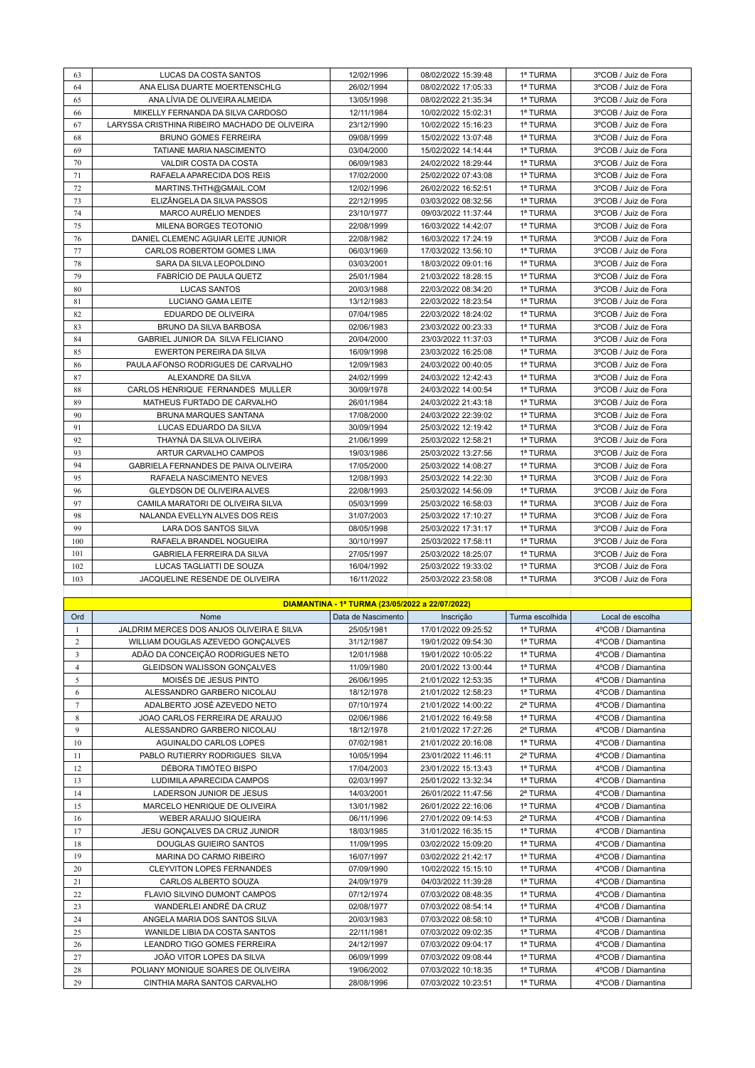| | | | | | |
|---|---|---|---|---|---|
| 63 | LUCAS DA COSTA SANTOS | 12/02/1996 | 08/02/2022 15:39:48 | 1ª TURMA | 3ºCOB / Juiz de Fora |
| 64 | ANA ELISA DUARTE MOERTENSCHLG | 26/02/1994 | 08/02/2022 17:05:33 | 1ª TURMA | 3ºCOB / Juiz de Fora |
| 65 | ANA LÍVIA DE OLIVEIRA ALMEIDA | 13/05/1998 | 08/02/2022 21:35:34 | 1ª TURMA | 3ºCOB / Juiz de Fora |
| 66 | MIKELLY FERNANDA DA SILVA CARDOSO | 12/11/1984 | 10/02/2022 15:02:31 | 1ª TURMA | 3ºCOB / Juiz de Fora |
| 67 | LARYSSA CRISTHINA RIBEIRO MACHADO DE OLIVEIRA | 23/12/1990 | 10/02/2022 15:16:23 | 1ª TURMA | 3ºCOB / Juiz de Fora |
| 68 | BRUNO GOMES FERREIRA | 09/08/1999 | 15/02/2022 13:07:48 | 1ª TURMA | 3ºCOB / Juiz de Fora |
| 69 | TATIANE MARIA NASCIMENTO | 03/04/2000 | 15/02/2022 14:14:44 | 1ª TURMA | 3ºCOB / Juiz de Fora |
| 70 | VALDIR COSTA DA COSTA | 06/09/1983 | 24/02/2022 18:29:44 | 1ª TURMA | 3ºCOB / Juiz de Fora |
| 71 | RAFAELA APARECIDA DOS REIS | 17/02/2000 | 25/02/2022 07:43:08 | 1ª TURMA | 3ºCOB / Juiz de Fora |
| 72 | MARTINS.THTH@GMAIL.COM | 12/02/1996 | 26/02/2022 16:52:51 | 1ª TURMA | 3ºCOB / Juiz de Fora |
| 73 | ELIZÂNGELA DA SILVA PASSOS | 22/12/1995 | 03/03/2022 08:32:56 | 1ª TURMA | 3ºCOB / Juiz de Fora |
| 74 | MARCO AURÉLIO MENDES | 23/10/1977 | 09/03/2022 11:37:44 | 1ª TURMA | 3ºCOB / Juiz de Fora |
| 75 | MILENA BORGES TEOTONIO | 22/08/1999 | 16/03/2022 14:42:07 | 1ª TURMA | 3ºCOB / Juiz de Fora |
| 76 | DANIEL CLEMENC AGUIAR LEITE JUNIOR | 22/08/1982 | 16/03/2022 17:24:19 | 1ª TURMA | 3ºCOB / Juiz de Fora |
| 77 | CARLOS ROBERTOM GOMES LIMA | 06/03/1969 | 17/03/2022 13:56:10 | 1ª TURMA | 3ºCOB / Juiz de Fora |
| 78 | SARA DA SILVA LEOPOLDINO | 03/03/2001 | 18/03/2022 09:01:16 | 1ª TURMA | 3ºCOB / Juiz de Fora |
| 79 | FABRÍCIO DE PAULA QUETZ | 25/01/1984 | 21/03/2022 18:28:15 | 1ª TURMA | 3ºCOB / Juiz de Fora |
| 80 | LUCAS SANTOS | 20/03/1988 | 22/03/2022 08:34:20 | 1ª TURMA | 3ºCOB / Juiz de Fora |
| 81 | LUCIANO GAMA LEITE | 13/12/1983 | 22/03/2022 18:23:54 | 1ª TURMA | 3ºCOB / Juiz de Fora |
| 82 | EDUARDO DE OLIVEIRA | 07/04/1985 | 22/03/2022 18:24:02 | 1ª TURMA | 3ºCOB / Juiz de Fora |
| 83 | BRUNO DA SILVA BARBOSA | 02/06/1983 | 23/03/2022 00:23:33 | 1ª TURMA | 3ºCOB / Juiz de Fora |
| 84 | GABRIEL JUNIOR DA SILVA FELICIANO | 20/04/2000 | 23/03/2022 11:37:03 | 1ª TURMA | 3ºCOB / Juiz de Fora |
| 85 | EWERTON PEREIRA DA SILVA | 16/09/1998 | 23/03/2022 16:25:08 | 1ª TURMA | 3ºCOB / Juiz de Fora |
| 86 | PAULA AFONSO RODRIGUES DE CARVALHO | 12/09/1983 | 24/03/2022 00:40:05 | 1ª TURMA | 3ºCOB / Juiz de Fora |
| 87 | ALEXANDRE DA SILVA | 24/02/1999 | 24/03/2022 12:42:43 | 1ª TURMA | 3ºCOB / Juiz de Fora |
| 88 | CARLOS HENRIQUE FERNANDES MULLER | 30/09/1978 | 24/03/2022 14:00:54 | 1ª TURMA | 3ºCOB / Juiz de Fora |
| 89 | MATHEUS FURTADO DE CARVALHO | 26/01/1984 | 24/03/2022 21:43:18 | 1ª TURMA | 3ºCOB / Juiz de Fora |
| 90 | BRUNA MARQUES SANTANA | 17/08/2000 | 24/03/2022 22:39:02 | 1ª TURMA | 3ºCOB / Juiz de Fora |
| 91 | LUCAS EDUARDO DA SILVA | 30/09/1994 | 25/03/2022 12:19:42 | 1ª TURMA | 3ºCOB / Juiz de Fora |
| 92 | THAYNÁ DA SILVA OLIVEIRA | 21/06/1999 | 25/03/2022 12:58:21 | 1ª TURMA | 3ºCOB / Juiz de Fora |
| 93 | ARTUR CARVALHO CAMPOS | 19/03/1986 | 25/03/2022 13:27:56 | 1ª TURMA | 3ºCOB / Juiz de Fora |
| 94 | GABRIELA FERNANDES DE PAIVA OLIVEIRA | 17/05/2000 | 25/03/2022 14:08:27 | 1ª TURMA | 3ºCOB / Juiz de Fora |
| 95 | RAFAELA NASCIMENTO NEVES | 12/08/1993 | 25/03/2022 14:22:30 | 1ª TURMA | 3ºCOB / Juiz de Fora |
| 96 | GLEYDSON DE OLIVEIRA ALVES | 22/08/1993 | 25/03/2022 14:56:09 | 1ª TURMA | 3ºCOB / Juiz de Fora |
| 97 | CAMILA MARATORI DE OLIVEIRA SILVA | 05/03/1999 | 25/03/2022 16:58:03 | 1ª TURMA | 3ºCOB / Juiz de Fora |
| 98 | NALANDA EVELLYN ALVES DOS REIS | 31/07/2003 | 25/03/2022 17:10:27 | 1ª TURMA | 3ºCOB / Juiz de Fora |
| 99 | LARA DOS SANTOS SILVA | 08/05/1998 | 25/03/2022 17:31:17 | 1ª TURMA | 3ºCOB / Juiz de Fora |
| 100 | RAFAELA BRANDEL NOGUEIRA | 30/10/1997 | 25/03/2022 17:58:11 | 1ª TURMA | 3ºCOB / Juiz de Fora |
| 101 | GABRIELA FERREIRA DA SILVA | 27/05/1997 | 25/03/2022 18:25:07 | 1ª TURMA | 3ºCOB / Juiz de Fora |
| 102 | LUCAS TAGLIATTI DE SOUZA | 16/04/1992 | 25/03/2022 19:33:02 | 1ª TURMA | 3ºCOB / Juiz de Fora |
| 103 | JACQUELINE RESENDE DE OLIVEIRA | 16/11/2022 | 25/03/2022 23:58:08 | 1ª TURMA | 3ºCOB / Juiz de Fora |

**DIAMANTINA - 1ª TURMA (23/05/2022 a 22/07/2022)**

| Ord | Nome | Data de Nascimento | Inscrição | Turma escolhida | Local de escolha |
|---|---|---|---|---|---|
| 1 | JALDRIM MERCES DOS ANJOS OLIVEIRA E SILVA | 25/05/1981 | 17/01/2022 09:25:52 | 1ª TURMA | 4ºCOB / Diamantina |
| 2 | WILLIAM DOUGLAS AZEVEDO GONÇALVES | 31/12/1987 | 19/01/2022 09:54:30 | 1ª TURMA | 4ºCOB / Diamantina |
| 3 | ADÃO DA CONCEIÇÃO RODRIGUES NETO | 12/01/1988 | 19/01/2022 10:05:22 | 1ª TURMA | 4ºCOB / Diamantina |
| 4 | GLEIDSON WALISSON GONÇALVES | 11/09/1980 | 20/01/2022 13:00:44 | 1ª TURMA | 4ºCOB / Diamantina |
| 5 | MOISÉS DE JESUS PINTO | 26/06/1995 | 21/01/2022 12:53:35 | 1ª TURMA | 4ºCOB / Diamantina |
| 6 | ALESSANDRO GARBERO NICOLAU | 18/12/1978 | 21/01/2022 12:58:23 | 1ª TURMA | 4ºCOB / Diamantina |
| 7 | ADALBERTO JOSÉ AZEVEDO NETO | 07/10/1974 | 21/01/2022 14:00:22 | 2ª TURMA | 4ºCOB / Diamantina |
| 8 | JOAO CARLOS FERREIRA DE ARAUJO | 02/06/1986 | 21/01/2022 16:49:58 | 1ª TURMA | 4ºCOB / Diamantina |
| 9 | ALESSANDRO GARBERO NICOLAU | 18/12/1978 | 21/01/2022 17:27:26 | 2ª TURMA | 4ºCOB / Diamantina |
| 10 | AGUINALDO CARLOS LOPES | 07/02/1981 | 21/01/2022 20:16:08 | 1ª TURMA | 4ºCOB / Diamantina |
| 11 | PABLO RUTIERRY RODRIGUES SILVA | 10/05/1994 | 23/01/2022 11:46:11 | 2ª TURMA | 4ºCOB / Diamantina |
| 12 | DÉBORA TIMÓTEO BISPO | 17/04/2003 | 23/01/2022 15:13:43 | 1ª TURMA | 4ºCOB / Diamantina |
| 13 | LUDIMILA APARECIDA CAMPOS | 02/03/1997 | 25/01/2022 13:32:34 | 1ª TURMA | 4ºCOB / Diamantina |
| 14 | LADERSON JUNIOR DE JESUS | 14/03/2001 | 26/01/2022 11:47:56 | 2ª TURMA | 4ºCOB / Diamantina |
| 15 | MARCELO HENRIQUE DE OLIVEIRA | 13/01/1982 | 26/01/2022 22:16:06 | 1ª TURMA | 4ºCOB / Diamantina |
| 16 | WEBER ARAUJO SIQUEIRA | 06/11/1996 | 27/01/2022 09:14:53 | 2ª TURMA | 4ºCOB / Diamantina |
| 17 | JESU GONÇALVES DA CRUZ JUNIOR | 18/03/1985 | 31/01/2022 16:35:15 | 1ª TURMA | 4ºCOB / Diamantina |
| 18 | DOUGLAS GUIEIRO SANTOS | 11/09/1995 | 03/02/2022 15:09:20 | 1ª TURMA | 4ºCOB / Diamantina |
| 19 | MARINA DO CARMO RIBEIRO | 16/07/1997 | 03/02/2022 21:42:17 | 1ª TURMA | 4ºCOB / Diamantina |
| 20 | CLEYVITON LOPES FERNANDES | 07/09/1990 | 10/02/2022 15:15:10 | 1ª TURMA | 4ºCOB / Diamantina |
| 21 | CARLOS ALBERTO SOUZA | 24/09/1979 | 04/03/2022 11:39:28 | 1ª TURMA | 4ºCOB / Diamantina |
| 22 | FLAVIO SILVINO DUMONT CAMPOS | 07/12/1974 | 07/03/2022 08:48:35 | 1ª TURMA | 4ºCOB / Diamantina |
| 23 | WANDERLEI ANDRÉ DA CRUZ | 02/08/1977 | 07/03/2022 08:54:14 | 1ª TURMA | 4ºCOB / Diamantina |
| 24 | ANGELA MARIA DOS SANTOS SILVA | 20/03/1983 | 07/03/2022 08:58:10 | 1ª TURMA | 4ºCOB / Diamantina |
| 25 | WANILDE LIBIA DA COSTA SANTOS | 22/11/1981 | 07/03/2022 09:02:35 | 1ª TURMA | 4ºCOB / Diamantina |
| 26 | LEANDRO TIGO GOMES FERREIRA | 24/12/1997 | 07/03/2022 09:04:17 | 1ª TURMA | 4ºCOB / Diamantina |
| 27 | JOÃO VITOR LOPES DA SILVA | 06/09/1999 | 07/03/2022 09:08:44 | 1ª TURMA | 4ºCOB / Diamantina |
| 28 | POLIANY MONIQUE SOARES DE OLIVEIRA | 19/06/2002 | 07/03/2022 10:18:35 | 1ª TURMA | 4ºCOB / Diamantina |
| 29 | CINTHIA MARA SANTOS CARVALHO | 28/08/1996 | 07/03/2022 10:23:51 | 1ª TURMA | 4ºCOB / Diamantina |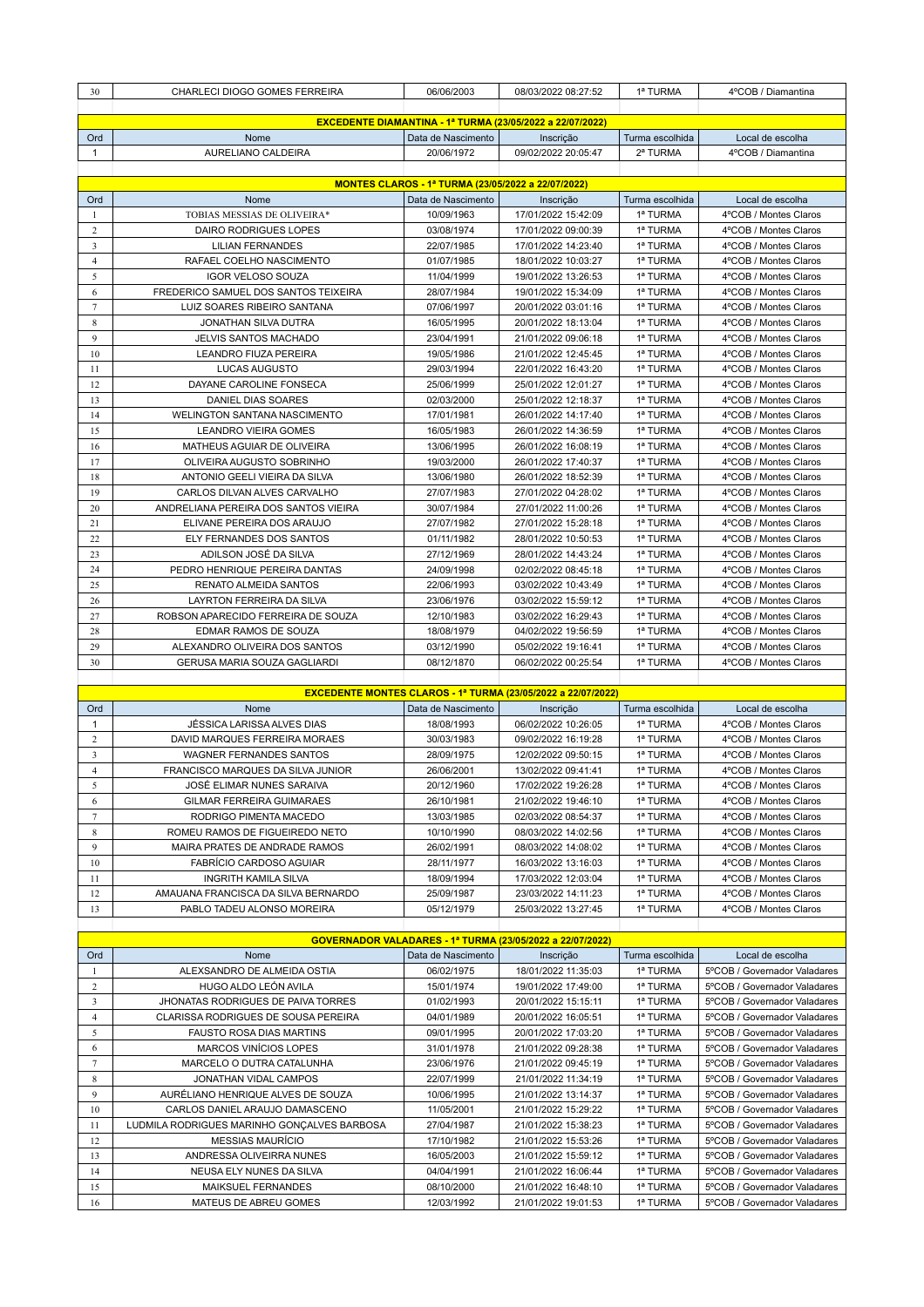| | | | | | |
|---|---|---|---|---|---|
| 30 | CHARLECI DIOGO GOMES FERREIRA | 06/06/2003 | 08/03/2022 08:27:52 | 1ª TURMA | 4ºCOB / Diamantina |

**EXCEDENTE DIAMANTINA - 1ª TURMA (23/05/2022 a 22/07/2022)**

| Ord | Nome | Data de Nascimento | Inscrição | Turma escolhida | Local de escolha |
|---|---|---|---|---|---|
| 1 | AURELIANO CALDEIRA | 20/06/1972 | 09/02/2022 20:05:47 | 2ª TURMA | 4ºCOB / Diamantina |

**MONTES CLAROS - 1ª TURMA (23/05/2022 a 22/07/2022)**

| Ord | Nome | Data de Nascimento | Inscrição | Turma escolhida | Local de escolha |
|---|---|---|---|---|---|
| 1 | TOBIAS MESSIAS DE OLIVEIRA* | 10/09/1963 | 17/01/2022 15:42:09 | 1ª TURMA | 4ºCOB / Montes Claros |
| 2 | DAIRO RODRIGUES LOPES | 03/08/1974 | 17/01/2022 09:00:39 | 1ª TURMA | 4ºCOB / Montes Claros |
| 3 | LILIAN FERNANDES | 22/07/1985 | 17/01/2022 14:23:40 | 1ª TURMA | 4ºCOB / Montes Claros |
| 4 | RAFAEL COELHO NASCIMENTO | 01/07/1985 | 18/01/2022 10:03:27 | 1ª TURMA | 4ºCOB / Montes Claros |
| 5 | IGOR VELOSO SOUZA | 11/04/1999 | 19/01/2022 13:26:53 | 1ª TURMA | 4ºCOB / Montes Claros |
| 6 | FREDERICO SAMUEL DOS SANTOS TEIXEIRA | 28/07/1984 | 19/01/2022 15:34:09 | 1ª TURMA | 4ºCOB / Montes Claros |
| 7 | LUIZ SOARES RIBEIRO SANTANA | 07/06/1997 | 20/01/2022 03:01:16 | 1ª TURMA | 4ºCOB / Montes Claros |
| 8 | JONATHAN SILVA DUTRA | 16/05/1995 | 20/01/2022 18:13:04 | 1ª TURMA | 4ºCOB / Montes Claros |
| 9 | JELVIS SANTOS MACHADO | 23/04/1991 | 21/01/2022 09:06:18 | 1ª TURMA | 4ºCOB / Montes Claros |
| 10 | LEANDRO FIUZA PEREIRA | 19/05/1986 | 21/01/2022 12:45:45 | 1ª TURMA | 4ºCOB / Montes Claros |
| 11 | LUCAS AUGUSTO | 29/03/1994 | 22/01/2022 16:43:20 | 1ª TURMA | 4ºCOB / Montes Claros |
| 12 | DAYANE CAROLINE FONSECA | 25/06/1999 | 25/01/2022 12:01:27 | 1ª TURMA | 4ºCOB / Montes Claros |
| 13 | DANIEL DIAS SOARES | 02/03/2000 | 25/01/2022 12:18:37 | 1ª TURMA | 4ºCOB / Montes Claros |
| 14 | WELINGTON SANTANA NASCIMENTO | 17/01/1981 | 26/01/2022 14:17:40 | 1ª TURMA | 4ºCOB / Montes Claros |
| 15 | LEANDRO VIEIRA GOMES | 16/05/1983 | 26/01/2022 14:36:59 | 1ª TURMA | 4ºCOB / Montes Claros |
| 16 | MATHEUS AGUIAR DE OLIVEIRA | 13/06/1995 | 26/01/2022 16:08:19 | 1ª TURMA | 4ºCOB / Montes Claros |
| 17 | OLIVEIRA AUGUSTO SOBRINHO | 19/03/2000 | 26/01/2022 17:40:37 | 1ª TURMA | 4ºCOB / Montes Claros |
| 18 | ANTONIO GEELI VIEIRA DA SILVA | 13/06/1980 | 26/01/2022 18:52:39 | 1ª TURMA | 4ºCOB / Montes Claros |
| 19 | CARLOS DILVAN ALVES CARVALHO | 27/07/1983 | 27/01/2022 04:28:02 | 1ª TURMA | 4ºCOB / Montes Claros |
| 20 | ANDRELIANA PEREIRA DOS SANTOS VIEIRA | 30/07/1984 | 27/01/2022 11:00:26 | 1ª TURMA | 4ºCOB / Montes Claros |
| 21 | ELIVANE PEREIRA DOS ARAUJO | 27/07/1982 | 27/01/2022 15:28:18 | 1ª TURMA | 4ºCOB / Montes Claros |
| 22 | ELY FERNANDES DOS SANTOS | 01/11/1982 | 28/01/2022 10:50:53 | 1ª TURMA | 4ºCOB / Montes Claros |
| 23 | ADILSON JOSÉ DA SILVA | 27/12/1969 | 28/01/2022 14:43:24 | 1ª TURMA | 4ºCOB / Montes Claros |
| 24 | PEDRO HENRIQUE PEREIRA DANTAS | 24/09/1998 | 02/02/2022 08:45:18 | 1ª TURMA | 4ºCOB / Montes Claros |
| 25 | RENATO ALMEIDA SANTOS | 22/06/1993 | 03/02/2022 10:43:49 | 1ª TURMA | 4ºCOB / Montes Claros |
| 26 | LAYRTON FERREIRA DA SILVA | 23/06/1976 | 03/02/2022 15:59:12 | 1ª TURMA | 4ºCOB / Montes Claros |
| 27 | ROBSON APARECIDO FERREIRA DE SOUZA | 12/10/1983 | 03/02/2022 16:29:43 | 1ª TURMA | 4ºCOB / Montes Claros |
| 28 | EDMAR RAMOS DE SOUZA | 18/08/1979 | 04/02/2022 19:56:59 | 1ª TURMA | 4ºCOB / Montes Claros |
| 29 | ALEXANDRO OLIVEIRA DOS SANTOS | 03/12/1990 | 05/02/2022 19:16:41 | 1ª TURMA | 4ºCOB / Montes Claros |
| 30 | GERUSA MARIA SOUZA GAGLIARDI | 08/12/1870 | 06/02/2022 00:25:54 | 1ª TURMA | 4ºCOB / Montes Claros |

**EXCEDENTE MONTES CLAROS - 1ª TURMA (23/05/2022 a 22/07/2022)**

| Ord | Nome | Data de Nascimento | Inscrição | Turma escolhida | Local de escolha |
|---|---|---|---|---|---|
| 1 | JÉSSICA LARISSA ALVES DIAS | 18/08/1993 | 06/02/2022 10:26:05 | 1ª TURMA | 4ºCOB / Montes Claros |
| 2 | DAVID MARQUES FERREIRA MORAES | 30/03/1983 | 09/02/2022 16:19:28 | 1ª TURMA | 4ºCOB / Montes Claros |
| 3 | WAGNER FERNANDES SANTOS | 28/09/1975 | 12/02/2022 09:50:15 | 1ª TURMA | 4ºCOB / Montes Claros |
| 4 | FRANCISCO MARQUES DA SILVA JUNIOR | 26/06/2001 | 13/02/2022 09:41:41 | 1ª TURMA | 4ºCOB / Montes Claros |
| 5 | JOSÉ ELIMAR NUNES SARAIVA | 20/12/1960 | 17/02/2022 19:26:28 | 1ª TURMA | 4ºCOB / Montes Claros |
| 6 | GILMAR FERREIRA GUIMARAES | 26/10/1981 | 21/02/2022 19:46:10 | 1ª TURMA | 4ºCOB / Montes Claros |
| 7 | RODRIGO PIMENTA MACEDO | 13/03/1985 | 02/03/2022 08:54:37 | 1ª TURMA | 4ºCOB / Montes Claros |
| 8 | ROMEU RAMOS DE FIGUEIREDO NETO | 10/10/1990 | 08/03/2022 14:02:56 | 1ª TURMA | 4ºCOB / Montes Claros |
| 9 | MAIRA PRATES DE ANDRADE RAMOS | 26/02/1991 | 08/03/2022 14:08:02 | 1ª TURMA | 4ºCOB / Montes Claros |
| 10 | FABRÍCIO CARDOSO AGUIAR | 28/11/1977 | 16/03/2022 13:16:03 | 1ª TURMA | 4ºCOB / Montes Claros |
| 11 | INGRITH KAMILA SILVA | 18/09/1994 | 17/03/2022 12:03:04 | 1ª TURMA | 4ºCOB / Montes Claros |
| 12 | AMAUANA FRANCISCA DA SILVA BERNARDO | 25/09/1987 | 23/03/2022 14:11:23 | 1ª TURMA | 4ºCOB / Montes Claros |
| 13 | PABLO TADEU ALONSO MOREIRA | 05/12/1979 | 25/03/2022 13:27:45 | 1ª TURMA | 4ºCOB / Montes Claros |

**GOVERNADOR VALADARES - 1ª TURMA (23/05/2022 a 22/07/2022)**

| Ord | Nome | Data de Nascimento | Inscrição | Turma escolhida | Local de escolha |
|---|---|---|---|---|---|
| 1 | ALEXSANDRO DE ALMEIDA OSTIA | 06/02/1975 | 18/01/2022 11:35:03 | 1ª TURMA | 5ºCOB / Governador Valadares |
| 2 | HUGO ALDO LEÓN AVILA | 15/01/1974 | 19/01/2022 17:49:00 | 1ª TURMA | 5ºCOB / Governador Valadares |
| 3 | JHONATAS RODRIGUES DE PAIVA TORRES | 01/02/1993 | 20/01/2022 15:15:11 | 1ª TURMA | 5ºCOB / Governador Valadares |
| 4 | CLARISSA RODRIGUES DE SOUSA PEREIRA | 04/01/1989 | 20/01/2022 16:05:51 | 1ª TURMA | 5ºCOB / Governador Valadares |
| 5 | FAUSTO ROSA DIAS MARTINS | 09/01/1995 | 20/01/2022 17:03:20 | 1ª TURMA | 5ºCOB / Governador Valadares |
| 6 | MARCOS VINÍCIOS LOPES | 31/01/1978 | 21/01/2022 09:28:38 | 1ª TURMA | 5ºCOB / Governador Valadares |
| 7 | MARCELO O DUTRA CATALUNHA | 23/06/1976 | 21/01/2022 09:45:19 | 1ª TURMA | 5ºCOB / Governador Valadares |
| 8 | JONATHAN VIDAL CAMPOS | 22/07/1999 | 21/01/2022 11:34:19 | 1ª TURMA | 5ºCOB / Governador Valadares |
| 9 | AURÉLIANO HENRIQUE ALVES DE SOUZA | 10/06/1995 | 21/01/2022 13:14:37 | 1ª TURMA | 5ºCOB / Governador Valadares |
| 10 | CARLOS DANIEL ARAUJO DAMASCENO | 11/05/2001 | 21/01/2022 15:29:22 | 1ª TURMA | 5ºCOB / Governador Valadares |
| 11 | LUDMILA RODRIGUES MARINHO GONÇALVES BARBOSA | 27/04/1987 | 21/01/2022 15:38:23 | 1ª TURMA | 5ºCOB / Governador Valadares |
| 12 | MESSIAS MAURÍCIO | 17/10/1982 | 21/01/2022 15:53:26 | 1ª TURMA | 5ºCOB / Governador Valadares |
| 13 | ANDRESSA OLIVEIRRA NUNES | 16/05/2003 | 21/01/2022 15:59:12 | 1ª TURMA | 5ºCOB / Governador Valadares |
| 14 | NEUSA ELY NUNES DA SILVA | 04/04/1991 | 21/01/2022 16:06:44 | 1ª TURMA | 5ºCOB / Governador Valadares |
| 15 | MAIKSUEL FERNANDES | 08/10/2000 | 21/01/2022 16:48:10 | 1ª TURMA | 5ºCOB / Governador Valadares |
| 16 | MATEUS DE ABREU GOMES | 12/03/1992 | 21/01/2022 19:01:53 | 1ª TURMA | 5ºCOB / Governador Valadares |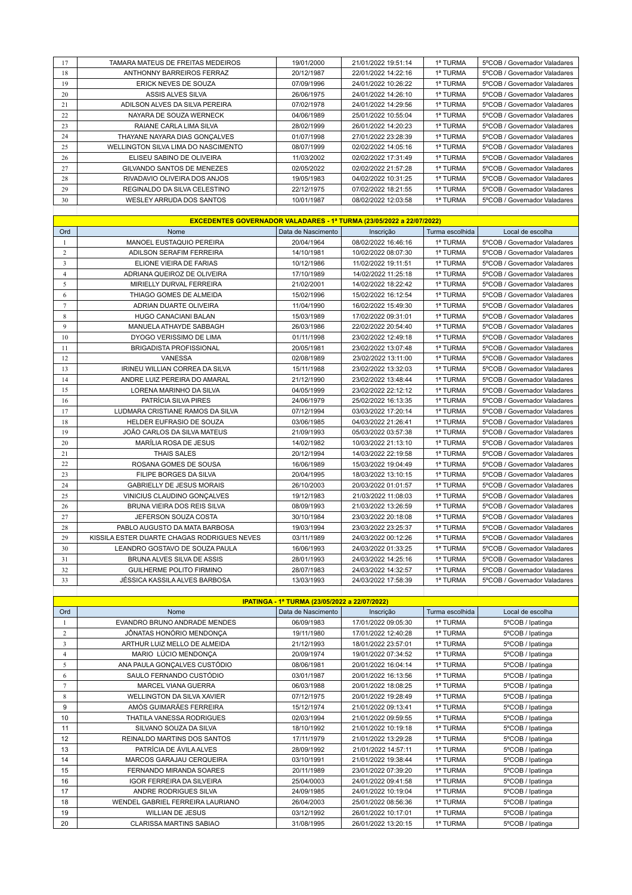| | | | | | |
|---|---|---|---|---|---|
| 17 | TAMARA MATEUS DE FREITAS MEDEIROS | 19/01/2000 | 21/01/2022 19:51:14 | 1ª TURMA | 5ºCOB / Governador Valadares |
| 18 | ANTHONNY BARREIROS FERRAZ | 20/12/1987 | 22/01/2022 14:22:16 | 1ª TURMA | 5ºCOB / Governador Valadares |
| 19 | ERICK NEVES DE SOUZA | 07/09/1996 | 24/01/2022 10:26:22 | 1ª TURMA | 5ºCOB / Governador Valadares |
| 20 | ASSIS ALVES SILVA | 26/06/1975 | 24/01/2022 14:26:10 | 1ª TURMA | 5ºCOB / Governador Valadares |
| 21 | ADILSON ALVES DA SILVA PEREIRA | 07/02/1978 | 24/01/2022 14:29:56 | 1ª TURMA | 5ºCOB / Governador Valadares |
| 22 | NAYARA DE SOUZA WERNECK | 04/06/1989 | 25/01/2022 10:55:04 | 1ª TURMA | 5ºCOB / Governador Valadares |
| 23 | RAIANE CARLA LIMA SILVA | 28/02/1999 | 26/01/2022 14:20:23 | 1ª TURMA | 5ºCOB / Governador Valadares |
| 24 | THAYANE NAYARA DIAS GONÇALVES | 01/07/1998 | 27/01/2022 23:28:39 | 1ª TURMA | 5ºCOB / Governador Valadares |
| 25 | WELLINGTON SILVA LIMA DO NASCIMENTO | 08/07/1999 | 02/02/2022 14:05:16 | 1ª TURMA | 5ºCOB / Governador Valadares |
| 26 | ELISEU SABINO DE OLIVEIRA | 11/03/2002 | 02/02/2022 17:31:49 | 1ª TURMA | 5ºCOB / Governador Valadares |
| 27 | GILVANDO SANTOS DE MENEZES | 02/05/2022 | 02/02/2022 21:57:28 | 1ª TURMA | 5ºCOB / Governador Valadares |
| 28 | RIVADAVIO OLIVEIRA DOS ANJOS | 19/05/1983 | 04/02/2022 10:31:25 | 1ª TURMA | 5ºCOB / Governador Valadares |
| 29 | REGINALDO DA SILVA CELESTINO | 22/12/1975 | 07/02/2022 18:21:55 | 1ª TURMA | 5ºCOB / Governador Valadares |
| 30 | WESLEY ARRUDA DOS SANTOS | 10/01/1987 | 08/02/2022 12:03:58 | 1ª TURMA | 5ºCOB / Governador Valadares |

**EXCEDENTES GOVERNADOR VALADARES - 1ª TURMA (23/05/2022 a 22/07/2022)**

| Ord | Nome | Data de Nascimento | Inscrição | Turma escolhida | Local de escolha |
|---|---|---|---|---|---|
| 1 | MANOEL EUSTAQUIO PEREIRA | 20/04/1964 | 08/02/2022 16:46:16 | 1ª TURMA | 5ºCOB / Governador Valadares |
| 2 | ADILSON SERAFIM FERREIRA | 14/10/1981 | 10/02/2022 08:07:30 | 1ª TURMA | 5ºCOB / Governador Valadares |
| 3 | ELIONE VIEIRA DE FARIAS | 10/12/1986 | 11/02/2022 19:11:51 | 1ª TURMA | 5ºCOB / Governador Valadares |
| 4 | ADRIANA QUEIROZ DE OLIVEIRA | 17/10/1989 | 14/02/2022 11:25:18 | 1ª TURMA | 5ºCOB / Governador Valadares |
| 5 | MIRIELLY DURVAL FERREIRA | 21/02/2001 | 14/02/2022 18:22:42 | 1ª TURMA | 5ºCOB / Governador Valadares |
| 6 | THIAGO GOMES DE ALMEIDA | 15/02/1996 | 15/02/2022 16:12:54 | 1ª TURMA | 5ºCOB / Governador Valadares |
| 7 | ADRIAN DUARTE OLIVEIRA | 11/04/1990 | 16/02/2022 15:49:30 | 1ª TURMA | 5ºCOB / Governador Valadares |
| 8 | HUGO CANACIANI BALAN | 15/03/1989 | 17/02/2022 09:31:01 | 1ª TURMA | 5ºCOB / Governador Valadares |
| 9 | MANUELA ATHAYDE SABBAGH | 26/03/1986 | 22/02/2022 20:54:40 | 1ª TURMA | 5ºCOB / Governador Valadares |
| 10 | DYOGO VERISSIMO DE LIMA | 01/11/1998 | 23/02/2022 12:49:18 | 1ª TURMA | 5ºCOB / Governador Valadares |
| 11 | BRIGADISTA PROFISSIONAL | 20/05/1981 | 23/02/2022 13:07:48 | 1ª TURMA | 5ºCOB / Governador Valadares |
| 12 | VANESSA | 02/08/1989 | 23/02/2022 13:11:00 | 1ª TURMA | 5ºCOB / Governador Valadares |
| 13 | IRINEU WILLIAN CORREA DA SILVA | 15/11/1988 | 23/02/2022 13:32:03 | 1ª TURMA | 5ºCOB / Governador Valadares |
| 14 | ANDRE LUIZ PEREIRA DO AMARAL | 21/12/1990 | 23/02/2022 13:48:44 | 1ª TURMA | 5ºCOB / Governador Valadares |
| 15 | LORENA MARINHO DA SILVA | 04/05/1999 | 23/02/2022 22:12:12 | 1ª TURMA | 5ºCOB / Governador Valadares |
| 16 | PATRÍCIA SILVA PIRES | 24/06/1979 | 25/02/2022 16:13:35 | 1ª TURMA | 5ºCOB / Governador Valadares |
| 17 | LUDMARA CRISTIANE RAMOS DA SILVA | 07/12/1994 | 03/03/2022 17:20:14 | 1ª TURMA | 5ºCOB / Governador Valadares |
| 18 | HELDER EUFRASIO DE SOUZA | 03/06/1985 | 04/03/2022 21:26:41 | 1ª TURMA | 5ºCOB / Governador Valadares |
| 19 | JOÃO CARLOS DA SILVA MATEUS | 21/09/1993 | 05/03/2022 03:57:38 | 1ª TURMA | 5ºCOB / Governador Valadares |
| 20 | MARÍLIA ROSA DE JESUS | 14/02/1982 | 10/03/2022 21:13:10 | 1ª TURMA | 5ºCOB / Governador Valadares |
| 21 | THAIS SALES | 20/12/1994 | 14/03/2022 22:19:58 | 1ª TURMA | 5ºCOB / Governador Valadares |
| 22 | ROSANA GOMES DE SOUSA | 16/06/1989 | 15/03/2022 19:04:49 | 1ª TURMA | 5ºCOB / Governador Valadares |
| 23 | FILIPE BORGES DA SILVA | 20/04/1995 | 18/03/2022 13:10:15 | 1ª TURMA | 5ºCOB / Governador Valadares |
| 24 | GABRIELLY DE JESUS MORAIS | 26/10/2003 | 20/03/2022 01:01:57 | 1ª TURMA | 5ºCOB / Governador Valadares |
| 25 | VINICIUS CLAUDINO GONÇALVES | 19/12/1983 | 21/03/2022 11:08:03 | 1ª TURMA | 5ºCOB / Governador Valadares |
| 26 | BRUNA VIEIRA DOS REIS SILVA | 08/09/1993 | 21/03/2022 13:26:59 | 1ª TURMA | 5ºCOB / Governador Valadares |
| 27 | JEFERSON SOUZA COSTA | 30/10/1984 | 23/03/2022 20:18:08 | 1ª TURMA | 5ºCOB / Governador Valadares |
| 28 | PABLO AUGUSTO DA MATA BARBOSA | 19/03/1994 | 23/03/2022 23:25:37 | 1ª TURMA | 5ºCOB / Governador Valadares |
| 29 | KISSILA ESTER DUARTE CHAGAS RODRIGUES NEVES | 03/11/1989 | 24/03/2022 00:12:26 | 1ª TURMA | 5ºCOB / Governador Valadares |
| 30 | LEANDRO GOSTAVO DE SOUZA PAULA | 16/06/1993 | 24/03/2022 01:33:25 | 1ª TURMA | 5ºCOB / Governador Valadares |
| 31 | BRUNA ALVES SILVA DE ASSIS | 28/01/1993 | 24/03/2022 14:25:16 | 1ª TURMA | 5ºCOB / Governador Valadares |
| 32 | GUILHERME POLITO FIRMINO | 28/07/1983 | 24/03/2022 14:32:57 | 1ª TURMA | 5ºCOB / Governador Valadares |
| 33 | JÉSSICA KASSILA ALVES BARBOSA | 13/03/1993 | 24/03/2022 17:58:39 | 1ª TURMA | 5ºCOB / Governador Valadares |

**IPATINGA - 1ª TURMA (23/05/2022 a 22/07/2022)**

| Ord | Nome | Data de Nascimento | Inscrição | Turma escolhida | Local de escolha |
|---|---|---|---|---|---|
| 1 | EVANDRO BRUNO ANDRADE MENDES | 06/09/1983 | 17/01/2022 09:05:30 | 1ª TURMA | 5ºCOB / Ipatinga |
| 2 | JÔNATAS HONÓRIO MENDONÇA | 19/11/1980 | 17/01/2022 12:40:28 | 1ª TURMA | 5ºCOB / Ipatinga |
| 3 | ARTHUR LUIZ MELLO DE ALMEIDA | 21/12/1993 | 18/01/2022 23:57:01 | 1ª TURMA | 5ºCOB / Ipatinga |
| 4 | MARIO LÚCIO MENDONÇA | 20/09/1974 | 19/01/2022 07:34:52 | 1ª TURMA | 5ºCOB / Ipatinga |
| 5 | ANA PAULA GONÇALVES CUSTÓDIO | 08/06/1981 | 20/01/2022 16:04:14 | 1ª TURMA | 5ºCOB / Ipatinga |
| 6 | SAULO FERNANDO CUSTÓDIO | 03/01/1987 | 20/01/2022 16:13:56 | 1ª TURMA | 5ºCOB / Ipatinga |
| 7 | MARCEL VIANA GUERRA | 06/03/1988 | 20/01/2022 18:08:25 | 1ª TURMA | 5ºCOB / Ipatinga |
| 8 | WELLINGTON DA SILVA XAVIER | 07/12/1975 | 20/01/2022 19:28:49 | 1ª TURMA | 5ºCOB / Ipatinga |
| 9 | AMÓS GUIMARÃES FERREIRA | 15/12/1974 | 21/01/2022 09:13:41 | 1ª TURMA | 5ºCOB / Ipatinga |
| 10 | THATILA VANESSA RODRIGUES | 02/03/1994 | 21/01/2022 09:59:55 | 1ª TURMA | 5ºCOB / Ipatinga |
| 11 | SILVANO SOUZA DA SILVA | 18/10/1992 | 21/01/2022 10:19:18 | 1ª TURMA | 5ºCOB / Ipatinga |
| 12 | REINALDO MARTINS DOS SANTOS | 17/11/1979 | 21/01/2022 13:29:28 | 1ª TURMA | 5ºCOB / Ipatinga |
| 13 | PATRÍCIA DE ÁVILA ALVES | 28/09/1992 | 21/01/2022 14:57:11 | 1ª TURMA | 5ºCOB / Ipatinga |
| 14 | MARCOS GARAJAU CERQUEIRA | 03/10/1991 | 21/01/2022 19:38:44 | 1ª TURMA | 5ºCOB / Ipatinga |
| 15 | FERNANDO MIRANDA SOARES | 20/11/1989 | 23/01/2022 07:39:20 | 1ª TURMA | 5ºCOB / Ipatinga |
| 16 | IGOR FERREIRA DA SILVEIRA | 25/04/0003 | 24/01/2022 09:41:58 | 1ª TURMA | 5ºCOB / Ipatinga |
| 17 | ANDRE RODRIGUES SILVA | 24/09/1985 | 24/01/2022 10:19:04 | 1ª TURMA | 5ºCOB / Ipatinga |
| 18 | WENDEL GABRIEL FERREIRA LAURIANO | 26/04/2003 | 25/01/2022 08:56:36 | 1ª TURMA | 5ºCOB / Ipatinga |
| 19 | WILLIAN DE JESUS | 03/12/1992 | 26/01/2022 10:17:01 | 1ª TURMA | 5ºCOB / Ipatinga |
| 20 | CLARISSA MARTINS SABIAO | 31/08/1995 | 26/01/2022 13:20:15 | 1ª TURMA | 5ºCOB / Ipatinga |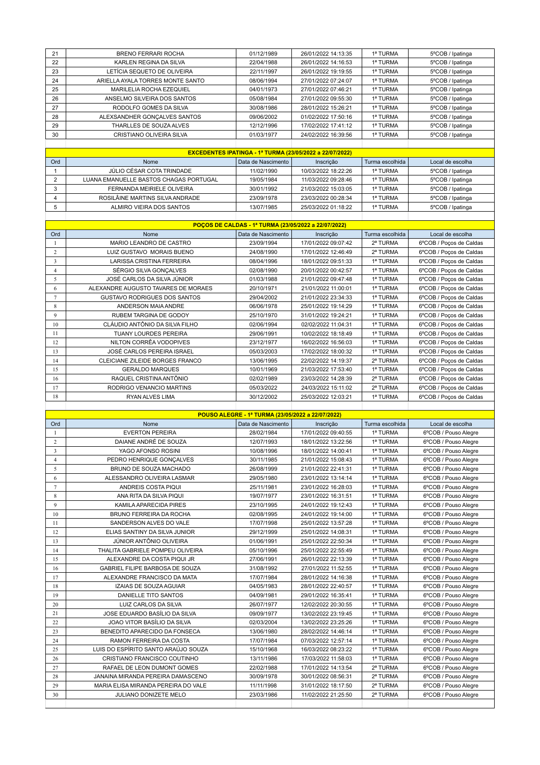| Ord | Nome | Data de Nascimento | Inscrição | Turma escolhida | Local de escolha |
|---|---|---|---|---|---|
| 21 | BRENO FERRARI ROCHA | 01/12/1989 | 26/01/2022 14:13:35 | 1ª TURMA | 5ºCOB / Ipatinga |
| 22 | KARLEN REGINA DA SILVA | 22/04/1988 | 26/01/2022 14:16:53 | 1ª TURMA | 5ºCOB / Ipatinga |
| 23 | LETÍCIA SEQUETO DE OLIVEIRA | 22/11/1997 | 26/01/2022 19:19:55 | 1ª TURMA | 5ºCOB / Ipatinga |
| 24 | ARIELLA AYALA TORRES MONTE SANTO | 08/06/1994 | 27/01/2022 07:24:07 | 1ª TURMA | 5ºCOB / Ipatinga |
| 25 | MARILELIA ROCHA EZEQUIEL | 04/01/1973 | 27/01/2022 07:46:21 | 1ª TURMA | 5ºCOB / Ipatinga |
| 26 | ANSELMO SILVEIRA DOS SANTOS | 05/08/1984 | 27/01/2022 09:55:30 | 1ª TURMA | 5ºCOB / Ipatinga |
| 27 | RODOLFO GOMES DA SILVA | 30/08/1986 | 28/01/2022 15:26:21 | 1ª TURMA | 5ºCOB / Ipatinga |
| 28 | ALEXSANDHER GONÇALVES SANTOS | 09/06/2002 | 01/02/2022 17:50:16 | 1ª TURMA | 5ºCOB / Ipatinga |
| 29 | THARLLES DE SOUZA ALVES | 12/12/1996 | 17/02/2022 17:41:12 | 1ª TURMA | 5ºCOB / Ipatinga |
| 30 | CRISTIANO OLIVEIRA SILVA | 01/03/1977 | 24/02/2022 16:39:56 | 1ª TURMA | 5ºCOB / Ipatinga |

**EXCEDENTES IPATINGA - 1ª TURMA (23/05/2022 a 22/07/2022)**

| Ord | Nome | Data de Nascimento | Inscrição | Turma escolhida | Local de escolha |
|---|---|---|---|---|---|
| 1 | JÚLIO CÉSAR COTA TRINDADE | 11/02/1990 | 10/03/2022 18:22:26 | 1ª TURMA | 5ºCOB / Ipatinga |
| 2 | LUANA EMANUELLE BASTOS CHAGAS PORTUGAL | 19/05/1984 | 11/03/2022 09:28:46 | 1ª TURMA | 5ºCOB / Ipatinga |
| 3 | FERNANDA MEIRIELE OLIVEIRA | 30/01/1992 | 21/03/2022 15:03:05 | 1ª TURMA | 5ºCOB / Ipatinga |
| 4 | ROSILÂINE MARTINS SILVA ANDRADE | 23/09/1978 | 23/03/2022 00:28:34 | 1ª TURMA | 5ºCOB / Ipatinga |
| 5 | ALMIRO VIEIRA DOS SANTOS | 13/07/1985 | 25/03/2022 01:18:22 | 1ª TURMA | 5ºCOB / Ipatinga |

**POÇOS DE CALDAS - 1ª TURMA (23/05/2022 a 22/07/2022)**

| Ord | Nome | Data de Nascimento | Inscrição | Turma escolhida | Local de escolha |
|---|---|---|---|---|---|
| 1 | MARIO LEANDRO DE CASTRO | 23/09/1994 | 17/01/2022 09:07:42 | 2ª TURMA | 6ºCOB / Poços de Caldas |
| 2 | LUIZ GUSTAVO MORAIS BUENO | 24/08/1990 | 17/01/2022 12:46:49 | 2ª TURMA | 6ºCOB / Poços de Caldas |
| 3 | LARISSA CRISTINA FERREIRA | 08/04/1996 | 18/01/2022 09:51:33 | 1ª TURMA | 6ºCOB / Poços de Caldas |
| 4 | SÉRGIO SILVA GONÇALVES | 02/08/1990 | 20/01/2022 00:42:57 | 1ª TURMA | 6ºCOB / Poços de Caldas |
| 5 | JOSÉ CARLOS DA SILVA JÚNIOR | 01/03/1988 | 21/01/2022 09:47:48 | 1ª TURMA | 6ºCOB / Poços de Caldas |
| 6 | ALEXANDRE AUGUSTO TAVARES DE MORAES | 20/10/1971 | 21/01/2022 11:00:01 | 1ª TURMA | 6ºCOB / Poços de Caldas |
| 7 | GUSTAVO RODRIGUES DOS SANTOS | 29/04/2002 | 21/01/2022 23:34:33 | 1ª TURMA | 6ºCOB / Poços de Caldas |
| 8 | ANDERSON MAIA ANDRE | 06/06/1978 | 25/01/2022 19:14:29 | 1ª TURMA | 6ºCOB / Poços de Caldas |
| 9 | RUBEM TARGINA DE GODOY | 25/10/1970 | 31/01/2022 19:24:21 | 1ª TURMA | 6ºCOB / Poços de Caldas |
| 10 | CLÁUDIO ANTÔNIO DA SILVA FILHO | 02/06/1994 | 02/02/2022 11:04:31 | 1ª TURMA | 6ºCOB / Poços de Caldas |
| 11 | TUANY LOURDES PEREIRA | 29/06/1991 | 10/02/2022 18:18:49 | 1ª TURMA | 6ºCOB / Poços de Caldas |
| 12 | NILTON CORRÊA VODOPIVES | 23/12/1977 | 16/02/2022 16:56:03 | 1ª TURMA | 6ºCOB / Poços de Caldas |
| 13 | JOSÉ CARLOS PEREIRA ISRAEL | 05/03/2003 | 17/02/2022 18:00:32 | 1ª TURMA | 6ºCOB / Poços de Caldas |
| 14 | CLEICIANE ZILEIDE BORGES FRANCO | 13/06/1995 | 22/02/2022 14:19:37 | 2ª TURMA | 6ºCOB / Poços de Caldas |
| 15 | GERALDO MARQUES | 10/01/1969 | 21/03/2022 17:53:40 | 1ª TURMA | 6ºCOB / Poços de Caldas |
| 16 | RAQUEL CRISTINA ANTÔNIO | 02/02/1989 | 23/03/2022 14:28:39 | 2ª TURMA | 6ºCOB / Poços de Caldas |
| 17 | RODRIGO VENANCIO MARTINS | 05/03/2022 | 24/03/2022 15:11:02 | 2ª TURMA | 6ºCOB / Poços de Caldas |
| 18 | RYAN ALVES LIMA | 30/12/2002 | 25/03/2022 12:03:21 | 1ª TURMA | 6ºCOB / Poços de Caldas |

**POUSO ALEGRE - 1ª TURMA (23/05/2022 a 22/07/2022)**

| Ord | Nome | Data de Nascimento | Inscrição | Turma escolhida | Local de escolha |
|---|---|---|---|---|---|
| 1 | EVERTON PEREIRA | 28/02/1984 | 17/01/2022 09:40:55 | 1ª TURMA | 6ºCOB / Pouso Alegre |
| 2 | DAIANE ANDRÉ DE SOUZA | 12/07/1993 | 18/01/2022 13:22:56 | 1ª TURMA | 6ºCOB / Pouso Alegre |
| 3 | YAGO AFONSO ROSINI | 10/08/1996 | 18/01/2022 14:00:41 | 1ª TURMA | 6ºCOB / Pouso Alegre |
| 4 | PEDRO HENRIQUE GONÇALVES | 30/11/1985 | 21/01/2022 15:08:43 | 1ª TURMA | 6ºCOB / Pouso Alegre |
| 5 | BRUNO DE SOUZA MACHADO | 26/08/1999 | 21/01/2022 22:41:31 | 1ª TURMA | 6ºCOB / Pouso Alegre |
| 6 | ALESSANDRO OLIVEIRA LASMAR | 29/05/1980 | 23/01/2022 13:14:14 | 1ª TURMA | 6ºCOB / Pouso Alegre |
| 7 | ANDREIS COSTA PIQUI | 25/11/1981 | 23/01/2022 16:28:03 | 1ª TURMA | 6ºCOB / Pouso Alegre |
| 8 | ANA RITA DA SILVA PIQUI | 19/07/1977 | 23/01/2022 16:31:51 | 1ª TURMA | 6ºCOB / Pouso Alegre |
| 9 | KAMILA APARECIDA PIRES | 23/10/1995 | 24/01/2022 19:12:43 | 1ª TURMA | 6ºCOB / Pouso Alegre |
| 10 | BRUNO FERREIRA DA ROCHA | 02/08/1995 | 24/01/2022 19:14:00 | 1ª TURMA | 6ºCOB / Pouso Alegre |
| 11 | SANDERSON ALVES DO VALE | 17/07/1998 | 25/01/2022 13:57:28 | 1ª TURMA | 6ºCOB / Pouso Alegre |
| 12 | ELIAS SANTINY DA SILVA JUNIOR | 29/12/1999 | 25/01/2022 14:08:31 | 1ª TURMA | 6ºCOB / Pouso Alegre |
| 13 | JÚNIOR ANTÔNIO OLIVEIRA | 01/06/1991 | 25/01/2022 22:50:34 | 1ª TURMA | 6ºCOB / Pouso Alegre |
| 14 | THALITA GABRIELE POMPEU OLIVEIRA | 05/10/1996 | 25/01/2022 22:55:49 | 1ª TURMA | 6ºCOB / Pouso Alegre |
| 15 | ALEXANDRE DA COSTA PIQUI JR | 27/06/1991 | 26/01/2022 22:13:39 | 1ª TURMA | 6ºCOB / Pouso Alegre |
| 16 | GABRIEL FILIPE BARBOSA DE SOUZA | 31/08/1992 | 27/01/2022 11:52:55 | 1ª TURMA | 6ºCOB / Pouso Alegre |
| 17 | ALEXANDRE FRANCISCO DA MATA | 17/07/1984 | 28/01/2022 14:16:38 | 1ª TURMA | 6ºCOB / Pouso Alegre |
| 18 | IZAIAS DE SOUZA AGUIAR | 04/05/1983 | 28/01/2022 22:40:57 | 1ª TURMA | 6ºCOB / Pouso Alegre |
| 19 | DANIELLE TITO SANTOS | 04/09/1981 | 29/01/2022 16:35:41 | 1ª TURMA | 6ºCOB / Pouso Alegre |
| 20 | LUIZ CARLOS DA SILVA | 26/07/1977 | 12/02/2022 20:30:55 | 1ª TURMA | 6ºCOB / Pouso Alegre |
| 21 | JOSE EDUARDO BASÍLIO DA SILVA | 09/09/1977 | 13/02/2022 23:19:45 | 1ª TURMA | 6ºCOB / Pouso Alegre |
| 22 | JOAO VITOR BASÍLIO DA SILVA | 02/03/2004 | 13/02/2022 23:25:26 | 1ª TURMA | 6ºCOB / Pouso Alegre |
| 23 | BENEDITO APARECIDO DA FONSECA | 13/06/1980 | 28/02/2022 14:46:14 | 1ª TURMA | 6ºCOB / Pouso Alegre |
| 24 | RAMON FERREIRA DA COSTA | 17/07/1984 | 07/03/2022 12:57:14 | 1ª TURMA | 6ºCOB / Pouso Alegre |
| 25 | LUIS DO ESPÍRITO SANTO ARAÚJO SOUZA | 15/10/1968 | 16/03/2022 08:23:22 | 1ª TURMA | 6ºCOB / Pouso Alegre |
| 26 | CRISTIANO FRANCISCO COUTINHO | 13/11/1986 | 17/03/2022 11:58:03 | 1ª TURMA | 6ºCOB / Pouso Alegre |
| 27 | RAFAEL DE LEON DUMONT GOMES | 22/02/1988 | 17/01/2022 14:13:54 | 2ª TURMA | 6ºCOB / Pouso Alegre |
| 28 | JANAINA MIRANDA PEREIRA DAMASCENO | 30/09/1978 | 30/01/2022 08:56:31 | 2ª TURMA | 6ºCOB / Pouso Alegre |
| 29 | MARIA ELISA MIRANDA PEREIRA DO VALE | 11/11/1998 | 31/01/2022 18:17:50 | 2ª TURMA | 6ºCOB / Pouso Alegre |
| 30 | JULIANO DONIZETE MELO | 23/03/1986 | 11/02/2022 21:25:50 | 2ª TURMA | 6ºCOB / Pouso Alegre |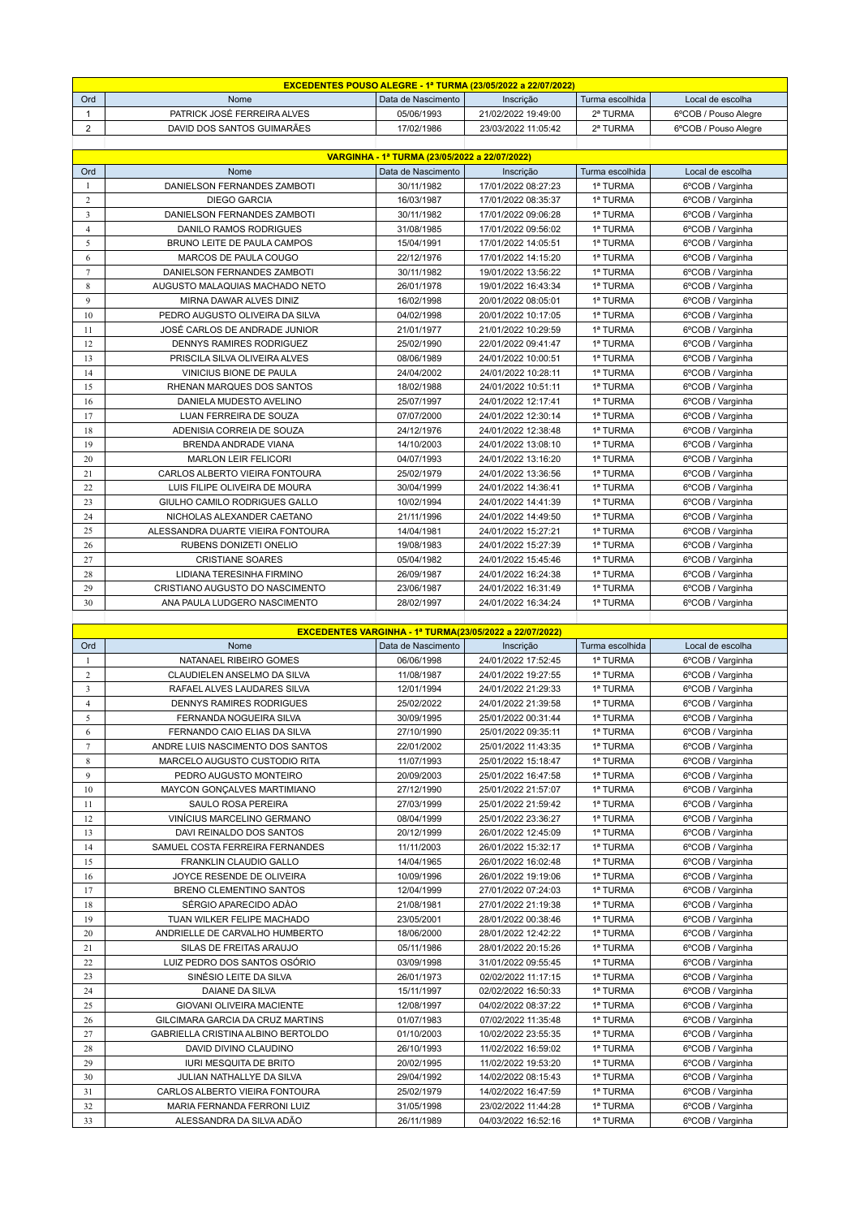| EXCEDENTES POUSO ALEGRE - 1ª TURMA (23/05/2022 a 22/07/2022) | | | | | |
|---|---|---|---|---|---|
| Ord | Nome | Data de Nascimento | Inscrição | Turma escolhida | Local de escolha |
| 1 | PATRICK JOSÉ FERREIRA ALVES | 05/06/1993 | 21/02/2022 19:49:00 | 2ª TURMA | 6ºCOB / Pouso Alegre |
| 2 | DAVID DOS SANTOS GUIMARÃES | 17/02/1986 | 23/03/2022 11:05:42 | 2ª TURMA | 6ºCOB / Pouso Alegre |

| VARGINHA - 1ª TURMA (23/05/2022 a 22/07/2022) | | | | | |
|---|---|---|---|---|---|
| Ord | Nome | Data de Nascimento | Inscrição | Turma escolhida | Local de escolha |
| 1 | DANIELSON FERNANDES ZAMBOTI | 30/11/1982 | 17/01/2022 08:27:23 | 1ª TURMA | 6ºCOB / Varginha |
| 2 | DIEGO GARCIA | 16/03/1987 | 17/01/2022 08:35:37 | 1ª TURMA | 6ºCOB / Varginha |
| 3 | DANIELSON FERNANDES ZAMBOTI | 30/11/1982 | 17/01/2022 09:06:28 | 1ª TURMA | 6ºCOB / Varginha |
| 4 | DANILO RAMOS RODRIGUES | 31/08/1985 | 17/01/2022 09:56:02 | 1ª TURMA | 6ºCOB / Varginha |
| 5 | BRUNO LEITE DE PAULA CAMPOS | 15/04/1991 | 17/01/2022 14:05:51 | 1ª TURMA | 6ºCOB / Varginha |
| 6 | MARCOS DE PAULA COUGO | 22/12/1976 | 17/01/2022 14:15:20 | 1ª TURMA | 6ºCOB / Varginha |
| 7 | DANIELSON FERNANDES ZAMBOTI | 30/11/1982 | 19/01/2022 13:56:22 | 1ª TURMA | 6ºCOB / Varginha |
| 8 | AUGUSTO MALAQUIAS MACHADO NETO | 26/01/1978 | 19/01/2022 16:43:34 | 1ª TURMA | 6ºCOB / Varginha |
| 9 | MIRNA DAWAR ALVES DINIZ | 16/02/1998 | 20/01/2022 08:05:01 | 1ª TURMA | 6ºCOB / Varginha |
| 10 | PEDRO AUGUSTO OLIVEIRA DA SILVA | 04/02/1998 | 20/01/2022 10:17:05 | 1ª TURMA | 6ºCOB / Varginha |
| 11 | JOSÉ CARLOS DE ANDRADE JUNIOR | 21/01/1977 | 21/01/2022 10:29:59 | 1ª TURMA | 6ºCOB / Varginha |
| 12 | DENNYS RAMIRES RODRIGUEZ | 25/02/1990 | 22/01/2022 09:41:47 | 1ª TURMA | 6ºCOB / Varginha |
| 13 | PRISCILA SILVA OLIVEIRA ALVES | 08/06/1989 | 24/01/2022 10:00:51 | 1ª TURMA | 6ºCOB / Varginha |
| 14 | VINICIUS BIONE DE PAULA | 24/04/2002 | 24/01/2022 10:28:11 | 1ª TURMA | 6ºCOB / Varginha |
| 15 | RHENAN MARQUES DOS SANTOS | 18/02/1988 | 24/01/2022 10:51:11 | 1ª TURMA | 6ºCOB / Varginha |
| 16 | DANIELA MUDESTO AVELINO | 25/07/1997 | 24/01/2022 12:17:41 | 1ª TURMA | 6ºCOB / Varginha |
| 17 | LUAN FERREIRA DE SOUZA | 07/07/2000 | 24/01/2022 12:30:14 | 1ª TURMA | 6ºCOB / Varginha |
| 18 | ADENISIA CORREIA DE SOUZA | 24/12/1976 | 24/01/2022 12:38:48 | 1ª TURMA | 6ºCOB / Varginha |
| 19 | BRENDA ANDRADE VIANA | 14/10/2003 | 24/01/2022 13:08:10 | 1ª TURMA | 6ºCOB / Varginha |
| 20 | MARLON LEIR FELICORI | 04/07/1993 | 24/01/2022 13:16:20 | 1ª TURMA | 6ºCOB / Varginha |
| 21 | CARLOS ALBERTO VIEIRA FONTOURA | 25/02/1979 | 24/01/2022 13:36:56 | 1ª TURMA | 6ºCOB / Varginha |
| 22 | LUIS FILIPE OLIVEIRA DE MOURA | 30/04/1999 | 24/01/2022 14:36:41 | 1ª TURMA | 6ºCOB / Varginha |
| 23 | GIULHO CAMILO RODRIGUES GALLO | 10/02/1994 | 24/01/2022 14:41:39 | 1ª TURMA | 6ºCOB / Varginha |
| 24 | NICHOLAS ALEXANDER CAETANO | 21/11/1996 | 24/01/2022 14:49:50 | 1ª TURMA | 6ºCOB / Varginha |
| 25 | ALESSANDRA DUARTE VIEIRA FONTOURA | 14/04/1981 | 24/01/2022 15:27:21 | 1ª TURMA | 6ºCOB / Varginha |
| 26 | RUBENS DONIZETI ONELIO | 19/08/1983 | 24/01/2022 15:27:39 | 1ª TURMA | 6ºCOB / Varginha |
| 27 | CRISTIANE SOARES | 05/04/1982 | 24/01/2022 15:45:46 | 1ª TURMA | 6ºCOB / Varginha |
| 28 | LIDIANA TERESINHA FIRMINO | 26/09/1987 | 24/01/2022 16:24:38 | 1ª TURMA | 6ºCOB / Varginha |
| 29 | CRISTIANO AUGUSTO DO NASCIMENTO | 23/06/1987 | 24/01/2022 16:31:49 | 1ª TURMA | 6ºCOB / Varginha |
| 30 | ANA PAULA LUDGERO NASCIMENTO | 28/02/1997 | 24/01/2022 16:34:24 | 1ª TURMA | 6ºCOB / Varginha |

| EXCEDENTES VARGINHA - 1ª TURMA(23/05/2022 a 22/07/2022) | | | | | |
|---|---|---|---|---|---|
| Ord | Nome | Data de Nascimento | Inscrição | Turma escolhida | Local de escolha |
| 1 | NATANAEL RIBEIRO GOMES | 06/06/1998 | 24/01/2022 17:52:45 | 1ª TURMA | 6ºCOB / Varginha |
| 2 | CLAUDIELEN ANSELMO DA SILVA | 11/08/1987 | 24/01/2022 19:27:55 | 1ª TURMA | 6ºCOB / Varginha |
| 3 | RAFAEL ALVES LAUDARES SILVA | 12/01/1994 | 24/01/2022 21:29:33 | 1ª TURMA | 6ºCOB / Varginha |
| 4 | DENNYS RAMIRES RODRIGUES | 25/02/2022 | 24/01/2022 21:39:58 | 1ª TURMA | 6ºCOB / Varginha |
| 5 | FERNANDA NOGUEIRA SILVA | 30/09/1995 | 25/01/2022 00:31:44 | 1ª TURMA | 6ºCOB / Varginha |
| 6 | FERNANDO CAIO ELIAS DA SILVA | 27/10/1990 | 25/01/2022 09:35:11 | 1ª TURMA | 6ºCOB / Varginha |
| 7 | ANDRE LUIS NASCIMENTO DOS SANTOS | 22/01/2002 | 25/01/2022 11:43:35 | 1ª TURMA | 6ºCOB / Varginha |
| 8 | MARCELO AUGUSTO CUSTODIO RITA | 11/07/1993 | 25/01/2022 15:18:47 | 1ª TURMA | 6ºCOB / Varginha |
| 9 | PEDRO AUGUSTO MONTEIRO | 20/09/2003 | 25/01/2022 16:47:58 | 1ª TURMA | 6ºCOB / Varginha |
| 10 | MAYCON GONÇALVES MARTIMIANO | 27/12/1990 | 25/01/2022 21:57:07 | 1ª TURMA | 6ºCOB / Varginha |
| 11 | SAULO ROSA PEREIRA | 27/03/1999 | 25/01/2022 21:59:42 | 1ª TURMA | 6ºCOB / Varginha |
| 12 | VINÍCIUS MARCELINO GERMANO | 08/04/1999 | 25/01/2022 23:36:27 | 1ª TURMA | 6ºCOB / Varginha |
| 13 | DAVI REINALDO DOS SANTOS | 20/12/1999 | 26/01/2022 12:45:09 | 1ª TURMA | 6ºCOB / Varginha |
| 14 | SAMUEL COSTA FERREIRA FERNANDES | 11/11/2003 | 26/01/2022 15:32:17 | 1ª TURMA | 6ºCOB / Varginha |
| 15 | FRANKLIN CLAUDIO GALLO | 14/04/1965 | 26/01/2022 16:02:48 | 1ª TURMA | 6ºCOB / Varginha |
| 16 | JOYCE RESENDE DE OLIVEIRA | 10/09/1996 | 26/01/2022 19:19:06 | 1ª TURMA | 6ºCOB / Varginha |
| 17 | BRENO CLEMENTINO SANTOS | 12/04/1999 | 27/01/2022 07:24:03 | 1ª TURMA | 6ºCOB / Varginha |
| 18 | SÉRGIO APARECIDO ADÃO | 21/08/1981 | 27/01/2022 21:19:38 | 1ª TURMA | 6ºCOB / Varginha |
| 19 | TUAN WILKER FELIPE MACHADO | 23/05/2001 | 28/01/2022 00:38:46 | 1ª TURMA | 6ºCOB / Varginha |
| 20 | ANDRIELLE DE CARVALHO HUMBERTO | 18/06/2000 | 28/01/2022 12:42:22 | 1ª TURMA | 6ºCOB / Varginha |
| 21 | SILAS DE FREITAS ARAUJO | 05/11/1986 | 28/01/2022 20:15:26 | 1ª TURMA | 6ºCOB / Varginha |
| 22 | LUIZ PEDRO DOS SANTOS OSÓRIO | 03/09/1998 | 31/01/2022 09:55:45 | 1ª TURMA | 6ºCOB / Varginha |
| 23 | SINÉSIO LEITE DA SILVA | 26/01/1973 | 02/02/2022 11:17:15 | 1ª TURMA | 6ºCOB / Varginha |
| 24 | DAIANE DA SILVA | 15/11/1997 | 02/02/2022 16:50:33 | 1ª TURMA | 6ºCOB / Varginha |
| 25 | GIOVANI OLIVEIRA MACIENTE | 12/08/1997 | 04/02/2022 08:37:22 | 1ª TURMA | 6ºCOB / Varginha |
| 26 | GILCIMARA GARCIA DA CRUZ MARTINS | 01/07/1983 | 07/02/2022 11:35:48 | 1ª TURMA | 6ºCOB / Varginha |
| 27 | GABRIELLA CRISTINA ALBINO BERTOLDO | 01/10/2003 | 10/02/2022 23:55:35 | 1ª TURMA | 6ºCOB / Varginha |
| 28 | DAVID DIVINO CLAUDINO | 26/10/1993 | 11/02/2022 16:59:02 | 1ª TURMA | 6ºCOB / Varginha |
| 29 | IURI MESQUITA DE BRITO | 20/02/1995 | 11/02/2022 19:53:20 | 1ª TURMA | 6ºCOB / Varginha |
| 30 | JULIAN NATHALLYE DA SILVA | 29/04/1992 | 14/02/2022 08:15:43 | 1ª TURMA | 6ºCOB / Varginha |
| 31 | CARLOS ALBERTO VIEIRA FONTOURA | 25/02/1979 | 14/02/2022 16:47:59 | 1ª TURMA | 6ºCOB / Varginha |
| 32 | MARIA FERNANDA FERRONI LUIZ | 31/05/1998 | 23/02/2022 11:44:28 | 1ª TURMA | 6ºCOB / Varginha |
| 33 | ALESSANDRA DA SILVA ADÃO | 26/11/1989 | 04/03/2022 16:52:16 | 1ª TURMA | 6ºCOB / Varginha |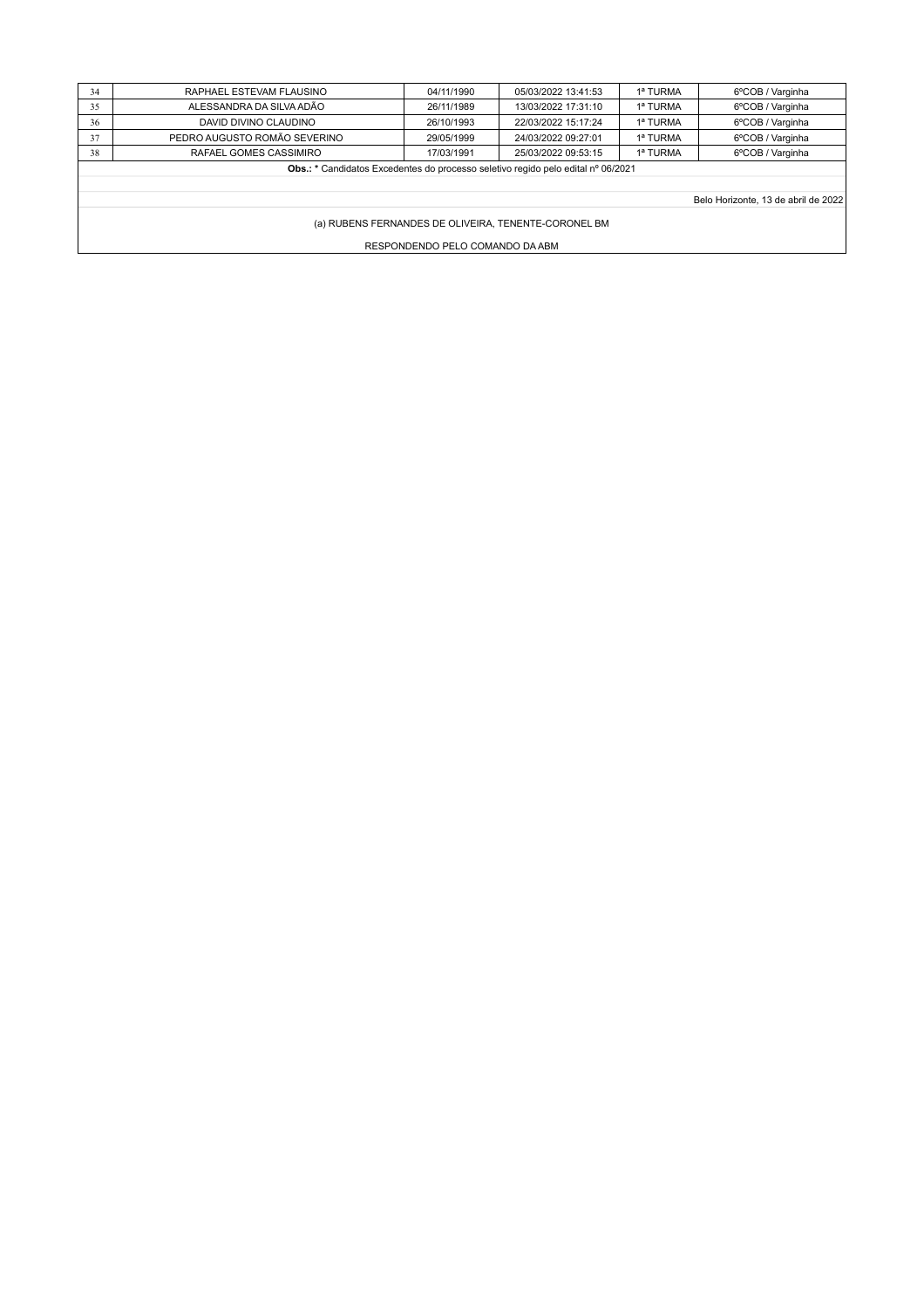| | | | | | |
|---|---|---|---|---|---|
| 34 | RAPHAEL ESTEVAM FLAUSINO | 04/11/1990 | 05/03/2022 13:41:53 | 1ª TURMA | 6ºCOB / Varginha |
| 35 | ALESSANDRA DA SILVA ADÃO | 26/11/1989 | 13/03/2022 17:31:10 | 1ª TURMA | 6ºCOB / Varginha |
| 36 | DAVID DIVINO CLAUDINO | 26/10/1993 | 22/03/2022 15:17:24 | 1ª TURMA | 6ºCOB / Varginha |
| 37 | PEDRO AUGUSTO ROMÃO SEVERINO | 29/05/1999 | 24/03/2022 09:27:01 | 1ª TURMA | 6ºCOB / Varginha |
| 38 | RAFAEL GOMES CASSIMIRO | 17/03/1991 | 25/03/2022 09:53:15 | 1ª TURMA | 6ºCOB / Varginha |

**Obs.:** * Candidatos Excedentes do processo seletivo regido pelo edital nº 06/2021

Belo Horizonte, 13 de abril de 2022

(a) RUBENS FERNANDES DE OLIVEIRA, TENENTE-CORONEL BM

RESPONDENDO PELO COMANDO DA ABM